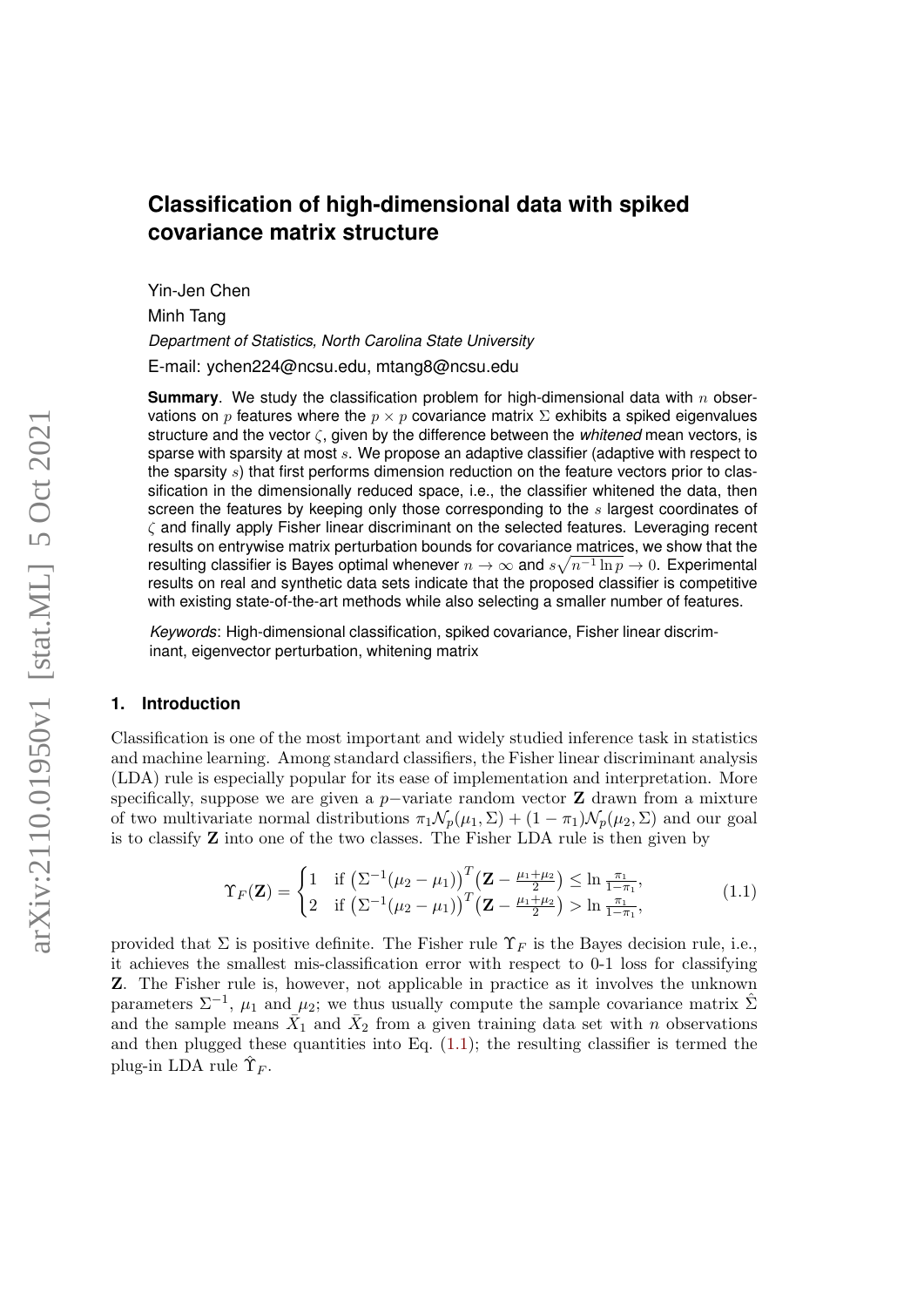# Classification of high-dimensional data with spiked covariance matrix structure

Yin-Jen Chen

Minh Tang

*Department of Statistics, North Carolina State University*

E-mail: ychen224@ncsu.edu, mtang8@ncsu.edu

**Summary**. We study the classification problem for high-dimensional data with $n$ observations on $p$ features where the $p \times p$ covariance matrix $\Sigma$ exhibits a spiked eigenvalues structure and the vector $\zeta$, given by the difference between the *whitened* mean vectors, is sparse with sparsity at most $s$. We propose an adaptive classifier (adaptive with respect to the sparsity $s$) that first performs dimension reduction on the feature vectors prior to classification in the dimensionally reduced space, i.e., the classifier whitened the data, then screen the features by keeping only those corresponding to the $s$ largest coordinates of $\zeta$ and finally apply Fisher linear discriminant on the selected features. Leveraging recent results on entrywise matrix perturbation bounds for covariance matrices, we show that the resulting classifier is Bayes optimal whenever $n \to \infty$ and $s\sqrt{n^{-1} \ln p} \to 0$. Experimental results on real and synthetic data sets indicate that the proposed classifier is competitive with existing state-of-the-art methods while also selecting a smaller number of features.

*Keywords*: High-dimensional classification, spiked covariance, Fisher linear discriminant, eigenvector perturbation, whitening matrix

## 1. Introduction

Classification is one of the most important and widely studied inference task in statistics and machine learning. Among standard classifiers, the Fisher linear discriminant analysis (LDA) rule is especially popular for its ease of implementation and interpretation. More specifically, suppose we are given a $p-$variate random vector $\mathbf{Z}$ drawn from a mixture of two multivariate normal distributions $\pi_1 \mathcal{N}_p(\mu_1, \Sigma) + (1 - \pi_1)\mathcal{N}_p(\mu_2, \Sigma)$ and our goal is to classify $\mathbf{Z}$ into one of the two classes. The Fisher LDA rule is then given by

$$\Upsilon_F(\mathbf{Z}) = \begin{cases} 1 & \text{if } \big(\Sigma^{-1}(\mu_2 - \mu_1)\big)^T \big(\mathbf{Z} - \frac{\mu_1 + \mu_2}{2}\big) \leq \ln \frac{\pi_1}{1 - \pi_1}, \\ 2 & \text{if } \big(\Sigma^{-1}(\mu_2 - \mu_1)\big)^T \big(\mathbf{Z} - \frac{\mu_1 + \mu_2}{2}\big) > \ln \frac{\pi_1}{1 - \pi_1}, \end{cases} \tag{1.1}$$

provided that $\Sigma$ is positive definite. The Fisher rule $\Upsilon_F$ is the Bayes decision rule, i.e., it achieves the smallest mis-classification error with respect to 0-1 loss for classifying $\mathbf{Z}$. The Fisher rule is, however, not applicable in practice as it involves the unknown parameters $\Sigma^{-1}$, $\mu_1$ and $\mu_2$; we thus usually compute the sample covariance matrix $\hat{\Sigma}$ and the sample means $\bar{X}_1$ and $\bar{X}_2$ from a given training data set with $n$ observations and then plugged these quantities into Eq. (1.1); the resulting classifier is termed the plug-in LDA rule $\hat{\Upsilon}_F$.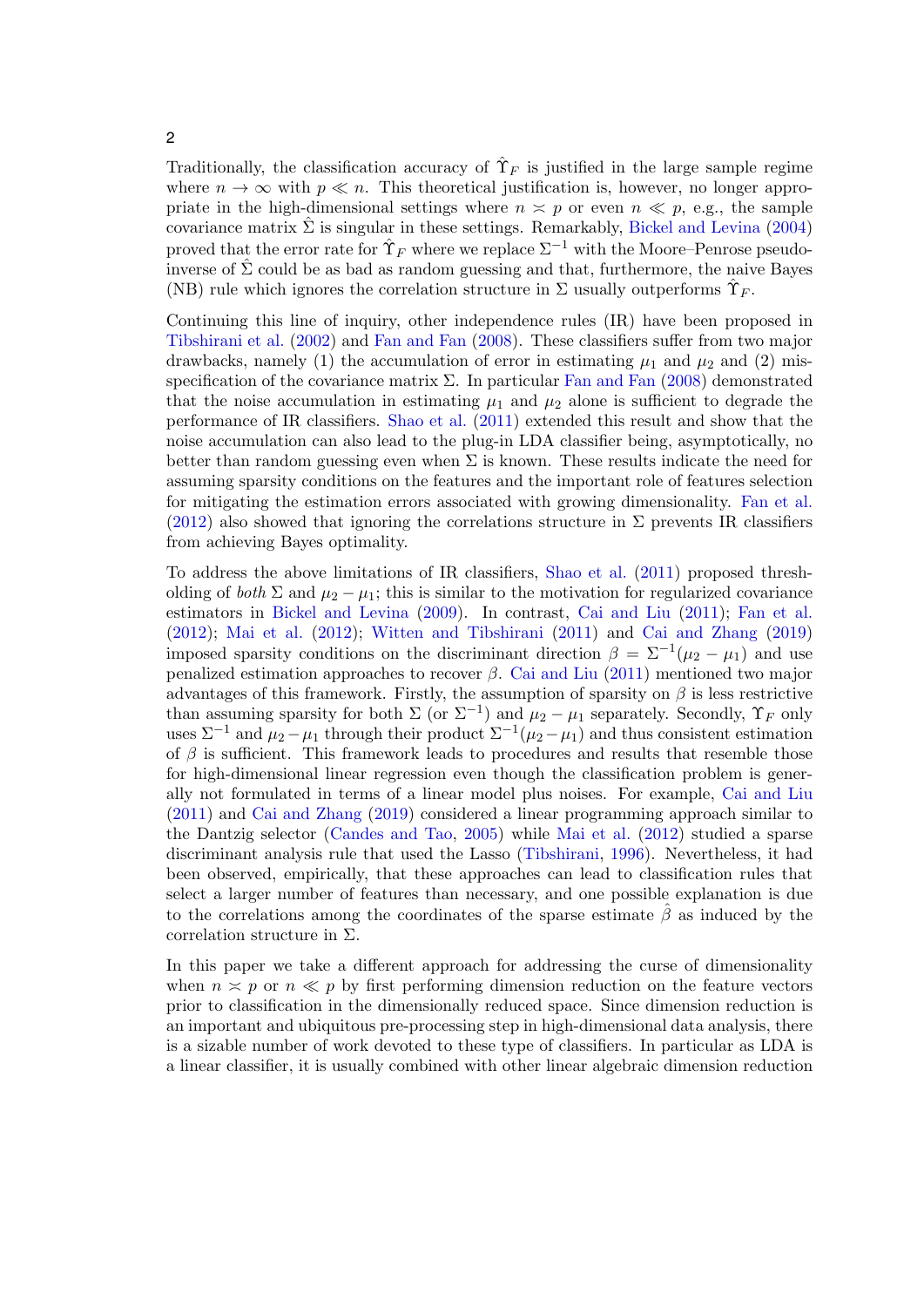Traditionally, the classification accuracy of $\hat{\Upsilon}_F$ is justified in the large sample regime where $n \to \infty$ with $p \ll n$. This theoretical justification is, however, no longer appropriate in the high-dimensional settings where $n \asymp p$ or even $n \ll p$, e.g., the sample covariance matrix $\hat{\Sigma}$ is singular in these settings. Remarkably, Bickel and Levina (2004) proved that the error rate for $\hat{\Upsilon}_F$ where we replace $\Sigma^{-1}$ with the Moore–Penrose pseudo-inverse of $\hat{\Sigma}$ could be as bad as random guessing and that, furthermore, the naive Bayes (NB) rule which ignores the correlation structure in $\Sigma$ usually outperforms $\hat{\Upsilon}_F$.

Continuing this line of inquiry, other independence rules (IR) have been proposed in Tibshirani et al. (2002) and Fan and Fan (2008). These classifiers suffer from two major drawbacks, namely (1) the accumulation of error in estimating $\mu_1$ and $\mu_2$ and (2) misspecification of the covariance matrix $\Sigma$. In particular Fan and Fan (2008) demonstrated that the noise accumulation in estimating $\mu_1$ and $\mu_2$ alone is sufficient to degrade the performance of IR classifiers. Shao et al. (2011) extended this result and show that the noise accumulation can also lead to the plug-in LDA classifier being, asymptotically, no better than random guessing even when $\Sigma$ is known. These results indicate the need for assuming sparsity conditions on the features and the important role of features selection for mitigating the estimation errors associated with growing dimensionality. Fan et al. (2012) also showed that ignoring the correlations structure in $\Sigma$ prevents IR classifiers from achieving Bayes optimality.

To address the above limitations of IR classifiers, Shao et al. (2011) proposed thresholding of *both* $\Sigma$ and $\mu_2 - \mu_1$; this is similar to the motivation for regularized covariance estimators in Bickel and Levina (2009). In contrast, Cai and Liu (2011); Fan et al. (2012); Mai et al. (2012); Witten and Tibshirani (2011) and Cai and Zhang (2019) imposed sparsity conditions on the discriminant direction $\beta = \Sigma^{-1}(\mu_2 - \mu_1)$ and use penalized estimation approaches to recover $\beta$. Cai and Liu (2011) mentioned two major advantages of this framework. Firstly, the assumption of sparsity on $\beta$ is less restrictive than assuming sparsity for both $\Sigma$ (or $\Sigma^{-1}$) and $\mu_2 - \mu_1$ separately. Secondly, $\Upsilon_F$ only uses $\Sigma^{-1}$ and $\mu_2 - \mu_1$ through their product $\Sigma^{-1}(\mu_2 - \mu_1)$ and thus consistent estimation of $\beta$ is sufficient. This framework leads to procedures and results that resemble those for high-dimensional linear regression even though the classification problem is generally not formulated in terms of a linear model plus noises. For example, Cai and Liu (2011) and Cai and Zhang (2019) considered a linear programming approach similar to the Dantzig selector (Candes and Tao, 2005) while Mai et al. (2012) studied a sparse discriminant analysis rule that used the Lasso (Tibshirani, 1996). Nevertheless, it had been observed, empirically, that these approaches can lead to classification rules that select a larger number of features than necessary, and one possible explanation is due to the correlations among the coordinates of the sparse estimate $\hat{\beta}$ as induced by the correlation structure in $\Sigma$.

In this paper we take a different approach for addressing the curse of dimensionality when $n \asymp p$ or $n \ll p$ by first performing dimension reduction on the feature vectors prior to classification in the dimensionally reduced space. Since dimension reduction is an important and ubiquitous pre-processing step in high-dimensional data analysis, there is a sizable number of work devoted to these type of classifiers. In particular as LDA is a linear classifier, it is usually combined with other linear algebraic dimension reduction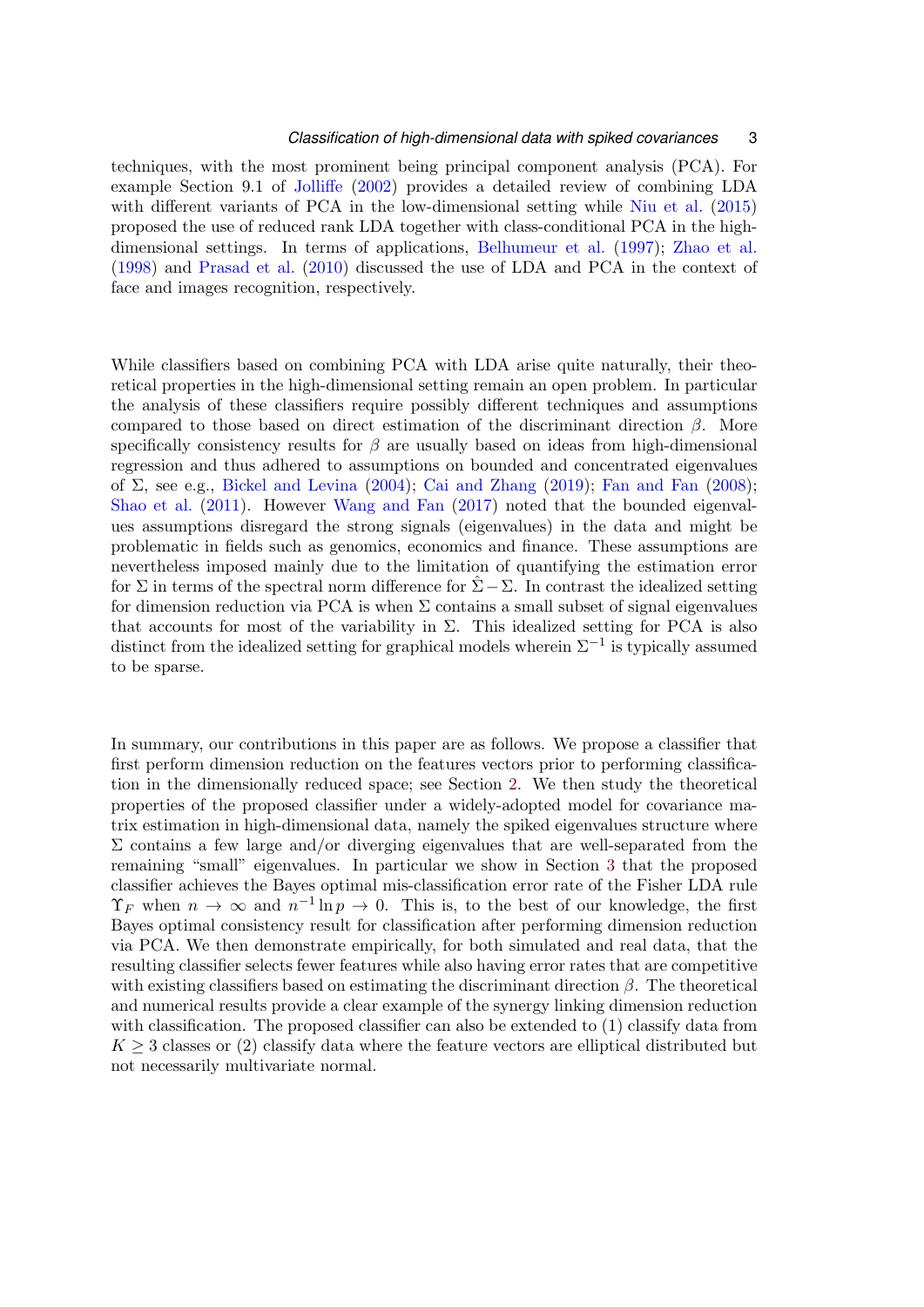techniques, with the most prominent being principal component analysis (PCA). For example Section 9.1 of Jolliffe (2002) provides a detailed review of combining LDA with different variants of PCA in the low-dimensional setting while Niu et al. (2015) proposed the use of reduced rank LDA together with class-conditional PCA in the high-dimensional settings. In terms of applications, Belhumeur et al. (1997); Zhao et al. (1998) and Prasad et al. (2010) discussed the use of LDA and PCA in the context of face and images recognition, respectively.

While classifiers based on combining PCA with LDA arise quite naturally, their theoretical properties in the high-dimensional setting remain an open problem. In particular the analysis of these classifiers require possibly different techniques and assumptions compared to those based on direct estimation of the discriminant direction $\beta$. More specifically consistency results for $\beta$ are usually based on ideas from high-dimensional regression and thus adhered to assumptions on bounded and concentrated eigenvalues of $\Sigma$, see e.g., Bickel and Levina (2004); Cai and Zhang (2019); Fan and Fan (2008); Shao et al. (2011). However Wang and Fan (2017) noted that the bounded eigenvalues assumptions disregard the strong signals (eigenvalues) in the data and might be problematic in fields such as genomics, economics and finance. These assumptions are nevertheless imposed mainly due to the limitation of quantifying the estimation error for $\Sigma$ in terms of the spectral norm difference for $\hat{\Sigma} - \Sigma$. In contrast the idealized setting for dimension reduction via PCA is when $\Sigma$ contains a small subset of signal eigenvalues that accounts for most of the variability in $\Sigma$. This idealized setting for PCA is also distinct from the idealized setting for graphical models wherein $\Sigma^{-1}$ is typically assumed to be sparse.

In summary, our contributions in this paper are as follows. We propose a classifier that first perform dimension reduction on the features vectors prior to performing classification in the dimensionally reduced space; see Section 2. We then study the theoretical properties of the proposed classifier under a widely-adopted model for covariance matrix estimation in high-dimensional data, namely the spiked eigenvalues structure where $\Sigma$ contains a few large and/or diverging eigenvalues that are well-separated from the remaining "small" eigenvalues. In particular we show in Section 3 that the proposed classifier achieves the Bayes optimal mis-classification error rate of the Fisher LDA rule $\Upsilon_F$ when $n \to \infty$ and $n^{-1} \ln p \to 0$. This is, to the best of our knowledge, the first Bayes optimal consistency result for classification after performing dimension reduction via PCA. We then demonstrate empirically, for both simulated and real data, that the resulting classifier selects fewer features while also having error rates that are competitive with existing classifiers based on estimating the discriminant direction $\beta$. The theoretical and numerical results provide a clear example of the synergy linking dimension reduction with classification. The proposed classifier can also be extended to (1) classify data from $K \geq 3$ classes or (2) classify data where the feature vectors are elliptical distributed but not necessarily multivariate normal.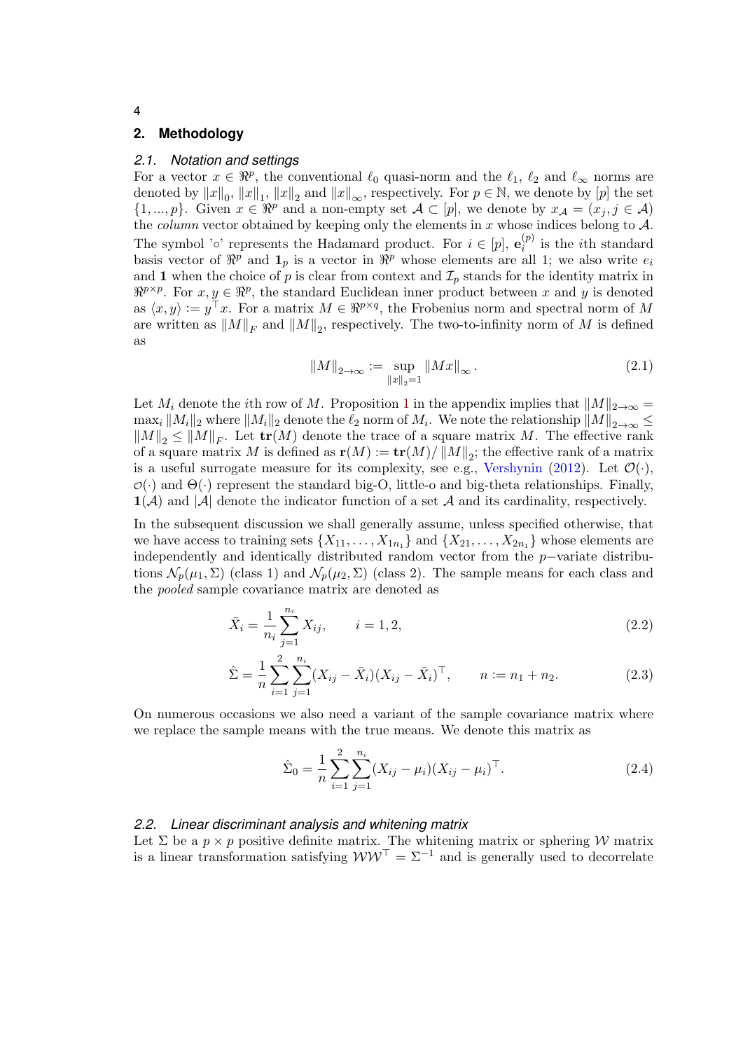## 2. Methodology

### 2.1. Notation and settings

For a vector $x \in \Re^p$, the conventional $\ell_0$ quasi-norm and the $\ell_1$, $\ell_2$ and $\ell_\infty$ norms are denoted by $\|x\|_0$, $\|x\|_1$, $\|x\|_2$ and $\|x\|_\infty$, respectively. For $p \in \mathbb{N}$, we denote by $[p]$ the set $\{1, ..., p\}$. Given $x \in \Re^p$ and a non-empty set $\mathcal{A} \subset [p]$, we denote by $x_{\mathcal{A}} = (x_j, j \in \mathcal{A})$ the *column* vector obtained by keeping only the elements in $x$ whose indices belong to $\mathcal{A}$. The symbol '$\circ$' represents the Hadamard product. For $i \in [p]$, $\mathbf{e}_i^{(p)}$ is the $i$th standard basis vector of $\Re^p$ and $\mathbf{1}_p$ is a vector in $\Re^p$ whose elements are all 1; we also write $e_i$ and $\mathbf{1}$ when the choice of $p$ is clear from context and $\mathcal{I}_p$ stands for the identity matrix in $\Re^{p\times p}$. For $x, y \in \Re^p$, the standard Euclidean inner product between $x$ and $y$ is denoted as $\langle x, y\rangle := y^\top x$. For a matrix $M \in \Re^{p\times q}$, the Frobenius norm and spectral norm of $M$ are written as $\|M\|_F$ and $\|M\|_2$, respectively. The two-to-infinity norm of $M$ is defined as

$$\|M\|_{2\to\infty} := \sup_{\|x\|_2=1} \|Mx\|_\infty . \tag{2.1}$$

Let $M_i$ denote the $i$th row of $M$. Proposition 1 in the appendix implies that $\|M\|_{2\to\infty} = \max_i \|M_i\|_2$ where $\|M_i\|_2$ denote the $\ell_2$ norm of $M_i$. We note the relationship $\|M\|_{2\to\infty} \leq \|M\|_2 \leq \|M\|_F$. Let $\mathbf{tr}(M)$ denote the trace of a square matrix $M$. The effective rank of a square matrix $M$ is defined as $\mathbf{r}(M) := \mathbf{tr}(M)/\|M\|_2$; the effective rank of a matrix is a useful surrogate measure for its complexity, see e.g., Vershynin (2012). Let $\mathcal{O}(\cdot)$, $o(\cdot)$ and $\Theta(\cdot)$ represent the standard big-O, little-o and big-theta relationships. Finally, $\mathbf{1}(\mathcal{A})$ and $|\mathcal{A}|$ denote the indicator function of a set $\mathcal{A}$ and its cardinality, respectively.

In the subsequent discussion we shall generally assume, unless specified otherwise, that we have access to training sets $\{X_{11}, \dots, X_{1n_1}\}$ and $\{X_{21}, \dots, X_{2n_1}\}$ whose elements are independently and identically distributed random vector from the $p-$variate distributions $\mathcal{N}_p(\mu_1, \Sigma)$ (class 1) and $\mathcal{N}_p(\mu_2, \Sigma)$ (class 2). The sample means for each class and the *pooled* sample covariance matrix are denoted as

$$\bar{X}_i = \frac{1}{n_i}\sum_{j=1}^{n_i} X_{ij}, \qquad i = 1, 2, \tag{2.2}$$

$$\hat{\Sigma} = \frac{1}{n}\sum_{i=1}^{2}\sum_{j=1}^{n_i}(X_{ij} - \bar{X}_i)(X_{ij} - \bar{X}_i)^\top, \qquad n := n_1 + n_2. \tag{2.3}$$

On numerous occasions we also need a variant of the sample covariance matrix where we replace the sample means with the true means. We denote this matrix as

$$\hat{\Sigma}_0 = \frac{1}{n}\sum_{i=1}^{2}\sum_{j=1}^{n_i}(X_{ij} - \mu_i)(X_{ij} - \mu_i)^\top. \tag{2.4}$$

### 2.2. Linear discriminant analysis and whitening matrix

Let $\Sigma$ be a $p \times p$ positive definite matrix. The whitening matrix or sphering $\mathcal{W}$ matrix is a linear transformation satisfying $\mathcal{W}\mathcal{W}^\top = \Sigma^{-1}$ and is generally used to decorrelate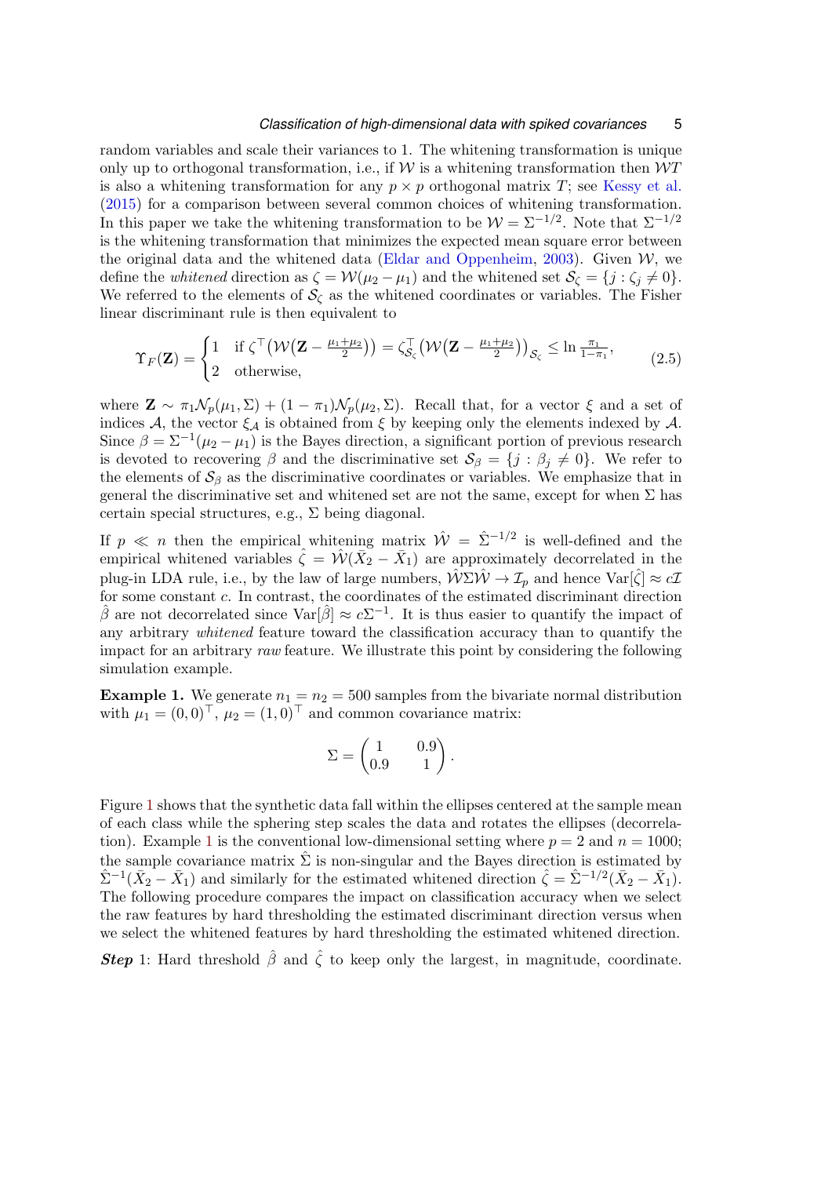random variables and scale their variances to 1. The whitening transformation is unique only up to orthogonal transformation, i.e., if $\mathcal{W}$ is a whitening transformation then $\mathcal{W}T$ is also a whitening transformation for any $p \times p$ orthogonal matrix $T$; see Kessy et al. (2015) for a comparison between several common choices of whitening transformation. In this paper we take the whitening transformation to be $\mathcal{W} = \Sigma^{-1/2}$. Note that $\Sigma^{-1/2}$ is the whitening transformation that minimizes the expected mean square error between the original data and the whitened data (Eldar and Oppenheim, 2003). Given $\mathcal{W}$, we define the *whitened* direction as $\zeta = \mathcal{W}(\mu_2 - \mu_1)$ and the whitened set $\mathcal{S}_\zeta = \{j : \zeta_j \neq 0\}$. We referred to the elements of $\mathcal{S}_\zeta$ as the whitened coordinates or variables. The Fisher linear discriminant rule is then equivalent to

$$\Upsilon_F(\mathbf{Z}) = \begin{cases} 1 & \text{if } \zeta^\top\big(\mathcal{W}(\mathbf{Z} - \frac{\mu_1+\mu_2}{2})\big) = \zeta_{\mathcal{S}_\zeta}^\top\big(\mathcal{W}(\mathbf{Z} - \frac{\mu_1+\mu_2}{2})\big)_{\mathcal{S}_\zeta} \leq \ln\frac{\pi_1}{1-\pi_1}, \\ 2 & \text{otherwise,} \end{cases} \tag{2.5}$$

where $\mathbf{Z} \sim \pi_1 \mathcal{N}_p(\mu_1, \Sigma) + (1 - \pi_1)\mathcal{N}_p(\mu_2, \Sigma)$. Recall that, for a vector $\xi$ and a set of indices $\mathcal{A}$, the vector $\xi_{\mathcal{A}}$ is obtained from $\xi$ by keeping only the elements indexed by $\mathcal{A}$. Since $\beta = \Sigma^{-1}(\mu_2 - \mu_1)$ is the Bayes direction, a significant portion of previous research is devoted to recovering $\beta$ and the discriminative set $\mathcal{S}_\beta = \{j : \beta_j \neq 0\}$. We refer to the elements of $\mathcal{S}_\beta$ as the discriminative coordinates or variables. We emphasize that in general the discriminative set and whitened set are not the same, except for when $\Sigma$ has certain special structures, e.g., $\Sigma$ being diagonal.

If $p \ll n$ then the empirical whitening matrix $\hat{\mathcal{W}} = \hat{\Sigma}^{-1/2}$ is well-defined and the empirical whitened variables $\hat{\zeta} = \hat{\mathcal{W}}(\bar{X}_2 - \bar{X}_1)$ are approximately decorrelated in the plug-in LDA rule, i.e., by the law of large numbers, $\hat{\mathcal{W}}\Sigma\hat{\mathcal{W}} \to \mathcal{I}_p$ and hence $\mathrm{Var}[\hat{\zeta}] \approx c\mathcal{I}$ for some constant $c$. In contrast, the coordinates of the estimated discriminant direction $\hat{\beta}$ are not decorrelated since $\mathrm{Var}[\hat{\beta}] \approx c\Sigma^{-1}$. It is thus easier to quantify the impact of any arbitrary *whitened* feature toward the classification accuracy than to quantify the impact for an arbitrary *raw* feature. We illustrate this point by considering the following simulation example.

**Example 1.** We generate $n_1 = n_2 = 500$ samples from the bivariate normal distribution with $\mu_1 = (0, 0)^\top$, $\mu_2 = (1, 0)^\top$ and common covariance matrix:

$$\Sigma = \begin{pmatrix} 1 & 0.9 \\ 0.9 & 1 \end{pmatrix}.$$

Figure 1 shows that the synthetic data fall within the ellipses centered at the sample mean of each class while the sphering step scales the data and rotates the ellipses (decorrelation). Example 1 is the conventional low-dimensional setting where $p = 2$ and $n = 1000$; the sample covariance matrix $\hat{\Sigma}$ is non-singular and the Bayes direction is estimated by $\hat{\Sigma}^{-1}(\bar{X}_2 - \bar{X}_1)$ and similarly for the estimated whitened direction $\hat{\zeta} = \hat{\Sigma}^{-1/2}(\bar{X}_2 - \bar{X}_1)$. The following procedure compares the impact on classification accuracy when we select the raw features by hard thresholding the estimated discriminant direction versus when we select the whitened features by hard thresholding the estimated whitened direction.

***Step*** 1: Hard threshold $\hat{\beta}$ and $\hat{\zeta}$ to keep only the largest, in magnitude, coordinate.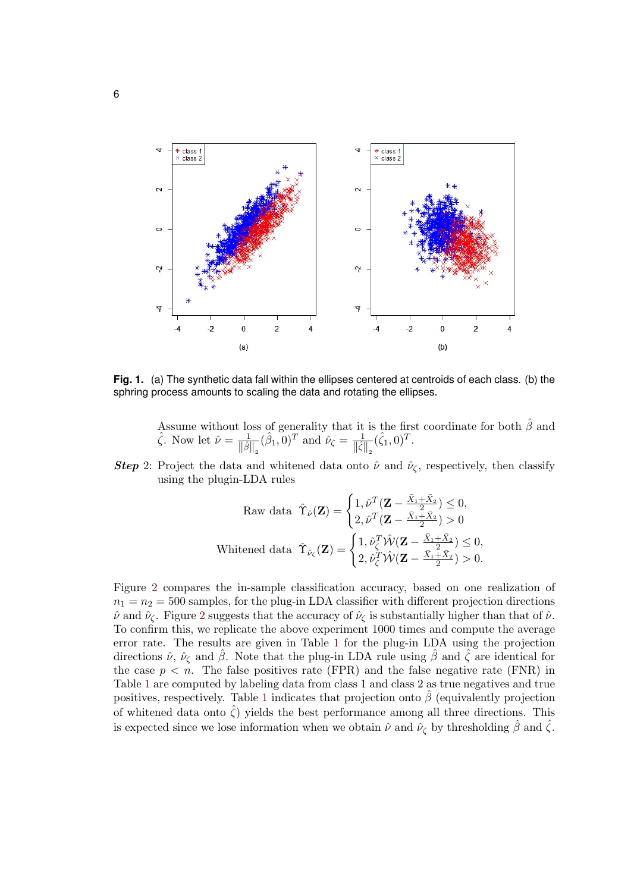**Fig. 1.** (a) The synthetic data fall within the ellipses centered at centroids of each class. (b) the sphring process amounts to scaling the data and rotating the ellipses.

Assume without loss of generality that it is the first coordinate for both $\hat{\beta}$ and $\hat{\zeta}$. Now let $\hat{\nu} = \frac{1}{\|\hat{\beta}\|_2}(\hat{\beta}_1, 0)^T$ and $\hat{\nu}_\zeta = \frac{1}{\|\hat{\zeta}\|_2}(\hat{\zeta}_1, 0)^T$.

***Step*** 2: Project the data and whitened data onto $\hat{\nu}$ and $\hat{\nu}_\zeta$, respectively, then classify using the plugin-LDA rules

$$\text{Raw data } \hat{\Upsilon}_{\hat{\nu}}(\mathbf{Z}) = \begin{cases} 1, \hat{\nu}^T(\mathbf{Z} - \frac{\bar{X}_1 + \bar{X}_2}{2}) \leq 0, \\ 2, \hat{\nu}^T(\mathbf{Z} - \frac{\bar{X}_1 + \bar{X}_2}{2}) > 0 \end{cases}$$

$$\text{Whitened data } \hat{\Upsilon}_{\hat{\nu}_\zeta}(\mathbf{Z}) = \begin{cases} 1, \hat{\nu}_\zeta^T \hat{\mathcal{W}}(\mathbf{Z} - \frac{\bar{X}_1 + \bar{X}_2}{2}) \leq 0, \\ 2, \hat{\nu}_\zeta^T \hat{\mathcal{W}}(\mathbf{Z} - \frac{\bar{X}_1 + \bar{X}_2}{2}) > 0. \end{cases}$$

Figure 2 compares the in-sample classification accuracy, based on one realization of $n_1 = n_2 = 500$ samples, for the plug-in LDA classifier with different projection directions $\hat{\nu}$ and $\hat{\nu}_\zeta$. Figure 2 suggests that the accuracy of $\hat{\nu}_\zeta$ is substantially higher than that of $\hat{\nu}$. To confirm this, we replicate the above experiment 1000 times and compute the average error rate. The results are given in Table 1 for the plug-in LDA using the projection directions $\hat{\nu}$, $\hat{\nu}_\zeta$ and $\hat{\beta}$. Note that the plug-in LDA rule using $\hat{\beta}$ and $\hat{\zeta}$ are identical for the case $p < n$. The false positives rate (FPR) and the false negative rate (FNR) in Table 1 are computed by labeling data from class 1 and class 2 as true negatives and true positives, respectively. Table 1 indicates that projection onto $\hat{\beta}$ (equivalently projection of whitened data onto $\hat{\zeta}$) yields the best performance among all three directions. This is expected since we lose information when we obtain $\hat{\nu}$ and $\hat{\nu}_\zeta$ by thresholding $\hat{\beta}$ and $\hat{\zeta}$.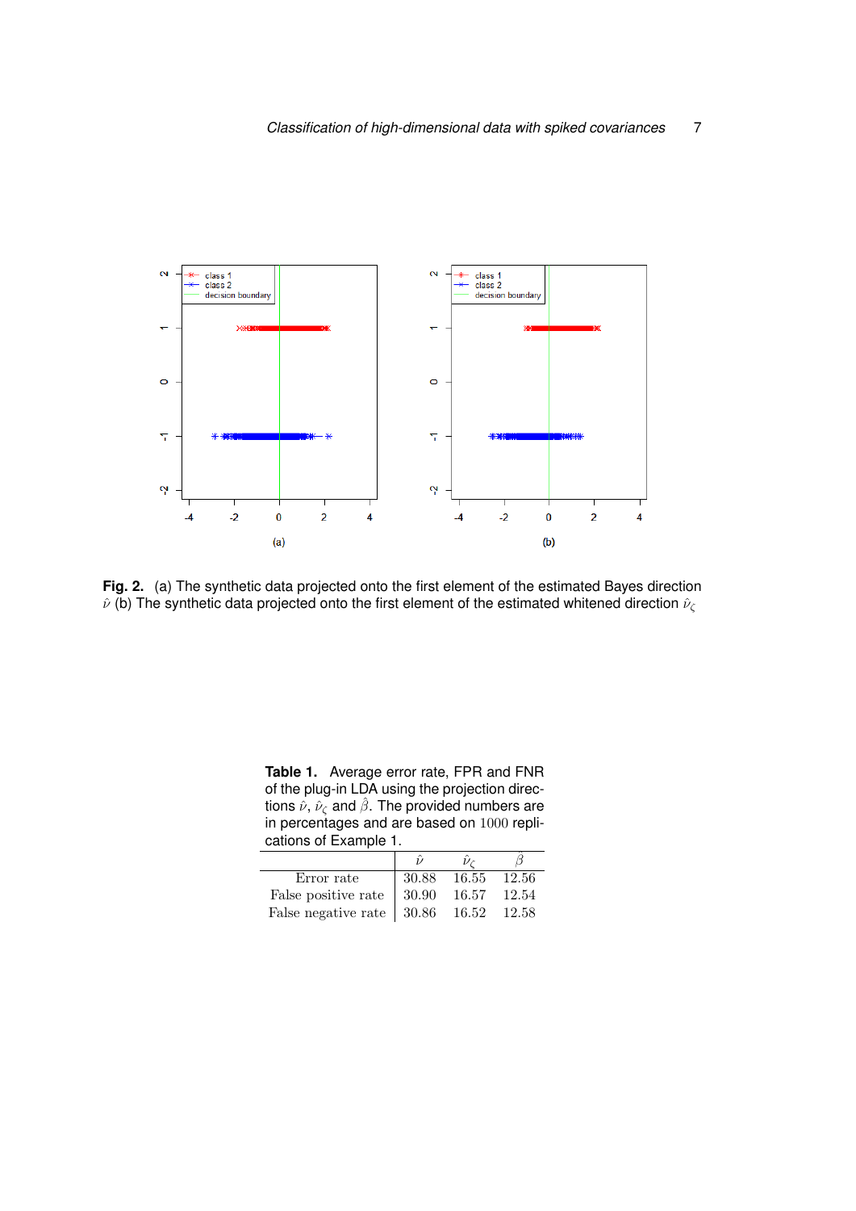**Fig. 2.** (a) The synthetic data projected onto the first element of the estimated Bayes direction $\hat{\nu}$ (b) The synthetic data projected onto the first element of the estimated whitened direction $\hat{\nu}_\zeta$

**Table 1.** Average error rate, FPR and FNR of the plug-in LDA using the projection directions $\hat{\nu}$, $\hat{\nu}_\zeta$ and $\hat{\beta}$. The provided numbers are in percentages and are based on $1000$ replications of Example 1.

| | $\hat{\nu}$ | $\hat{\nu}_\zeta$ | $\hat{\beta}$ |
|---|---|---|---|
| Error rate | 30.88 | 16.55 | 12.56 |
| False positive rate | 30.90 | 16.57 | 12.54 |
| False negative rate | 30.86 | 16.52 | 12.58 |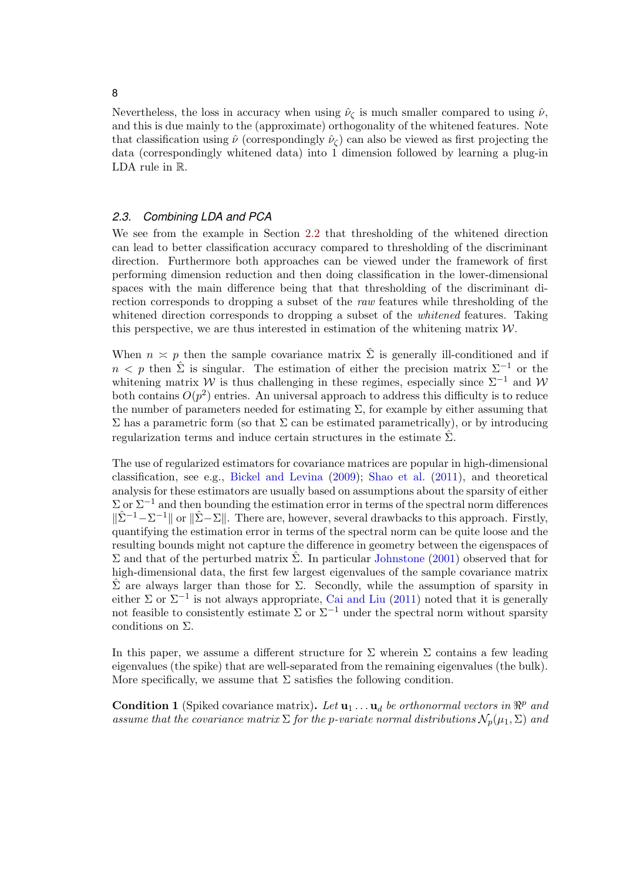Nevertheless, the loss in accuracy when using $\hat{\nu}_\varsigma$ is much smaller compared to using $\hat{\nu}$, and this is due mainly to the (approximate) orthogonality of the whitened features. Note that classification using $\hat{\nu}$ (correspondingly $\hat{\nu}_\varsigma$) can also be viewed as first projecting the data (correspondingly whitened data) into 1 dimension followed by learning a plug-in LDA rule in $\mathbb{R}$.

### 2.3. Combining LDA and PCA

We see from the example in Section 2.2 that thresholding of the whitened direction can lead to better classification accuracy compared to thresholding of the discriminant direction. Furthermore both approaches can be viewed under the framework of first performing dimension reduction and then doing classification in the lower-dimensional spaces with the main difference being that that thresholding of the discriminant direction corresponds to dropping a subset of the *raw* features while thresholding of the whitened direction corresponds to dropping a subset of the *whitened* features. Taking this perspective, we are thus interested in estimation of the whitening matrix $\mathcal{W}$.

When $n \asymp p$ then the sample covariance matrix $\hat{\Sigma}$ is generally ill-conditioned and if $n < p$ then $\hat{\Sigma}$ is singular. The estimation of either the precision matrix $\Sigma^{-1}$ or the whitening matrix $\mathcal{W}$ is thus challenging in these regimes, especially since $\Sigma^{-1}$ and $\mathcal{W}$ both contains $O(p^2)$ entries. An universal approach to address this difficulty is to reduce the number of parameters needed for estimating $\Sigma$, for example by either assuming that $\Sigma$ has a parametric form (so that $\Sigma$ can be estimated parametrically), or by introducing regularization terms and induce certain structures in the estimate $\hat{\Sigma}$.

The use of regularized estimators for covariance matrices are popular in high-dimensional classification, see e.g., Bickel and Levina (2009); Shao et al. (2011), and theoretical analysis for these estimators are usually based on assumptions about the sparsity of either $\Sigma$ or $\Sigma^{-1}$ and then bounding the estimation error in terms of the spectral norm differences $\|\hat{\Sigma}^{-1} - \Sigma^{-1}\|$ or $\|\hat{\Sigma} - \Sigma\|$. There are, however, several drawbacks to this approach. Firstly, quantifying the estimation error in terms of the spectral norm can be quite loose and the resulting bounds might not capture the difference in geometry between the eigenspaces of $\Sigma$ and that of the perturbed matrix $\hat{\Sigma}$. In particular Johnstone (2001) observed that for high-dimensional data, the first few largest eigenvalues of the sample covariance matrix $\hat{\Sigma}$ are always larger than those for $\Sigma$. Secondly, while the assumption of sparsity in either $\Sigma$ or $\Sigma^{-1}$ is not always appropriate, Cai and Liu (2011) noted that it is generally not feasible to consistently estimate $\Sigma$ or $\Sigma^{-1}$ under the spectral norm without sparsity conditions on $\Sigma$.

In this paper, we assume a different structure for $\Sigma$ wherein $\Sigma$ contains a few leading eigenvalues (the spike) that are well-separated from the remaining eigenvalues (the bulk). More specifically, we assume that $\Sigma$ satisfies the following condition.

**Condition 1** (Spiked covariance matrix)**.** *Let* $\mathbf{u}_1 \dots \mathbf{u}_d$ *be orthonormal vectors in* $\Re^p$ *and assume that the covariance matrix* $\Sigma$ *for the* $p$*-variate normal distributions* $\mathcal{N}_p(\mu_1, \Sigma)$ *and*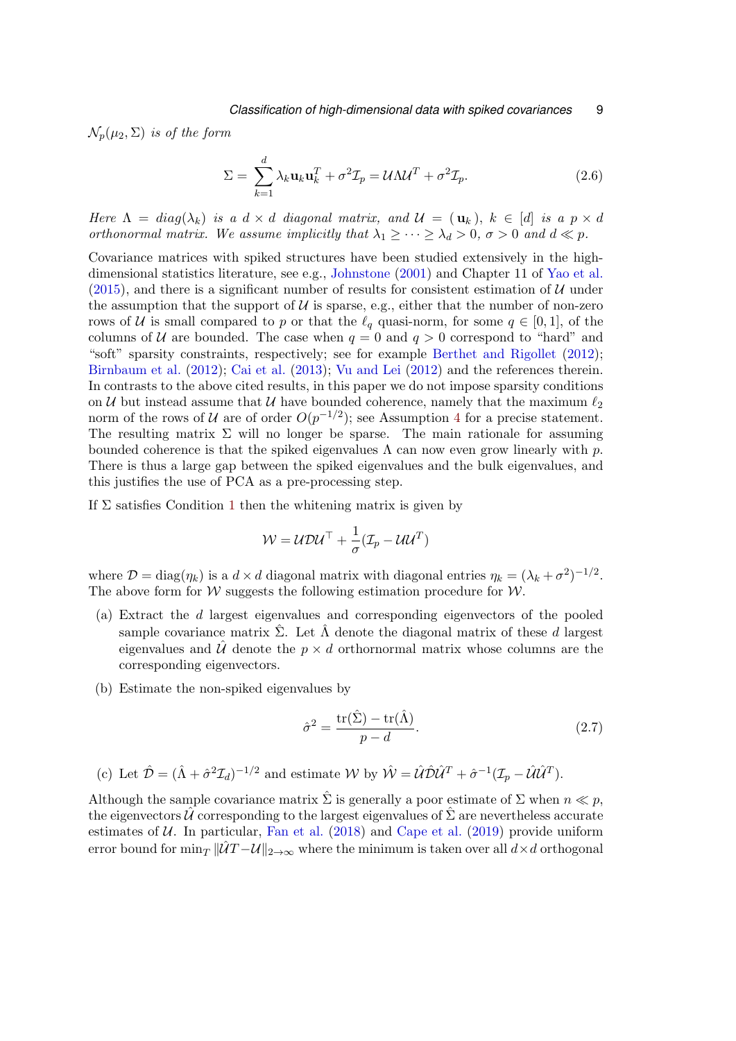*$\mathcal{N}_p(\mu_2, \Sigma)$ is of the form*

$$\Sigma = \sum_{k=1}^{d} \lambda_k \mathbf{u}_k \mathbf{u}_k^T + \sigma^2 \mathcal{I}_p = \mathcal{U} \Lambda \mathcal{U}^T + \sigma^2 \mathcal{I}_p. \tag{2.6}$$

*Here $\Lambda = diag(\lambda_k)$ is a $d \times d$ diagonal matrix, and $\mathcal{U} = (\mathbf{u}_k)$, $k \in [d]$ is a $p \times d$ orthonormal matrix. We assume implicitly that $\lambda_1 \geq \cdots \geq \lambda_d > 0$, $\sigma > 0$ and $d \ll p$.*

Covariance matrices with spiked structures have been studied extensively in the high-dimensional statistics literature, see e.g., Johnstone (2001) and Chapter 11 of Yao et al. (2015), and there is a significant number of results for consistent estimation of $\mathcal{U}$ under the assumption that the support of $\mathcal{U}$ is sparse, e.g., either that the number of non-zero rows of $\mathcal{U}$ is small compared to $p$ or that the $\ell_q$ quasi-norm, for some $q \in [0,1]$, of the columns of $\mathcal{U}$ are bounded. The case when $q = 0$ and $q > 0$ correspond to "hard" and "soft" sparsity constraints, respectively; see for example Berthet and Rigollet (2012); Birnbaum et al. (2012); Cai et al. (2013); Vu and Lei (2012) and the references therein. In contrasts to the above cited results, in this paper we do not impose sparsity conditions on $\mathcal{U}$ but instead assume that $\mathcal{U}$ have bounded coherence, namely that the maximum $\ell_2$ norm of the rows of $\mathcal{U}$ are of order $O(p^{-1/2})$; see Assumption 4 for a precise statement. The resulting matrix $\Sigma$ will no longer be sparse. The main rationale for assuming bounded coherence is that the spiked eigenvalues $\Lambda$ can now even grow linearly with $p$. There is thus a large gap between the spiked eigenvalues and the bulk eigenvalues, and this justifies the use of PCA as a pre-processing step.

If $\Sigma$ satisfies Condition 1 then the whitening matrix is given by

$$\mathcal{W} = \mathcal{U}\mathcal{D}\mathcal{U}^\top + \frac{1}{\sigma}(\mathcal{I}_p - \mathcal{U}\mathcal{U}^T)$$

where $\mathcal{D} = \mathrm{diag}(\eta_k)$ is a $d \times d$ diagonal matrix with diagonal entries $\eta_k = (\lambda_k + \sigma^2)^{-1/2}$. The above form for $\mathcal{W}$ suggests the following estimation procedure for $\mathcal{W}$.

(a) Extract the $d$ largest eigenvalues and corresponding eigenvectors of the pooled sample covariance matrix $\hat{\Sigma}$. Let $\hat{\Lambda}$ denote the diagonal matrix of these $d$ largest eigenvalues and $\hat{\mathcal{U}}$ denote the $p \times d$ orthornormal matrix whose columns are the corresponding eigenvectors.

(b) Estimate the non-spiked eigenvalues by

$$\hat{\sigma}^2 = \frac{\mathrm{tr}(\hat{\Sigma}) - \mathrm{tr}(\hat{\Lambda})}{p - d}. \tag{2.7}$$

(c) Let $\hat{\mathcal{D}} = (\hat{\Lambda} + \hat{\sigma}^2 \mathcal{I}_d)^{-1/2}$ and estimate $\mathcal{W}$ by $\hat{\mathcal{W}} = \hat{\mathcal{U}}\hat{\mathcal{D}}\hat{\mathcal{U}}^T + \hat{\sigma}^{-1}(\mathcal{I}_p - \hat{\mathcal{U}}\hat{\mathcal{U}}^T)$.

Although the sample covariance matrix $\hat{\Sigma}$ is generally a poor estimate of $\Sigma$ when $n \ll p$, the eigenvectors $\hat{\mathcal{U}}$ corresponding to the largest eigenvalues of $\hat{\Sigma}$ are nevertheless accurate estimates of $\mathcal{U}$. In particular, Fan et al. (2018) and Cape et al. (2019) provide uniform error bound for $\min_T \|\hat{\mathcal{U}}T - \mathcal{U}\|_{2\to\infty}$ where the minimum is taken over all $d \times d$ orthogonal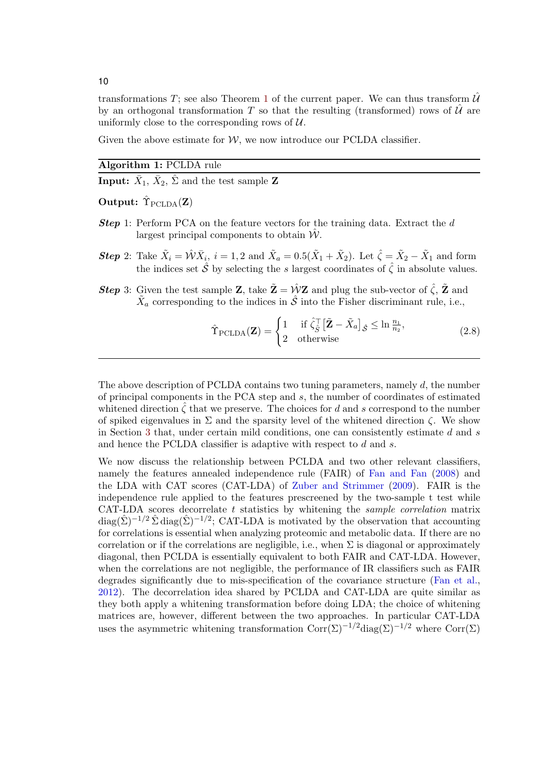transformations $T$; see also Theorem 1 of the current paper. We can thus transform $\hat{\mathcal{U}}$ by an orthogonal transformation $T$ so that the resulting (transformed) rows of $\hat{\mathcal{U}}$ are uniformly close to the corresponding rows of $\mathcal{U}$.

Given the above estimate for $\mathcal{W}$, we now introduce our PCLDA classifier.

---

**Algorithm 1:** PCLDA rule

---

**Input:** $\bar{X}_1$, $\bar{X}_2$, $\hat{\Sigma}$ and the test sample $\mathbf{Z}$

**Output:** $\hat{\Upsilon}_{\mathrm{PCLDA}}(\mathbf{Z})$

***Step*** 1: Perform PCA on the feature vectors for the training data. Extract the $d$ largest principal components to obtain $\hat{\mathcal{W}}$.

***Step*** 2: Take $\tilde{X}_i = \hat{\mathcal{W}}\bar{X}_i$, $i = 1, 2$ and $\tilde{X}_a = 0.5(\tilde{X}_1 + \tilde{X}_2)$. Let $\hat{\zeta} = \tilde{X}_2 - \tilde{X}_1$ and form the indices set $\hat{\mathcal{S}}$ by selecting the $s$ largest coordinates of $\hat{\zeta}$ in absolute values.

***Step*** 3: Given the test sample $\mathbf{Z}$, take $\tilde{\mathbf{Z}} = \hat{\mathcal{W}}\mathbf{Z}$ and plug the sub-vector of $\hat{\zeta}$, $\tilde{\mathbf{Z}}$ and $\tilde{X}_a$ corresponding to the indices in $\hat{\mathcal{S}}$ into the Fisher discriminant rule, i.e.,

$$\hat{\Upsilon}_{\mathrm{PCLDA}}(\mathbf{Z}) = \begin{cases} 1 & \text{if } \hat{\zeta}_{\hat{\mathcal{S}}}^{\top}\big[\tilde{\mathbf{Z}} - \tilde{X}_a\big]_{\hat{\mathcal{S}}} \leq \ln \frac{n_1}{n_2}, \\ 2 & \text{otherwise} \end{cases} \tag{2.8}$$

---

The above description of PCLDA contains two tuning parameters, namely $d$, the number of principal components in the PCA step and $s$, the number of coordinates of estimated whitened direction $\hat{\zeta}$ that we preserve. The choices for $d$ and $s$ correspond to the number of spiked eigenvalues in $\Sigma$ and the sparsity level of the whitened direction $\zeta$. We show in Section 3 that, under certain mild conditions, one can consistently estimate $d$ and $s$ and hence the PCLDA classifier is adaptive with respect to $d$ and $s$.

We now discuss the relationship between PCLDA and two other relevant classifiers, namely the features annealed independence rule (FAIR) of Fan and Fan (2008) and the LDA with CAT scores (CAT-LDA) of Zuber and Strimmer (2009). FAIR is the independence rule applied to the features prescreened by the two-sample t test while CAT-LDA scores decorrelate $t$ statistics by whitening the *sample correlation* matrix $\mathrm{diag}(\hat{\Sigma})^{-1/2}\,\hat{\Sigma}\,\mathrm{diag}(\hat{\Sigma})^{-1/2}$; CAT-LDA is motivated by the observation that accounting for correlations is essential when analyzing proteomic and metabolic data. If there are no correlation or if the correlations are negligible, i.e., when $\Sigma$ is diagonal or approximately diagonal, then PCLDA is essentially equivalent to both FAIR and CAT-LDA. However, when the correlations are not negligible, the performance of IR classifiers such as FAIR degrades significantly due to mis-specification of the covariance structure (Fan et al., 2012). The decorrelation idea shared by PCLDA and CAT-LDA are quite similar as they both apply a whitening transformation before doing LDA; the choice of whitening matrices are, however, different between the two approaches. In particular CAT-LDA uses the asymmetric whitening transformation $\mathrm{Corr}(\Sigma)^{-1/2}\mathrm{diag}(\Sigma)^{-1/2}$ where $\mathrm{Corr}(\Sigma)$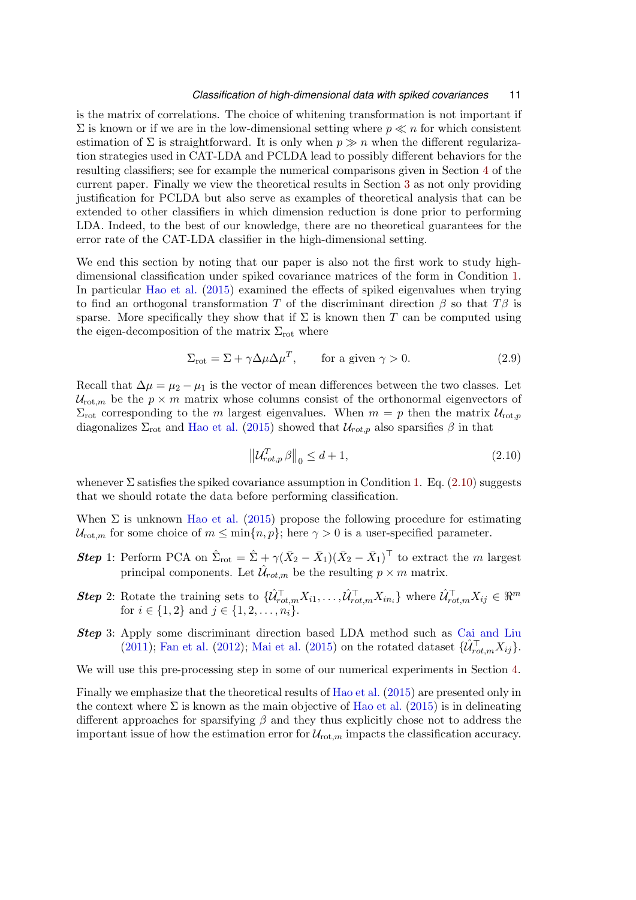is the matrix of correlations. The choice of whitening transformation is not important if $\Sigma$ is known or if we are in the low-dimensional setting where $p \ll n$ for which consistent estimation of $\Sigma$ is straightforward. It is only when $p \gg n$ when the different regularization strategies used in CAT-LDA and PCLDA lead to possibly different behaviors for the resulting classifiers; see for example the numerical comparisons given in Section 4 of the current paper. Finally we view the theoretical results in Section 3 as not only providing justification for PCLDA but also serve as examples of theoretical analysis that can be extended to other classifiers in which dimension reduction is done prior to performing LDA. Indeed, to the best of our knowledge, there are no theoretical guarantees for the error rate of the CAT-LDA classifier in the high-dimensional setting.

We end this section by noting that our paper is also not the first work to study high-dimensional classification under spiked covariance matrices of the form in Condition 1. In particular Hao et al. (2015) examined the effects of spiked eigenvalues when trying to find an orthogonal transformation $T$ of the discriminant direction $\beta$ so that $T\beta$ is sparse. More specifically they show that if $\Sigma$ is known then $T$ can be computed using the eigen-decomposition of the matrix $\Sigma_{\mathrm{rot}}$ where

$$\Sigma_{\mathrm{rot}} = \Sigma + \gamma \Delta\mu \Delta\mu^T, \qquad \text{for a given } \gamma > 0. \tag{2.9}$$

Recall that $\Delta\mu = \mu_2 - \mu_1$ is the vector of mean differences between the two classes. Let $\mathcal{U}_{\mathrm{rot},m}$ be the $p \times m$ matrix whose columns consist of the orthonormal eigenvectors of $\Sigma_{\mathrm{rot}}$ corresponding to the $m$ largest eigenvalues. When $m = p$ then the matrix $\mathcal{U}_{\mathrm{rot},p}$ diagonalizes $\Sigma_{\mathrm{rot}}$ and Hao et al. (2015) showed that $\mathcal{U}_{rot,p}$ also sparsifies $\beta$ in that

$$\left\| \mathcal{U}_{rot,p}^T \beta \right\|_0 \leq d + 1, \tag{2.10}$$

whenever $\Sigma$ satisfies the spiked covariance assumption in Condition 1. Eq. (2.10) suggests that we should rotate the data before performing classification.

When $\Sigma$ is unknown Hao et al. (2015) propose the following procedure for estimating $\mathcal{U}_{\mathrm{rot},m}$ for some choice of $m \leq \min\{n, p\}$; here $\gamma > 0$ is a user-specified parameter.

***Step*** 1: Perform PCA on $\hat{\Sigma}_{\mathrm{rot}} = \hat{\Sigma} + \gamma(\bar{X}_2 - \bar{X}_1)(\bar{X}_2 - \bar{X}_1)^\top$ to extract the $m$ largest principal components. Let $\hat{\mathcal{U}}_{rot,m}$ be the resulting $p \times m$ matrix.

***Step*** 2: Rotate the training sets to $\{\hat{\mathcal{U}}_{rot,m}^\top X_{i1}, \dots, \hat{\mathcal{U}}_{rot,m}^\top X_{in_i}\}$ where $\hat{\mathcal{U}}_{rot,m}^\top X_{ij} \in \Re^m$ for $i \in \{1, 2\}$ and $j \in \{1, 2, \dots, n_i\}$.

***Step*** 3: Apply some discriminant direction based LDA method such as Cai and Liu (2011); Fan et al. (2012); Mai et al. (2015) on the rotated dataset $\{\hat{\mathcal{U}}_{rot,m}^\top X_{ij}\}$.

We will use this pre-processing step in some of our numerical experiments in Section 4.

Finally we emphasize that the theoretical results of Hao et al. (2015) are presented only in the context where $\Sigma$ is known as the main objective of Hao et al. (2015) is in delineating different approaches for sparsifying $\beta$ and they thus explicitly chose not to address the important issue of how the estimation error for $\mathcal{U}_{\mathrm{rot},m}$ impacts the classification accuracy.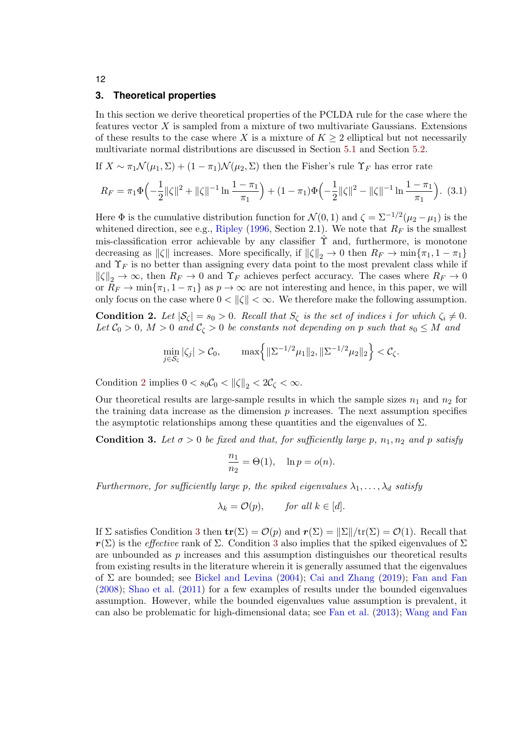## 3. Theoretical properties

In this section we derive theoretical properties of the PCLDA rule for the case where the features vector $X$ is sampled from a mixture of two multivariate Gaussians. Extensions of these results to the case where $X$ is a mixture of $K \geq 2$ elliptical but not necessarily multivariate normal distributions are discussed in Section 5.1 and Section 5.2.

If $X \sim \pi_1 \mathcal{N}(\mu_1, \Sigma) + (1 - \pi_1)\mathcal{N}(\mu_2, \Sigma)$ then the Fisher's rule $\Upsilon_F$ has error rate

$$R_F = \pi_1 \Phi\Big(-\frac{1}{2}\|\zeta\|^2 + \|\zeta\|^{-1} \ln \frac{1-\pi_1}{\pi_1}\Big) + (1-\pi_1)\Phi\Big(-\frac{1}{2}\|\zeta\|^2 - \|\zeta\|^{-1} \ln \frac{1-\pi_1}{\pi_1}\Big). \quad (3.1)$$

Here $\Phi$ is the cumulative distribution function for $\mathcal{N}(0,1)$ and $\zeta = \Sigma^{-1/2}(\mu_2 - \mu_1)$ is the whitened direction, see e.g., Ripley (1996, Section 2.1). We note that $R_F$ is the smallest mis-classification error achievable by any classifier $\hat{\Upsilon}$ and, furthermore, is monotone decreasing as $\|\zeta\|$ increases. More specifically, if $\|\zeta\|_2 \to 0$ then $R_F \to \min\{\pi_1, 1-\pi_1\}$ and $\Upsilon_F$ is no better than assigning every data point to the most prevalent class while if $\|\zeta\|_2 \to \infty$, then $R_F \to 0$ and $\Upsilon_F$ achieves perfect accuracy. The cases where $R_F \to 0$ or $R_F \to \min\{\pi_1, 1-\pi_1\}$ as $p \to \infty$ are not interesting and hence, in this paper, we will only focus on the case where $0 < \|\zeta\| < \infty$. We therefore make the following assumption.

**Condition 2.** *Let $|\mathcal{S}_\zeta| = s_0 > 0$. Recall that $S_\zeta$ is the set of indices $i$ for which $\zeta_i \neq 0$. Let $\mathcal{C}_0 > 0$, $M > 0$ and $\mathcal{C}_\zeta > 0$ be constants not depending on $p$ such that $s_0 \leq M$ and*

$$\min_{j \in \mathcal{S}_\zeta} |\zeta_j| > \mathcal{C}_0, \qquad \max\Big\{\|\Sigma^{-1/2}\mu_1\|_2, \|\Sigma^{-1/2}\mu_2\|_2\Big\} < \mathcal{C}_\zeta.$$

Condition 2 implies $0 < s_0\mathcal{C}_0 < \|\zeta\|_2 < 2\mathcal{C}_\zeta < \infty$.

Our theoretical results are large-sample results in which the sample sizes $n_1$ and $n_2$ for the training data increase as the dimension $p$ increases. The next assumption specifies the asymptotic relationships among these quantities and the eigenvalues of $\Sigma$.

**Condition 3.** *Let $\sigma > 0$ be fixed and that, for sufficiently large $p$, $n_1, n_2$ and $p$ satisfy*

$$\frac{n_1}{n_2} = \Theta(1), \quad \ln p = o(n).$$

*Furthermore, for sufficiently large $p$, the spiked eigenvalues $\lambda_1, \dots, \lambda_d$ satisfy*

$$\lambda_k = \mathcal{O}(p), \qquad \text{for all } k \in [d].$$

If $\Sigma$ satisfies Condition 3 then $\mathbf{tr}(\Sigma) = \mathcal{O}(p)$ and $\boldsymbol{r}(\Sigma) = \|\Sigma\|/\mathrm{tr}(\Sigma) = \mathcal{O}(1)$. Recall that $\boldsymbol{r}(\Sigma)$ is the *effective* rank of $\Sigma$. Condition 3 also implies that the spiked eigenvalues of $\Sigma$ are unbounded as $p$ increases and this assumption distinguishes our theoretical results from existing results in the literature wherein it is generally assumed that the eigenvalues of $\Sigma$ are bounded; see Bickel and Levina (2004); Cai and Zhang (2019); Fan and Fan (2008); Shao et al. (2011) for a few examples of results under the bounded eigenvalues assumption. However, while the bounded eigenvalues value assumption is prevalent, it can also be problematic for high-dimensional data; see Fan et al. (2013); Wang and Fan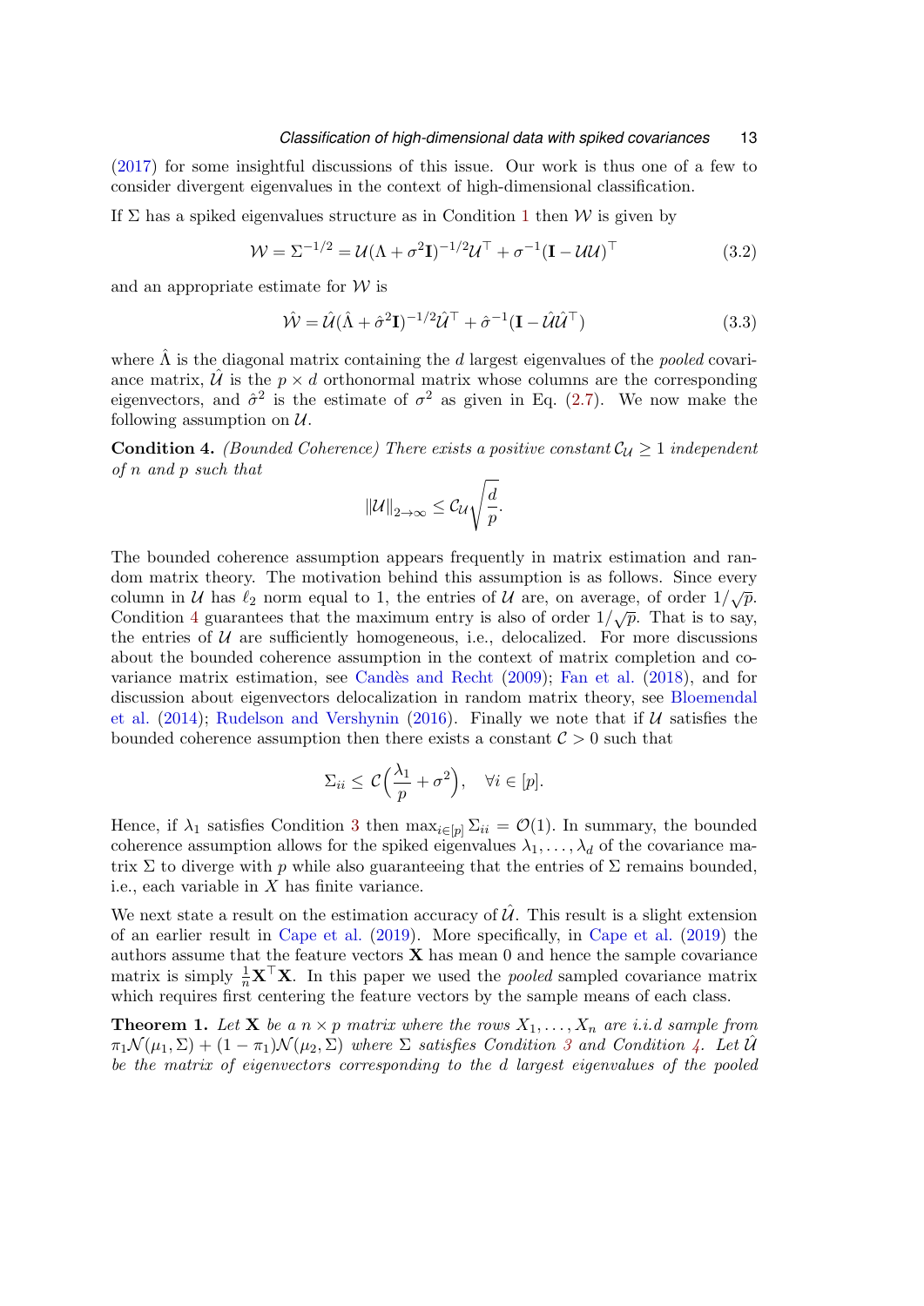(2017) for some insightful discussions of this issue. Our work is thus one of a few to consider divergent eigenvalues in the context of high-dimensional classification.

If $\Sigma$ has a spiked eigenvalues structure as in Condition 1 then $\mathcal{W}$ is given by

$$\mathcal{W} = \Sigma^{-1/2} = \mathcal{U}(\Lambda + \sigma^2 \mathbf{I})^{-1/2}\mathcal{U}^\top + \sigma^{-1}(\mathbf{I} - \mathcal{U}\mathcal{U})^\top \tag{3.2}$$

and an appropriate estimate for $\mathcal{W}$ is

$$\hat{\mathcal{W}} = \hat{\mathcal{U}}(\hat{\Lambda} + \hat{\sigma}^2 \mathbf{I})^{-1/2}\hat{\mathcal{U}}^\top + \hat{\sigma}^{-1}(\mathbf{I} - \hat{\mathcal{U}}\hat{\mathcal{U}}^\top) \tag{3.3}$$

where $\hat{\Lambda}$ is the diagonal matrix containing the $d$ largest eigenvalues of the *pooled* covariance matrix, $\hat{\mathcal{U}}$ is the $p \times d$ orthonormal matrix whose columns are the corresponding eigenvectors, and $\hat{\sigma}^2$ is the estimate of $\sigma^2$ as given in Eq. (2.7). We now make the following assumption on $\mathcal{U}$.

**Condition 4.** *(Bounded Coherence) There exists a positive constant* $\mathcal{C}_{\mathcal{U}} \geq 1$ *independent of* $n$ *and* $p$ *such that*

$$\|\mathcal{U}\|_{2\to\infty} \leq \mathcal{C}_{\mathcal{U}}\sqrt{\frac{d}{p}}.$$

The bounded coherence assumption appears frequently in matrix estimation and random matrix theory. The motivation behind this assumption is as follows. Since every column in $\mathcal{U}$ has $\ell_2$ norm equal to 1, the entries of $\mathcal{U}$ are, on average, of order $1/\sqrt{p}$. Condition 4 guarantees that the maximum entry is also of order $1/\sqrt{p}$. That is to say, the entries of $\mathcal{U}$ are sufficiently homogeneous, i.e., delocalized. For more discussions about the bounded coherence assumption in the context of matrix completion and covariance matrix estimation, see Candès and Recht (2009); Fan et al. (2018), and for discussion about eigenvectors delocalization in random matrix theory, see Bloemendal et al. (2014); Rudelson and Vershynin (2016). Finally we note that if $\mathcal{U}$ satisfies the bounded coherence assumption then there exists a constant $\mathcal{C} > 0$ such that

$$\Sigma_{ii} \leq \mathcal{C}\Big(\frac{\lambda_1}{p} + \sigma^2\Big), \quad \forall i \in [p].$$

Hence, if $\lambda_1$ satisfies Condition 3 then $\max_{i\in[p]} \Sigma_{ii} = \mathcal{O}(1)$. In summary, the bounded coherence assumption allows for the spiked eigenvalues $\lambda_1, \ldots, \lambda_d$ of the covariance matrix $\Sigma$ to diverge with $p$ while also guaranteeing that the entries of $\Sigma$ remains bounded, i.e., each variable in $X$ has finite variance.

We next state a result on the estimation accuracy of $\hat{\mathcal{U}}$. This result is a slight extension of an earlier result in Cape et al. (2019). More specifically, in Cape et al. (2019) the authors assume that the feature vectors $\mathbf{X}$ has mean 0 and hence the sample covariance matrix is simply $\frac{1}{n}\mathbf{X}^\top\mathbf{X}$. In this paper we used the *pooled* sampled covariance matrix which requires first centering the feature vectors by the sample means of each class.

**Theorem 1.** *Let* $\mathbf{X}$ *be a* $n \times p$ *matrix where the rows* $X_1, \ldots, X_n$ *are i.i.d sample from* $\pi_1\mathcal{N}(\mu_1, \Sigma) + (1 - \pi_1)\mathcal{N}(\mu_2, \Sigma)$ *where* $\Sigma$ *satisfies Condition 3 and Condition 4. Let* $\hat{\mathcal{U}}$ *be the matrix of eigenvectors corresponding to the* $d$ *largest eigenvalues of the pooled*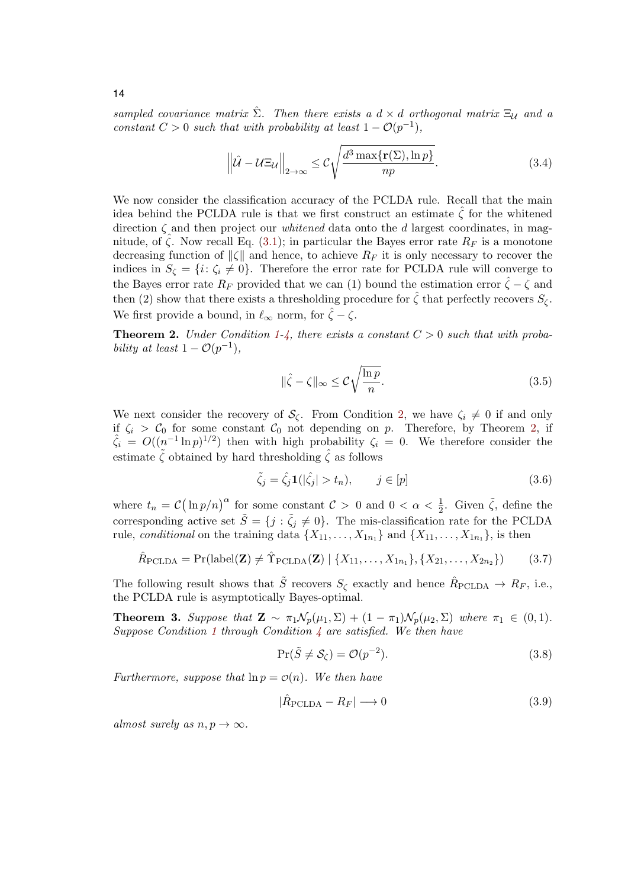*sampled covariance matrix $\hat{\Sigma}$. Then there exists a $d \times d$ orthogonal matrix $\Xi_{\mathcal{U}}$ and a constant $C > 0$ such that with probability at least $1 - \mathcal{O}(p^{-1})$,*

$$\left\| \hat{\mathcal{U}} - \mathcal{U}\Xi_{\mathcal{U}} \right\|_{2\to\infty} \leq \mathcal{C}\sqrt{\frac{d^3 \max\{\mathbf{r}(\Sigma), \ln p\}}{np}}. \tag{3.4}$$

We now consider the classification accuracy of the PCLDA rule. Recall that the main idea behind the PCLDA rule is that we first construct an estimate $\hat{\zeta}$ for the whitened direction $\zeta$ and then project our *whitened* data onto the $d$ largest coordinates, in magnitude, of $\hat{\zeta}$. Now recall Eq. (3.1); in particular the Bayes error rate $R_F$ is a monotone decreasing function of $\|\zeta\|$ and hence, to achieve $R_F$ it is only necessary to recover the indices in $S_\zeta = \{i \colon \zeta_i \neq 0\}$. Therefore the error rate for PCLDA rule will converge to the Bayes error rate $R_F$ provided that we can (1) bound the estimation error $\hat{\zeta} - \zeta$ and then (2) show that there exists a thresholding procedure for $\hat{\zeta}$ that perfectly recovers $S_\zeta$. We first provide a bound, in $\ell_\infty$ norm, for $\hat{\zeta} - \zeta$.

**Theorem 2.** *Under Condition 1-4, there exists a constant $C > 0$ such that with probability at least $1 - \mathcal{O}(p^{-1})$,*

$$\|\hat{\zeta} - \zeta\|_\infty \leq \mathcal{C}\sqrt{\frac{\ln p}{n}}. \tag{3.5}$$

We next consider the recovery of $\mathcal{S}_\zeta$. From Condition 2, we have $\zeta_i \neq 0$ if and only if $\zeta_i > \mathcal{C}_0$ for some constant $\mathcal{C}_0$ not depending on $p$. Therefore, by Theorem 2, if $\hat{\zeta}_i = O((n^{-1}\ln p)^{1/2})$ then with high probability $\zeta_i = 0$. We therefore consider the estimate $\tilde{\zeta}$ obtained by hard thresholding $\hat{\zeta}$ as follows

$$\tilde{\zeta}_j = \hat{\zeta}_j \mathbf{1}(|\hat{\zeta}_j| > t_n), \qquad j \in [p] \tag{3.6}$$

where $t_n = \mathcal{C}\big(\ln p/n\big)^\alpha$ for some constant $\mathcal{C} > 0$ and $0 < \alpha < \frac{1}{2}$. Given $\tilde{\zeta}$, define the corresponding active set $\tilde{S} = \{j : \tilde{\zeta}_j \neq 0\}$. The mis-classification rate for the PCLDA rule, *conditional* on the training data $\{X_{11}, \dots, X_{1n_1}\}$ and $\{X_{11}, \dots, X_{1n_1}\}$, is then

$$\hat{R}_{\mathrm{PCLDA}} = \Pr(\mathrm{label}(\mathbf{Z}) \neq \hat{\Upsilon}_{\mathrm{PCLDA}}(\mathbf{Z}) \mid \{X_{11}, \dots, X_{1n_1}\}, \{X_{21}, \dots, X_{2n_2}\}) \tag{3.7}$$

The following result shows that $\tilde{S}$ recovers $S_\zeta$ exactly and hence $\hat{R}_{\mathrm{PCLDA}} \to R_F$, i.e., the PCLDA rule is asymptotically Bayes-optimal.

**Theorem 3.** *Suppose that $\mathbf{Z} \sim \pi_1 \mathcal{N}_p(\mu_1, \Sigma) + (1 - \pi_1)\mathcal{N}_p(\mu_2, \Sigma)$ where $\pi_1 \in (0, 1)$. Suppose Condition 1 through Condition 4 are satisfied. We then have*

$$\Pr(\tilde{S} \neq \mathcal{S}_\zeta) = \mathcal{O}(p^{-2}). \tag{3.8}$$

*Furthermore, suppose that $\ln p = o(n)$. We then have*

$$|\hat{R}_{\mathrm{PCLDA}} - R_F| \longrightarrow 0 \tag{3.9}$$

*almost surely as $n, p \to \infty$.*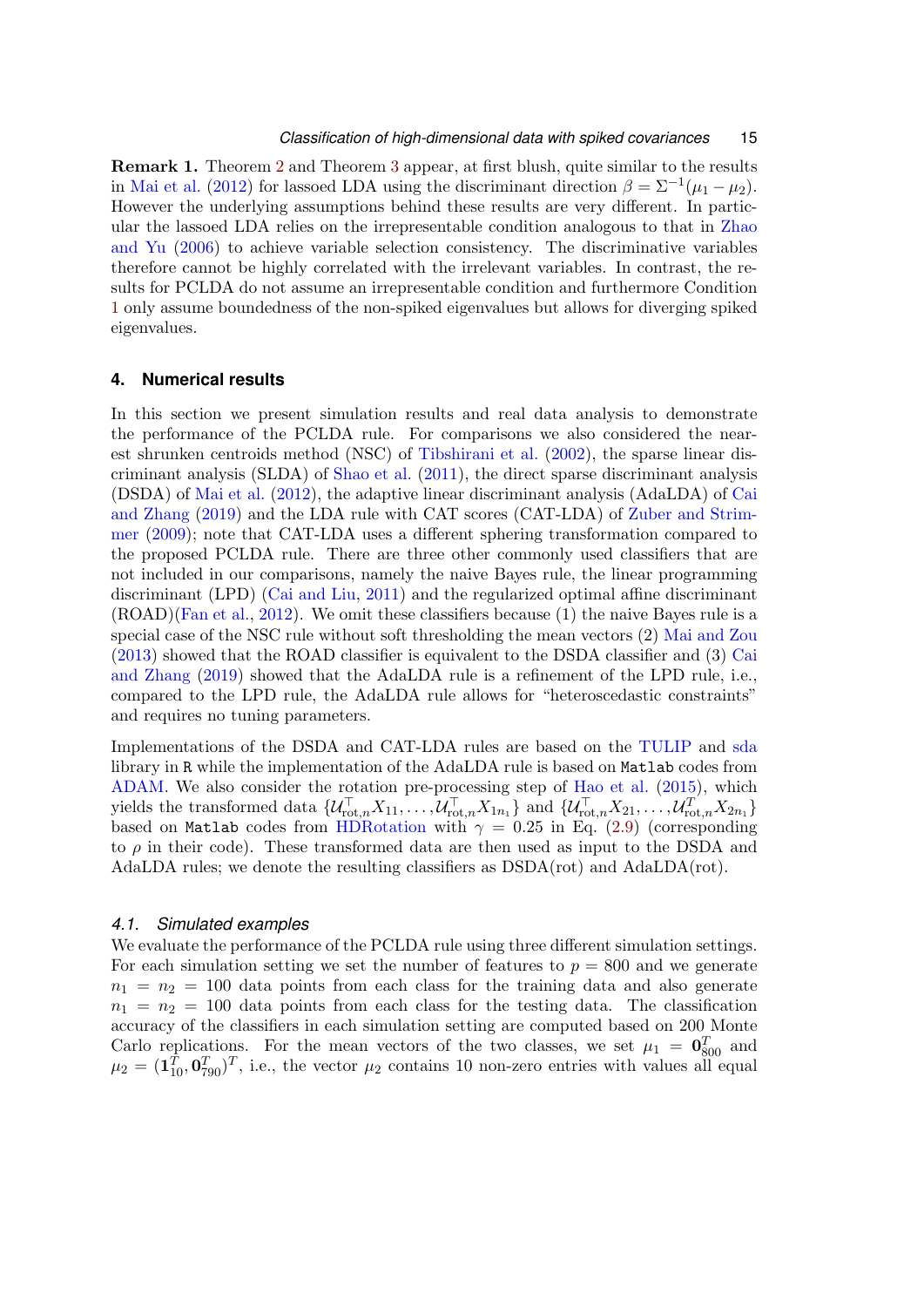**Remark 1.** Theorem 2 and Theorem 3 appear, at first blush, quite similar to the results in Mai et al. (2012) for lassoed LDA using the discriminant direction $\beta = \Sigma^{-1}(\mu_1 - \mu_2)$. However the underlying assumptions behind these results are very different. In particular the lassoed LDA relies on the irrepresentable condition analogous to that in Zhao and Yu (2006) to achieve variable selection consistency. The discriminative variables therefore cannot be highly correlated with the irrelevant variables. In contrast, the results for PCLDA do not assume an irrepresentable condition and furthermore Condition 1 only assume boundedness of the non-spiked eigenvalues but allows for diverging spiked eigenvalues.

## 4. Numerical results

In this section we present simulation results and real data analysis to demonstrate the performance of the PCLDA rule. For comparisons we also considered the nearest shrunken centroids method (NSC) of Tibshirani et al. (2002), the sparse linear discriminant analysis (SLDA) of Shao et al. (2011), the direct sparse discriminant analysis (DSDA) of Mai et al. (2012), the adaptive linear discriminant analysis (AdaLDA) of Cai and Zhang (2019) and the LDA rule with CAT scores (CAT-LDA) of Zuber and Strimmer (2009); note that CAT-LDA uses a different sphering transformation compared to the proposed PCLDA rule. There are three other commonly used classifiers that are not included in our comparisons, namely the naive Bayes rule, the linear programming discriminant (LPD) (Cai and Liu, 2011) and the regularized optimal affine discriminant (ROAD)(Fan et al., 2012). We omit these classifiers because (1) the naive Bayes rule is a special case of the NSC rule without soft thresholding the mean vectors (2) Mai and Zou (2013) showed that the ROAD classifier is equivalent to the DSDA classifier and (3) Cai and Zhang (2019) showed that the AdaLDA rule is a refinement of the LPD rule, i.e., compared to the LPD rule, the AdaLDA rule allows for "heteroscedastic constraints" and requires no tuning parameters.

Implementations of the DSDA and CAT-LDA rules are based on the TULIP and sda library in R while the implementation of the AdaLDA rule is based on Matlab codes from ADAM. We also consider the rotation pre-processing step of Hao et al. (2015), which yields the transformed data $\{\mathcal{U}_{\mathrm{rot},n}^{\top} X_{11}, \dots, \mathcal{U}_{\mathrm{rot},n}^{\top} X_{1n_1}\}$ and $\{\mathcal{U}_{\mathrm{rot},n}^{\top} X_{21}, \dots, \mathcal{U}_{\mathrm{rot},n}^{T} X_{2n_1}\}$ based on Matlab codes from HDRotation with $\gamma = 0.25$ in Eq. (2.9) (corresponding to $\rho$ in their code). These transformed data are then used as input to the DSDA and AdaLDA rules; we denote the resulting classifiers as DSDA(rot) and AdaLDA(rot).

### 4.1. Simulated examples

We evaluate the performance of the PCLDA rule using three different simulation settings. For each simulation setting we set the number of features to $p = 800$ and we generate $n_1 = n_2 = 100$ data points from each class for the training data and also generate $n_1 = n_2 = 100$ data points from each class for the testing data. The classification accuracy of the classifiers in each simulation setting are computed based on 200 Monte Carlo replications. For the mean vectors of the two classes, we set $\mu_1 = \mathbf{0}_{800}^T$ and $\mu_2 = (\mathbf{1}_{10}^T, \mathbf{0}_{790}^T)^T$, i.e., the vector $\mu_2$ contains 10 non-zero entries with values all equal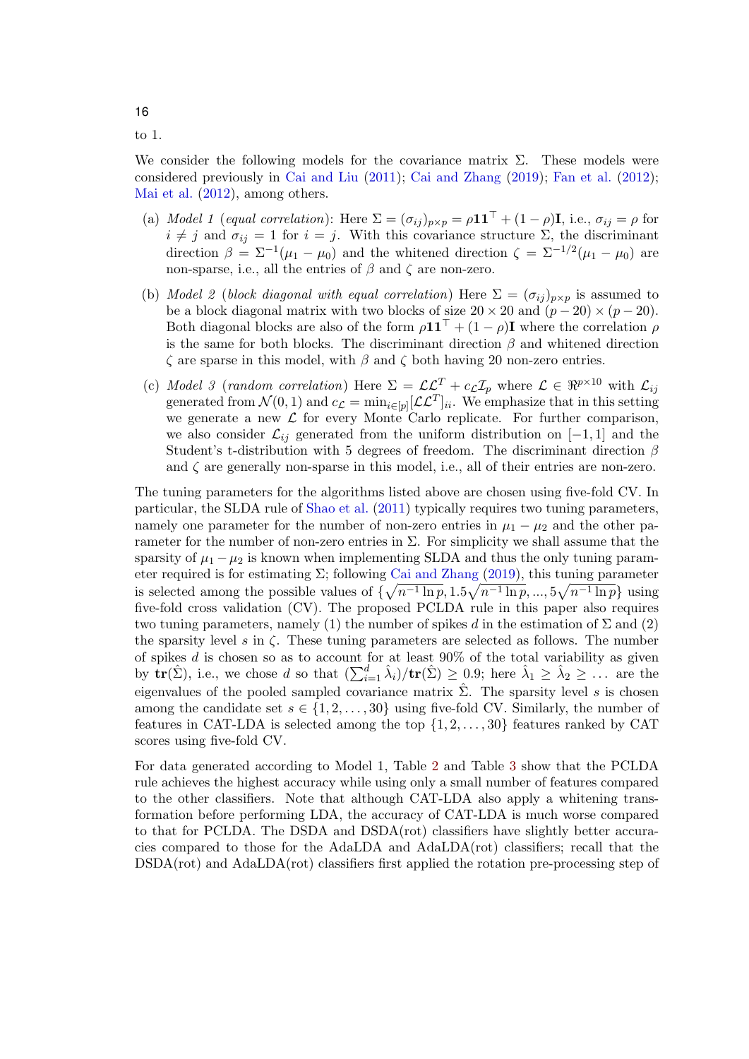to 1.

We consider the following models for the covariance matrix $\Sigma$. These models were considered previously in Cai and Liu (2011); Cai and Zhang (2019); Fan et al. (2012); Mai et al. (2012), among others.

- (a) *Model 1 (equal correlation)*: Here $\Sigma = (\sigma_{ij})_{p \times p} = \rho \mathbf{1}\mathbf{1}^\top + (1-\rho)\mathbf{I}$, i.e., $\sigma_{ij} = \rho$ for $i \neq j$ and $\sigma_{ij} = 1$ for $i = j$. With this covariance structure $\Sigma$, the discriminant direction $\beta = \Sigma^{-1}(\mu_1 - \mu_0)$ and the whitened direction $\zeta = \Sigma^{-1/2}(\mu_1 - \mu_0)$ are non-sparse, i.e., all the entries of $\beta$ and $\zeta$ are non-zero.
- (b) *Model 2 (block diagonal with equal correlation)* Here $\Sigma = (\sigma_{ij})_{p \times p}$ is assumed to be a block diagonal matrix with two blocks of size $20 \times 20$ and $(p-20) \times (p-20)$. Both diagonal blocks are also of the form $\rho \mathbf{1}\mathbf{1}^\top + (1-\rho)\mathbf{I}$ where the correlation $\rho$ is the same for both blocks. The discriminant direction $\beta$ and whitened direction $\zeta$ are sparse in this model, with $\beta$ and $\zeta$ both having 20 non-zero entries.
- (c) *Model 3 (random correlation)* Here $\Sigma = \mathcal{L}\mathcal{L}^T + c_{\mathcal{L}}\mathcal{I}_p$ where $\mathcal{L} \in \Re^{p \times 10}$ with $\mathcal{L}_{ij}$ generated from $\mathcal{N}(0,1)$ and $c_{\mathcal{L}} = \min_{i \in [p]}[\mathcal{L}\mathcal{L}^T]_{ii}$. We emphasize that in this setting we generate a new $\mathcal{L}$ for every Monte Carlo replicate. For further comparison, we also consider $\mathcal{L}_{ij}$ generated from the uniform distribution on $[-1,1]$ and the Student's t-distribution with 5 degrees of freedom. The discriminant direction $\beta$ and $\zeta$ are generally non-sparse in this model, i.e., all of their entries are non-zero.

The tuning parameters for the algorithms listed above are chosen using five-fold CV. In particular, the SLDA rule of Shao et al. (2011) typically requires two tuning parameters, namely one parameter for the number of non-zero entries in $\mu_1 - \mu_2$ and the other parameter for the number of non-zero entries in $\Sigma$. For simplicity we shall assume that the sparsity of $\mu_1 - \mu_2$ is known when implementing SLDA and thus the only tuning parameter required is for estimating $\Sigma$; following Cai and Zhang (2019), this tuning parameter is selected among the possible values of $\{\sqrt{n^{-1}\ln p}, 1.5\sqrt{n^{-1}\ln p}, ..., 5\sqrt{n^{-1}\ln p}\}$ using five-fold cross validation (CV). The proposed PCLDA rule in this paper also requires two tuning parameters, namely (1) the number of spikes $d$ in the estimation of $\Sigma$ and (2) the sparsity level $s$ in $\zeta$. These tuning parameters are selected as follows. The number of spikes $d$ is chosen so as to account for at least 90% of the total variability as given by $\mathbf{tr}(\hat{\Sigma})$, i.e., we chose $d$ so that $(\sum_{i=1}^{d} \hat{\lambda}_i)/\mathbf{tr}(\hat{\Sigma}) \geq 0.9$; here $\hat{\lambda}_1 \geq \hat{\lambda}_2 \geq \dots$ are the eigenvalues of the pooled sampled covariance matrix $\hat{\Sigma}$. The sparsity level $s$ is chosen among the candidate set $s \in \{1, 2, \dots, 30\}$ using five-fold CV. Similarly, the number of features in CAT-LDA is selected among the top $\{1, 2, \dots, 30\}$ features ranked by CAT scores using five-fold CV.

For data generated according to Model 1, Table 2 and Table 3 show that the PCLDA rule achieves the highest accuracy while using only a small number of features compared to the other classifiers. Note that although CAT-LDA also apply a whitening transformation before performing LDA, the accuracy of CAT-LDA is much worse compared to that for PCLDA. The DSDA and DSDA(rot) classifiers have slightly better accuracies compared to those for the AdaLDA and AdaLDA(rot) classifiers; recall that the DSDA(rot) and AdaLDA(rot) classifiers first applied the rotation pre-processing step of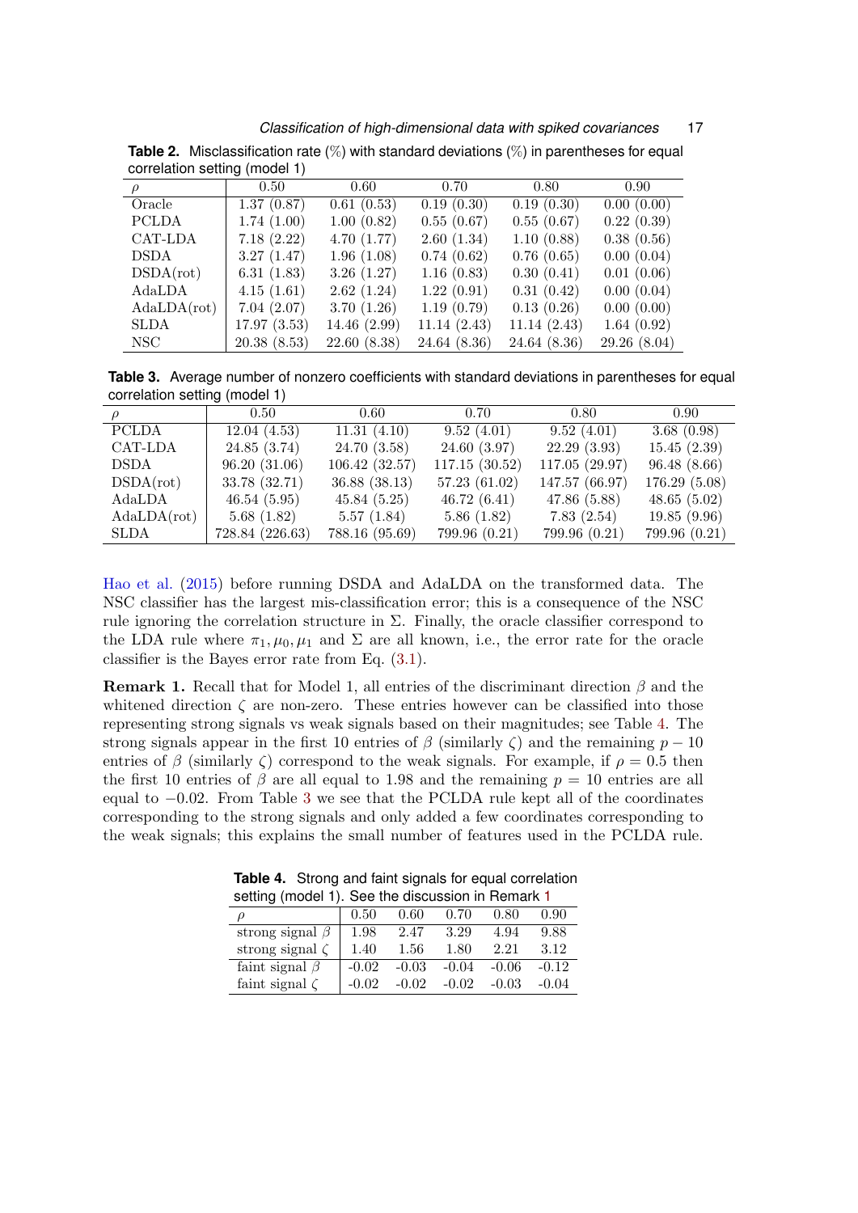**Table 2.** Misclassification rate (%) with standard deviations (%) in parentheses for equal correlation setting (model 1)

| $\rho$ | 0.50 | 0.60 | 0.70 | 0.80 | 0.90 |
|---|---|---|---|---|---|
| Oracle | 1.37 (0.87) | 0.61 (0.53) | 0.19 (0.30) | 0.19 (0.30) | 0.00 (0.00) |
| PCLDA | 1.74 (1.00) | 1.00 (0.82) | 0.55 (0.67) | 0.55 (0.67) | 0.22 (0.39) |
| CAT-LDA | 7.18 (2.22) | 4.70 (1.77) | 2.60 (1.34) | 1.10 (0.88) | 0.38 (0.56) |
| DSDA | 3.27 (1.47) | 1.96 (1.08) | 0.74 (0.62) | 0.76 (0.65) | 0.00 (0.04) |
| DSDA(rot) | 6.31 (1.83) | 3.26 (1.27) | 1.16 (0.83) | 0.30 (0.41) | 0.01 (0.06) |
| AdaLDA | 4.15 (1.61) | 2.62 (1.24) | 1.22 (0.91) | 0.31 (0.42) | 0.00 (0.04) |
| AdaLDA(rot) | 7.04 (2.07) | 3.70 (1.26) | 1.19 (0.79) | 0.13 (0.26) | 0.00 (0.00) |
| SLDA | 17.97 (3.53) | 14.46 (2.99) | 11.14 (2.43) | 11.14 (2.43) | 1.64 (0.92) |
| NSC | 20.38 (8.53) | 22.60 (8.38) | 24.64 (8.36) | 24.64 (8.36) | 29.26 (8.04) |

**Table 3.** Average number of nonzero coefficients with standard deviations in parentheses for equal correlation setting (model 1)

| $\rho$ | 0.50 | 0.60 | 0.70 | 0.80 | 0.90 |
|---|---|---|---|---|---|
| PCLDA | 12.04 (4.53) | 11.31 (4.10) | 9.52 (4.01) | 9.52 (4.01) | 3.68 (0.98) |
| CAT-LDA | 24.85 (3.74) | 24.70 (3.58) | 24.60 (3.97) | 22.29 (3.93) | 15.45 (2.39) |
| DSDA | 96.20 (31.06) | 106.42 (32.57) | 117.15 (30.52) | 117.05 (29.97) | 96.48 (8.66) |
| DSDA(rot) | 33.78 (32.71) | 36.88 (38.13) | 57.23 (61.02) | 147.57 (66.97) | 176.29 (5.08) |
| AdaLDA | 46.54 (5.95) | 45.84 (5.25) | 46.72 (6.41) | 47.86 (5.88) | 48.65 (5.02) |
| AdaLDA(rot) | 5.68 (1.82) | 5.57 (1.84) | 5.86 (1.82) | 7.83 (2.54) | 19.85 (9.96) |
| SLDA | 728.84 (226.63) | 788.16 (95.69) | 799.96 (0.21) | 799.96 (0.21) | 799.96 (0.21) |

Hao et al. (2015) before running DSDA and AdaLDA on the transformed data. The NSC classifier has the largest mis-classification error; this is a consequence of the NSC rule ignoring the correlation structure in $\Sigma$. Finally, the oracle classifier correspond to the LDA rule where $\pi_1, \mu_0, \mu_1$ and $\Sigma$ are all known, i.e., the error rate for the oracle classifier is the Bayes error rate from Eq. (3.1).

**Remark 1.** Recall that for Model 1, all entries of the discriminant direction $\beta$ and the whitened direction $\zeta$ are non-zero. These entries however can be classified into those representing strong signals vs weak signals based on their magnitudes; see Table 4. The strong signals appear in the first 10 entries of $\beta$ (similarly $\zeta$) and the remaining $p - 10$ entries of $\beta$ (similarly $\zeta$) correspond to the weak signals. For example, if $\rho = 0.5$ then the first 10 entries of $\beta$ are all equal to 1.98 and the remaining $p = 10$ entries are all equal to $-0.02$. From Table 3 we see that the PCLDA rule kept all of the coordinates corresponding to the strong signals and only added a few coordinates corresponding to the weak signals; this explains the small number of features used in the PCLDA rule.

**Table 4.** Strong and faint signals for equal correlation setting (model 1). See the discussion in Remark 1

| $\rho$ | 0.50 | 0.60 | 0.70 | 0.80 | 0.90 |
|---|---|---|---|---|---|
| strong signal $\beta$ | 1.98 | 2.47 | 3.29 | 4.94 | 9.88 |
| strong signal $\zeta$ | 1.40 | 1.56 | 1.80 | 2.21 | 3.12 |
| faint signal $\beta$ | -0.02 | -0.03 | -0.04 | -0.06 | -0.12 |
| faint signal $\zeta$ | -0.02 | -0.02 | -0.02 | -0.03 | -0.04 |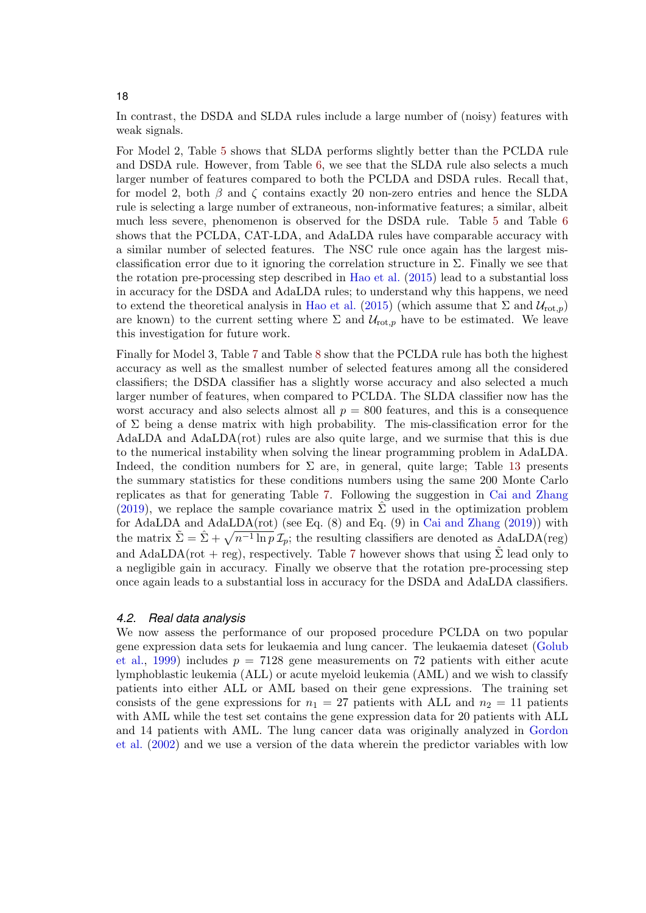In contrast, the DSDA and SLDA rules include a large number of (noisy) features with weak signals.

For Model 2, Table 5 shows that SLDA performs slightly better than the PCLDA rule and DSDA rule. However, from Table 6, we see that the SLDA rule also selects a much larger number of features compared to both the PCLDA and DSDA rules. Recall that, for model 2, both $\beta$ and $\zeta$ contains exactly 20 non-zero entries and hence the SLDA rule is selecting a large number of extraneous, non-informative features; a similar, albeit much less severe, phenomenon is observed for the DSDA rule. Table 5 and Table 6 shows that the PCLDA, CAT-LDA, and AdaLDA rules have comparable accuracy with a similar number of selected features. The NSC rule once again has the largest mis-classification error due to it ignoring the correlation structure in $\Sigma$. Finally we see that the rotation pre-processing step described in Hao et al. (2015) lead to a substantial loss in accuracy for the DSDA and AdaLDA rules; to understand why this happens, we need to extend the theoretical analysis in Hao et al. (2015) (which assume that $\Sigma$ and $\mathcal{U}_{\mathrm{rot},p}$) are known) to the current setting where $\Sigma$ and $\mathcal{U}_{\mathrm{rot},p}$ have to be estimated. We leave this investigation for future work.

Finally for Model 3, Table 7 and Table 8 show that the PCLDA rule has both the highest accuracy as well as the smallest number of selected features among all the considered classifiers; the DSDA classifier has a slightly worse accuracy and also selected a much larger number of features, when compared to PCLDA. The SLDA classifier now has the worst accuracy and also selects almost all $p = 800$ features, and this is a consequence of $\Sigma$ being a dense matrix with high probability. The mis-classification error for the AdaLDA and AdaLDA(rot) rules are also quite large, and we surmise that this is due to the numerical instability when solving the linear programming problem in AdaLDA. Indeed, the condition numbers for $\Sigma$ are, in general, quite large; Table 13 presents the summary statistics for these conditions numbers using the same 200 Monte Carlo replicates as that for generating Table 7. Following the suggestion in Cai and Zhang (2019), we replace the sample covariance matrix $\hat{\Sigma}$ used in the optimization problem for AdaLDA and AdaLDA(rot) (see Eq. (8) and Eq. (9) in Cai and Zhang (2019)) with the matrix $\tilde{\Sigma} = \hat{\Sigma} + \sqrt{n^{-1} \ln p}\, \mathcal{I}_p$; the resulting classifiers are denoted as AdaLDA(reg) and AdaLDA(rot + reg), respectively. Table 7 however shows that using $\tilde{\Sigma}$ lead only to a negligible gain in accuracy. Finally we observe that the rotation pre-processing step once again leads to a substantial loss in accuracy for the DSDA and AdaLDA classifiers.

### *4.2. Real data analysis*

We now assess the performance of our proposed procedure PCLDA on two popular gene expression data sets for leukaemia and lung cancer. The leukaemia dateset (Golub et al., 1999) includes $p = 7128$ gene measurements on 72 patients with either acute lymphoblastic leukemia (ALL) or acute myeloid leukemia (AML) and we wish to classify patients into either ALL or AML based on their gene expressions. The training set consists of the gene expressions for $n_1 = 27$ patients with ALL and $n_2 = 11$ patients with AML while the test set contains the gene expression data for 20 patients with ALL and 14 patients with AML. The lung cancer data was originally analyzed in Gordon et al. (2002) and we use a version of the data wherein the predictor variables with low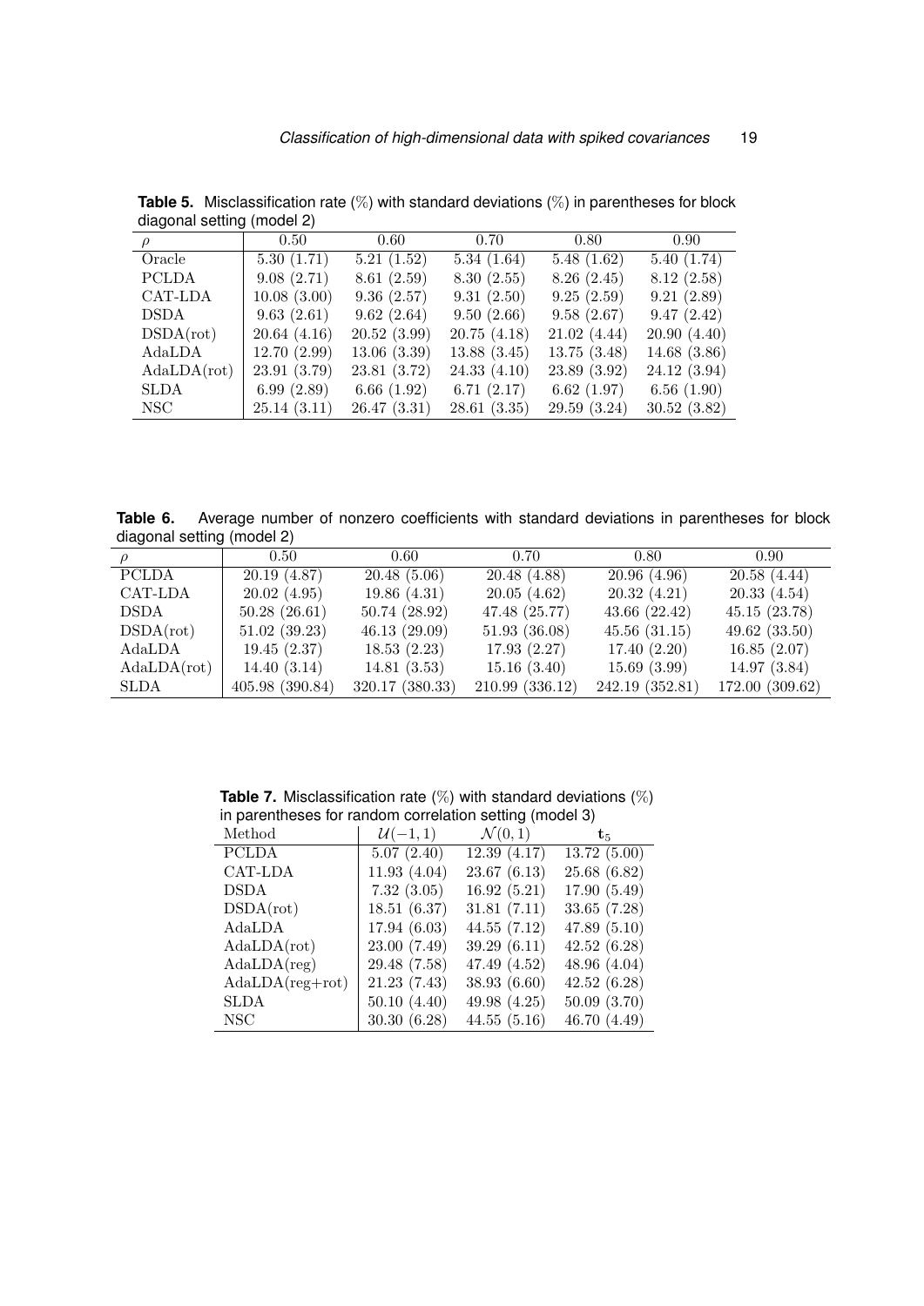**Table 5.** Misclassification rate (%) with standard deviations (%) in parentheses for block diagonal setting (model 2)

| $\rho$ | 0.50 | 0.60 | 0.70 | 0.80 | 0.90 |
|---|---|---|---|---|---|
| Oracle | 5.30 (1.71) | 5.21 (1.52) | 5.34 (1.64) | 5.48 (1.62) | 5.40 (1.74) |
| PCLDA | 9.08 (2.71) | 8.61 (2.59) | 8.30 (2.55) | 8.26 (2.45) | 8.12 (2.58) |
| CAT-LDA | 10.08 (3.00) | 9.36 (2.57) | 9.31 (2.50) | 9.25 (2.59) | 9.21 (2.89) |
| DSDA | 9.63 (2.61) | 9.62 (2.64) | 9.50 (2.66) | 9.58 (2.67) | 9.47 (2.42) |
| DSDA(rot) | 20.64 (4.16) | 20.52 (3.99) | 20.75 (4.18) | 21.02 (4.44) | 20.90 (4.40) |
| AdaLDA | 12.70 (2.99) | 13.06 (3.39) | 13.88 (3.45) | 13.75 (3.48) | 14.68 (3.86) |
| AdaLDA(rot) | 23.91 (3.79) | 23.81 (3.72) | 24.33 (4.10) | 23.89 (3.92) | 24.12 (3.94) |
| SLDA | 6.99 (2.89) | 6.66 (1.92) | 6.71 (2.17) | 6.62 (1.97) | 6.56 (1.90) |
| NSC | 25.14 (3.11) | 26.47 (3.31) | 28.61 (3.35) | 29.59 (3.24) | 30.52 (3.82) |

**Table 6.** Average number of nonzero coefficients with standard deviations in parentheses for block diagonal setting (model 2)

| $\rho$ | 0.50 | 0.60 | 0.70 | 0.80 | 0.90 |
|---|---|---|---|---|---|
| PCLDA | 20.19 (4.87) | 20.48 (5.06) | 20.48 (4.88) | 20.96 (4.96) | 20.58 (4.44) |
| CAT-LDA | 20.02 (4.95) | 19.86 (4.31) | 20.05 (4.62) | 20.32 (4.21) | 20.33 (4.54) |
| DSDA | 50.28 (26.61) | 50.74 (28.92) | 47.48 (25.77) | 43.66 (22.42) | 45.15 (23.78) |
| DSDA(rot) | 51.02 (39.23) | 46.13 (29.09) | 51.93 (36.08) | 45.56 (31.15) | 49.62 (33.50) |
| AdaLDA | 19.45 (2.37) | 18.53 (2.23) | 17.93 (2.27) | 17.40 (2.20) | 16.85 (2.07) |
| AdaLDA(rot) | 14.40 (3.14) | 14.81 (3.53) | 15.16 (3.40) | 15.69 (3.99) | 14.97 (3.84) |
| SLDA | 405.98 (390.84) | 320.17 (380.33) | 210.99 (336.12) | 242.19 (352.81) | 172.00 (309.62) |

**Table 7.** Misclassification rate (%) with standard deviations (%) in parentheses for random correlation setting (model 3)

| Method | $\mathcal{U}(-1,1)$ | $\mathcal{N}(0,1)$ | $\mathbf{t}_5$ |
|---|---|---|---|
| PCLDA | 5.07 (2.40) | 12.39 (4.17) | 13.72 (5.00) |
| CAT-LDA | 11.93 (4.04) | 23.67 (6.13) | 25.68 (6.82) |
| DSDA | 7.32 (3.05) | 16.92 (5.21) | 17.90 (5.49) |
| DSDA(rot) | 18.51 (6.37) | 31.81 (7.11) | 33.65 (7.28) |
| AdaLDA | 17.94 (6.03) | 44.55 (7.12) | 47.89 (5.10) |
| AdaLDA(rot) | 23.00 (7.49) | 39.29 (6.11) | 42.52 (6.28) |
| AdaLDA(reg) | 29.48 (7.58) | 47.49 (4.52) | 48.96 (4.04) |
| AdaLDA(reg+rot) | 21.23 (7.43) | 38.93 (6.60) | 42.52 (6.28) |
| SLDA | 50.10 (4.40) | 49.98 (4.25) | 50.09 (3.70) |
| NSC | 30.30 (6.28) | 44.55 (5.16) | 46.70 (4.49) |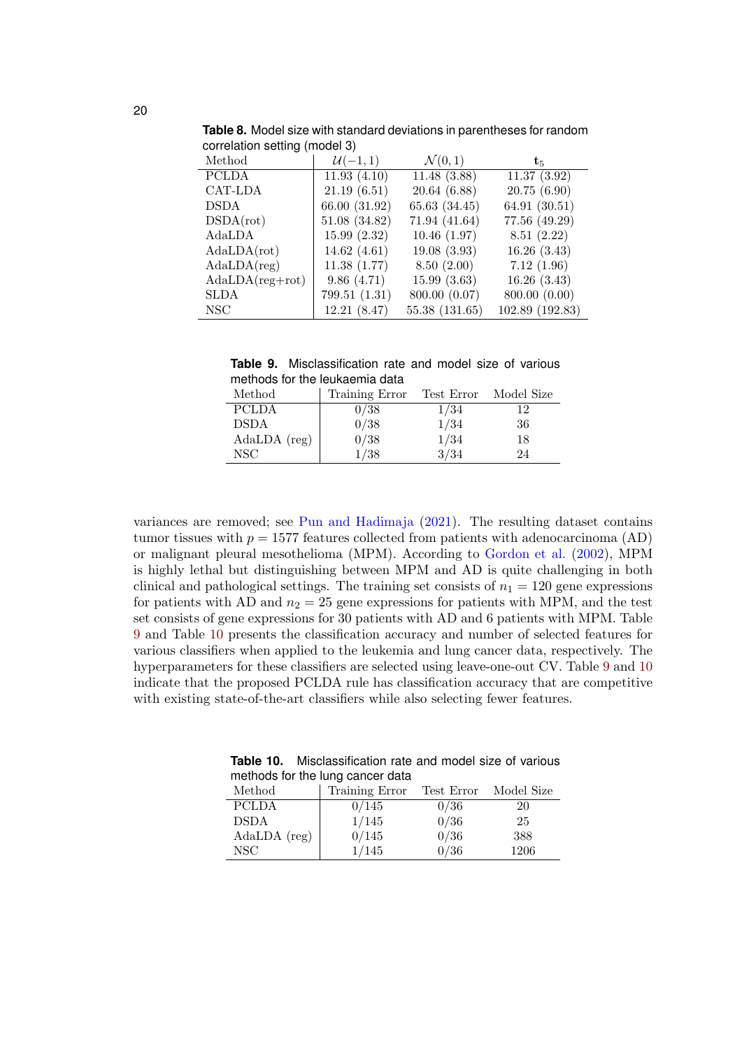**Table 8.** Model size with standard deviations in parentheses for random correlation setting (model 3)

| Method | $\mathcal{U}(-1,1)$ | $\mathcal{N}(0,1)$ | $\mathbf{t}_5$ |
|---|---|---|---|
| PCLDA | 11.93 (4.10) | 11.48 (3.88) | 11.37 (3.92) |
| CAT-LDA | 21.19 (6.51) | 20.64 (6.88) | 20.75 (6.90) |
| DSDA | 66.00 (31.92) | 65.63 (34.45) | 64.91 (30.51) |
| DSDA(rot) | 51.08 (34.82) | 71.94 (41.64) | 77.56 (49.29) |
| AdaLDA | 15.99 (2.32) | 10.46 (1.97) | 8.51 (2.22) |
| AdaLDA(rot) | 14.62 (4.61) | 19.08 (3.93) | 16.26 (3.43) |
| AdaLDA(reg) | 11.38 (1.77) | 8.50 (2.00) | 7.12 (1.96) |
| AdaLDA(reg+rot) | 9.86 (4.71) | 15.99 (3.63) | 16.26 (3.43) |
| SLDA | 799.51 (1.31) | 800.00 (0.07) | 800.00 (0.00) |
| NSC | 12.21 (8.47) | 55.38 (131.65) | 102.89 (192.83) |

**Table 9.** Misclassification rate and model size of various methods for the leukaemia data

| Method | Training Error | Test Error | Model Size |
|---|---|---|---|
| PCLDA | 0/38 | 1/34 | 12 |
| DSDA | 0/38 | 1/34 | 36 |
| AdaLDA (reg) | 0/38 | 1/34 | 18 |
| NSC | 1/38 | 3/34 | 24 |

variances are removed; see Pun and Hadimaja (2021). The resulting dataset contains tumor tissues with $p = 1577$ features collected from patients with adenocarcinoma (AD) or malignant pleural mesothelioma (MPM). According to Gordon et al. (2002), MPM is highly lethal but distinguishing between MPM and AD is quite challenging in both clinical and pathological settings. The training set consists of $n_1 = 120$ gene expressions for patients with AD and $n_2 = 25$ gene expressions for patients with MPM, and the test set consists of gene expressions for 30 patients with AD and 6 patients with MPM. Table 9 and Table 10 presents the classification accuracy and number of selected features for various classifiers when applied to the leukemia and lung cancer data, respectively. The hyperparameters for these classifiers are selected using leave-one-out CV. Table 9 and 10 indicate that the proposed PCLDA rule has classification accuracy that are competitive with existing state-of-the-art classifiers while also selecting fewer features.

**Table 10.** Misclassification rate and model size of various methods for the lung cancer data

| Method | Training Error | Test Error | Model Size |
|---|---|---|---|
| PCLDA | 0/145 | 0/36 | 20 |
| DSDA | 1/145 | 0/36 | 25 |
| AdaLDA (reg) | 0/145 | 0/36 | 388 |
| NSC | 1/145 | 0/36 | 1206 |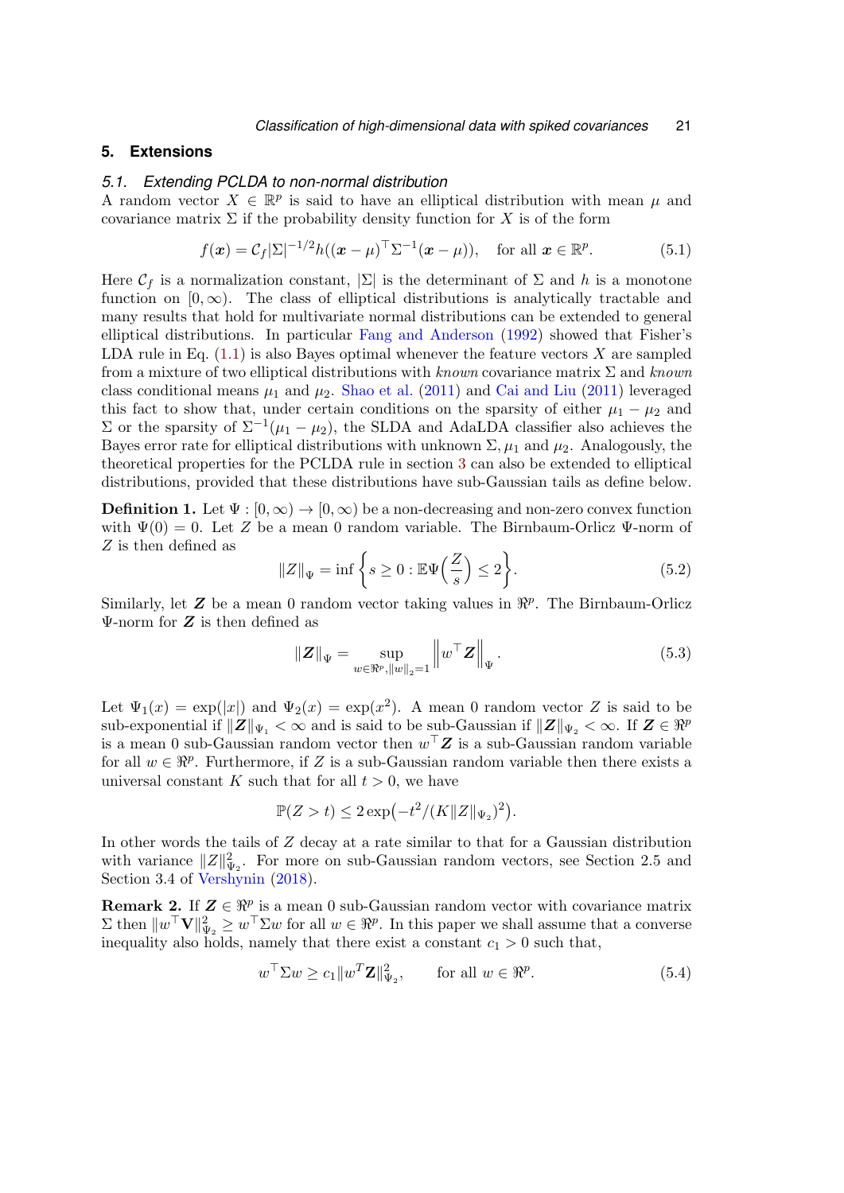## 5. Extensions

### 5.1. Extending PCLDA to non-normal distribution

A random vector $X \in \mathbb{R}^p$ is said to have an elliptical distribution with mean $\mu$ and covariance matrix $\Sigma$ if the probability density function for $X$ is of the form

$$f(\boldsymbol{x}) = \mathcal{C}_f |\Sigma|^{-1/2} h((\boldsymbol{x} - \mu)^\top \Sigma^{-1} (\boldsymbol{x} - \mu)), \quad \text{for all } \boldsymbol{x} \in \mathbb{R}^p. \tag{5.1}$$

Here $\mathcal{C}_f$ is a normalization constant, $|\Sigma|$ is the determinant of $\Sigma$ and $h$ is a monotone function on $[0, \infty)$. The class of elliptical distributions is analytically tractable and many results that hold for multivariate normal distributions can be extended to general elliptical distributions. In particular Fang and Anderson (1992) showed that Fisher's LDA rule in Eq. (1.1) is also Bayes optimal whenever the feature vectors $X$ are sampled from a mixture of two elliptical distributions with *known* covariance matrix $\Sigma$ and *known* class conditional means $\mu_1$ and $\mu_2$. Shao et al. (2011) and Cai and Liu (2011) leveraged this fact to show that, under certain conditions on the sparsity of either $\mu_1 - \mu_2$ and $\Sigma$ or the sparsity of $\Sigma^{-1}(\mu_1 - \mu_2)$, the SLDA and AdaLDA classifier also achieves the Bayes error rate for elliptical distributions with unknown $\Sigma, \mu_1$ and $\mu_2$. Analogously, the theoretical properties for the PCLDA rule in section 3 can also be extended to elliptical distributions, provided that these distributions have sub-Gaussian tails as define below.

**Definition 1.** Let $\Psi : [0, \infty) \to [0, \infty)$ be a non-decreasing and non-zero convex function with $\Psi(0) = 0$. Let $Z$ be a mean 0 random variable. The Birnbaum-Orlicz $\Psi$-norm of $Z$ is then defined as

$$\|Z\|_\Psi = \inf\Big\{s \geq 0 : \mathbb{E}\Psi\Big(\frac{Z}{s}\Big) \leq 2\Big\}. \tag{5.2}$$

Similarly, let $\boldsymbol{Z}$ be a mean 0 random vector taking values in $\Re^p$. The Birnbaum-Orlicz $\Psi$-norm for $\boldsymbol{Z}$ is then defined as

$$\|\boldsymbol{Z}\|_\Psi = \sup_{w \in \Re^p, \|w\|_2 = 1} \Big\|w^\top \boldsymbol{Z}\Big\|_\Psi. \tag{5.3}$$

Let $\Psi_1(x) = \exp(|x|)$ and $\Psi_2(x) = \exp(x^2)$. A mean 0 random vector $Z$ is said to be sub-exponential if $\|\boldsymbol{Z}\|_{\Psi_1} < \infty$ and is said to be sub-Gaussian if $\|\boldsymbol{Z}\|_{\Psi_2} < \infty$. If $\boldsymbol{Z} \in \Re^p$ is a mean 0 sub-Gaussian random vector then $w^\top \boldsymbol{Z}$ is a sub-Gaussian random variable for all $w \in \Re^p$. Furthermore, if $Z$ is a sub-Gaussian random variable then there exists a universal constant $K$ such that for all $t > 0$, we have

$$\mathbb{P}(Z > t) \leq 2\exp\big(-t^2/(K\|Z\|_{\Psi_2})^2\big).$$

In other words the tails of $Z$ decay at a rate similar to that for a Gaussian distribution with variance $\|Z\|_{\Psi_2}^2$. For more on sub-Gaussian random vectors, see Section 2.5 and Section 3.4 of Vershynin (2018).

**Remark 2.** If $\boldsymbol{Z} \in \Re^p$ is a mean 0 sub-Gaussian random vector with covariance matrix $\Sigma$ then $\|w^\top \mathbf{V}\|_{\Psi_2}^2 \geq w^\top \Sigma w$ for all $w \in \Re^p$. In this paper we shall assume that a converse inequality also holds, namely that there exist a constant $c_1 > 0$ such that,

$$w^\top \Sigma w \geq c_1 \|w^T \mathbf{Z}\|_{\Psi_2}^2, \qquad \text{for all } w \in \Re^p. \tag{5.4}$$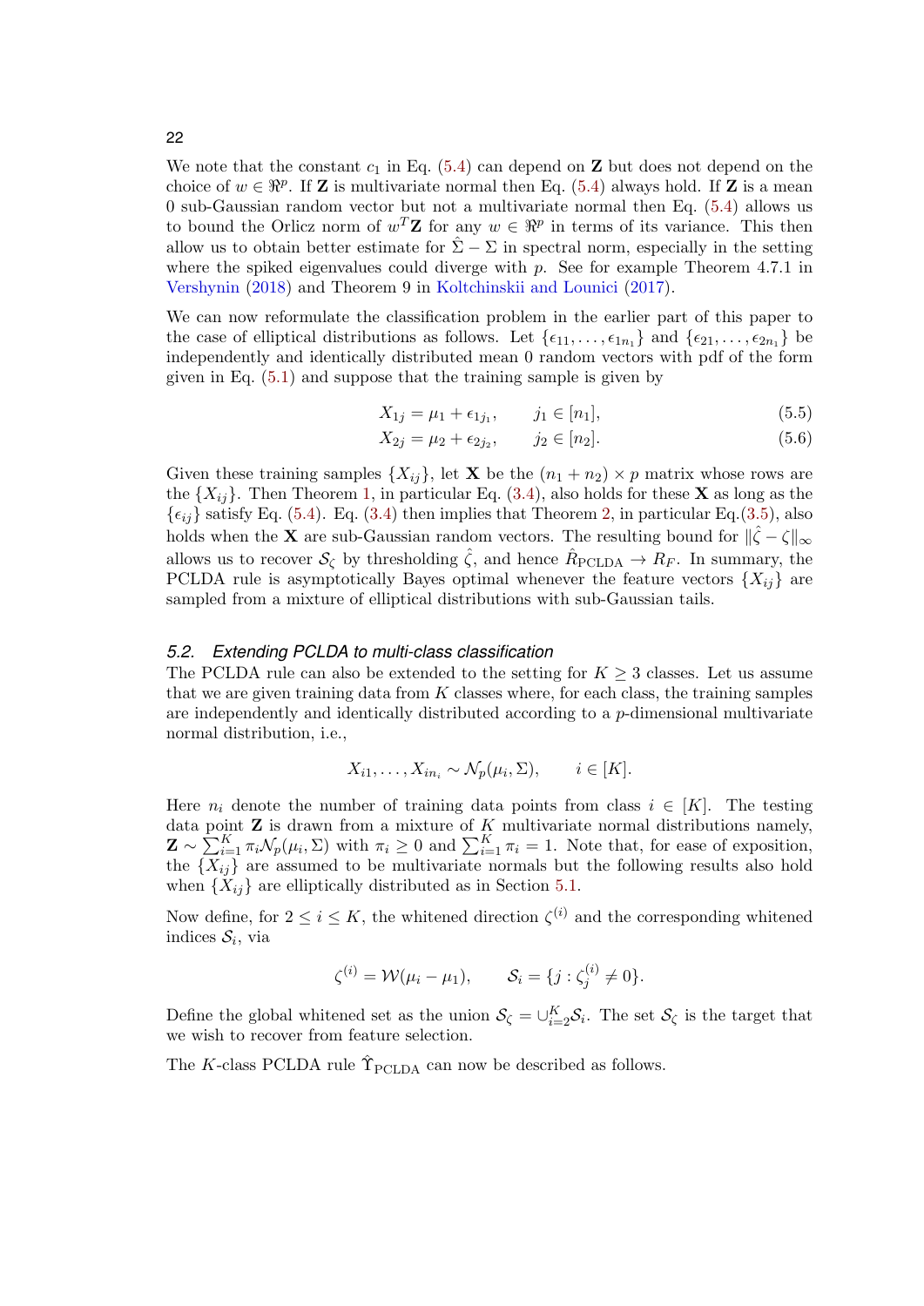We note that the constant $c_1$ in Eq. (5.4) can depend on $\mathbf{Z}$ but does not depend on the choice of $w \in \Re^p$. If $\mathbf{Z}$ is multivariate normal then Eq. (5.4) always hold. If $\mathbf{Z}$ is a mean 0 sub-Gaussian random vector but not a multivariate normal then Eq. (5.4) allows us to bound the Orlicz norm of $w^T\mathbf{Z}$ for any $w \in \Re^p$ in terms of its variance. This then allow us to obtain better estimate for $\hat{\Sigma} - \Sigma$ in spectral norm, especially in the setting where the spiked eigenvalues could diverge with $p$. See for example Theorem 4.7.1 in Vershynin (2018) and Theorem 9 in Koltchinskii and Lounici (2017).

We can now reformulate the classification problem in the earlier part of this paper to the case of elliptical distributions as follows. Let $\{\epsilon_{11}, \dots, \epsilon_{1n_1}\}$ and $\{\epsilon_{21}, \dots, \epsilon_{2n_1}\}$ be independently and identically distributed mean 0 random vectors with pdf of the form given in Eq. (5.1) and suppose that the training sample is given by

$$X_{1j} = \mu_1 + \epsilon_{1j_1}, \qquad j_1 \in [n_1], \tag{5.5}$$

$$X_{2j} = \mu_2 + \epsilon_{2j_2}, \qquad j_2 \in [n_2]. \tag{5.6}$$

Given these training samples $\{X_{ij}\}$, let $\mathbf{X}$ be the $(n_1 + n_2) \times p$ matrix whose rows are the $\{X_{ij}\}$. Then Theorem 1, in particular Eq. (3.4), also holds for these $\mathbf{X}$ as long as the $\{\epsilon_{ij}\}$ satisfy Eq. (5.4). Eq. (3.4) then implies that Theorem 2, in particular Eq.(3.5), also holds when the $\mathbf{X}$ are sub-Gaussian random vectors. The resulting bound for $\|\hat{\zeta} - \zeta\|_\infty$ allows us to recover $\mathcal{S}_\zeta$ by thresholding $\hat{\zeta}$, and hence $\hat{R}_{\mathrm{PCLDA}} \to R_F$. In summary, the PCLDA rule is asymptotically Bayes optimal whenever the feature vectors $\{X_{ij}\}$ are sampled from a mixture of elliptical distributions with sub-Gaussian tails.

### 5.2. *Extending PCLDA to multi-class classification*

The PCLDA rule can also be extended to the setting for $K \geq 3$ classes. Let us assume that we are given training data from $K$ classes where, for each class, the training samples are independently and identically distributed according to a $p$-dimensional multivariate normal distribution, i.e.,

$$X_{i1}, \dots, X_{in_i} \sim \mathcal{N}_p(\mu_i, \Sigma), \qquad i \in [K].$$

Here $n_i$ denote the number of training data points from class $i \in [K]$. The testing data point $\mathbf{Z}$ is drawn from a mixture of $K$ multivariate normal distributions namely, $\mathbf{Z} \sim \sum_{i=1}^{K} \pi_i \mathcal{N}_p(\mu_i, \Sigma)$ with $\pi_i \geq 0$ and $\sum_{i=1}^{K} \pi_i = 1$. Note that, for ease of exposition, the $\{X_{ij}\}$ are assumed to be multivariate normals but the following results also hold when $\{X_{ij}\}$ are elliptically distributed as in Section 5.1.

Now define, for $2 \leq i \leq K$, the whitened direction $\zeta^{(i)}$ and the corresponding whitened indices $\mathcal{S}_i$, via

$$\zeta^{(i)} = \mathcal{W}(\mu_i - \mu_1), \qquad \mathcal{S}_i = \{j : \zeta^{(i)}_j \neq 0\}.$$

Define the global whitened set as the union $\mathcal{S}_\zeta = \cup_{i=2}^{K} \mathcal{S}_i$. The set $\mathcal{S}_\zeta$ is the target that we wish to recover from feature selection.

The $K$-class PCLDA rule $\hat{\Upsilon}_{\mathrm{PCLDA}}$ can now be described as follows.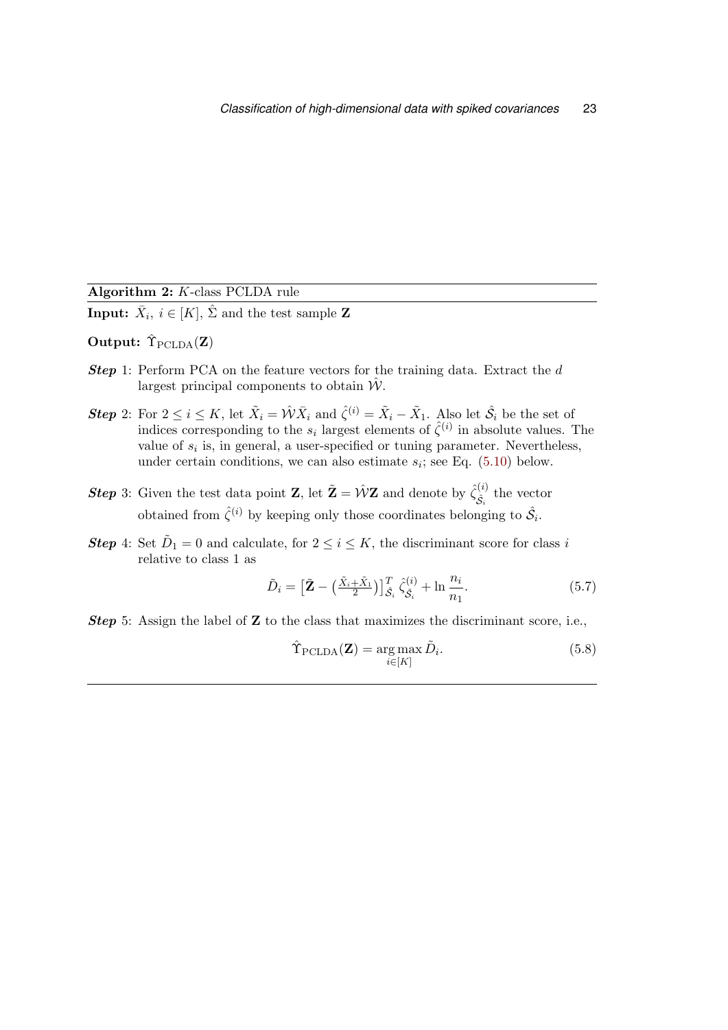**Algorithm 2:** $K$-class PCLDA rule

**Input:** $\bar{X}_i$, $i \in [K]$, $\hat{\Sigma}$ and the test sample $\mathbf{Z}$

**Output:** $\hat{\Upsilon}_{\text{PCLDA}}(\mathbf{Z})$

***Step*** 1: Perform PCA on the feature vectors for the training data. Extract the $d$ largest principal components to obtain $\hat{\mathcal{W}}$.

***Step*** 2: For $2 \leq i \leq K$, let $\tilde{X}_i = \hat{\mathcal{W}}\bar{X}_i$ and $\hat{\zeta}^{(i)} = \tilde{X}_i - \tilde{X}_1$. Also let $\hat{\mathcal{S}}_i$ be the set of indices corresponding to the $s_i$ largest elements of $\hat{\zeta}^{(i)}$ in absolute values. The value of $s_i$ is, in general, a user-specified or tuning parameter. Nevertheless, under certain conditions, we can also estimate $s_i$; see Eq. (5.10) below.

***Step*** 3: Given the test data point $\mathbf{Z}$, let $\tilde{\mathbf{Z}} = \hat{\mathcal{W}}\mathbf{Z}$ and denote by $\hat{\zeta}^{(i)}_{\hat{\mathcal{S}}_i}$ the vector obtained from $\hat{\zeta}^{(i)}$ by keeping only those coordinates belonging to $\hat{\mathcal{S}}_i$.

***Step*** 4: Set $\tilde{D}_1 = 0$ and calculate, for $2 \leq i \leq K$, the discriminant score for class $i$ relative to class 1 as

$$\tilde{D}_i = \left[\tilde{\mathbf{Z}} - \left(\tfrac{\tilde{X}_i + \tilde{X}_1}{2}\right)\right]^T_{\hat{\mathcal{S}}_i} \hat{\zeta}^{(i)}_{\hat{\mathcal{S}}_i} + \ln \frac{n_i}{n_1}. \tag{5.7}$$

***Step*** 5: Assign the label of $\mathbf{Z}$ to the class that maximizes the discriminant score, i.e.,

$$\hat{\Upsilon}_{\text{PCLDA}}(\mathbf{Z}) = \underset{i \in [K]}{\arg\max}\, \tilde{D}_i. \tag{5.8}$$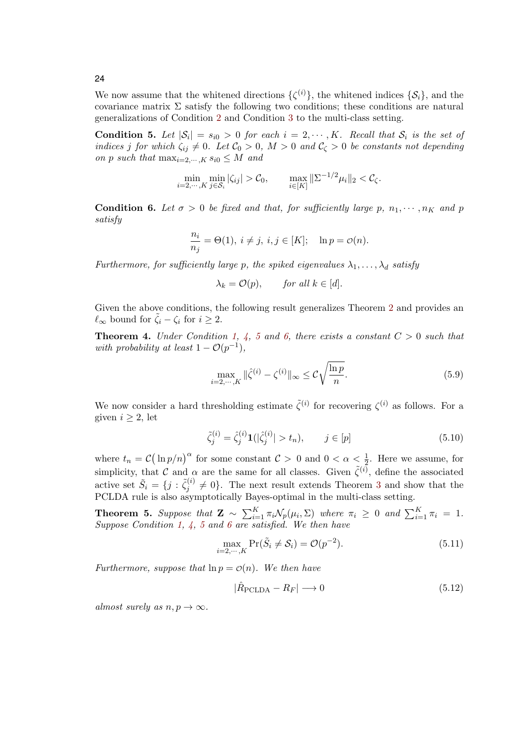We now assume that the whitened directions $\{\zeta^{(i)}\}$, the whitened indices $\{\mathcal{S}_i\}$, and the covariance matrix $\Sigma$ satisfy the following two conditions; these conditions are natural generalizations of Condition 2 and Condition 3 to the multi-class setting.

**Condition 5.** *Let $|\mathcal{S}_i| = s_{i0} > 0$ for each $i = 2, \cdots, K$. Recall that $\mathcal{S}_i$ is the set of indices $j$ for which $\zeta_{ij} \neq 0$. Let $\mathcal{C}_0 > 0$, $M > 0$ and $\mathcal{C}_\zeta > 0$ be constants not depending on $p$ such that $\max_{i=2,\cdots,K} s_{i0} \leq M$ and*

$$\min_{i=2,\cdots,K} \min_{j \in \mathcal{S}_i} |\zeta_{ij}| > \mathcal{C}_0, \qquad \max_{i \in [K]} \|\Sigma^{-1/2}\mu_i\|_2 < \mathcal{C}_\zeta.$$

**Condition 6.** *Let $\sigma > 0$ be fixed and that, for sufficiently large $p$, $n_1, \cdots, n_K$ and $p$ satisfy*

$$\frac{n_i}{n_j} = \Theta(1),\ i \neq j,\ i, j \in [K]; \quad \ln p = o(n).$$

*Furthermore, for sufficiently large $p$, the spiked eigenvalues $\lambda_1, \ldots, \lambda_d$ satisfy*

$$\lambda_k = \mathcal{O}(p), \qquad \text{for all } k \in [d].$$

Given the above conditions, the following result generalizes Theorem 2 and provides an $\ell_\infty$ bound for $\tilde{\zeta}_i - \zeta_i$ for $i \geq 2$.

**Theorem 4.** *Under Condition 1, 4, 5 and 6, there exists a constant $C > 0$ such that with probability at least $1 - \mathcal{O}(p^{-1})$,*

$$\max_{i=2,\cdots,K} \|\hat{\zeta}^{(i)} - \zeta^{(i)}\|_\infty \leq C\sqrt{\frac{\ln p}{n}}. \tag{5.9}$$

We now consider a hard thresholding estimate $\tilde{\zeta}^{(i)}$ for recovering $\zeta^{(i)}$ as follows. For a given $i \geq 2$, let

$$\tilde{\zeta}_j^{(i)} = \hat{\zeta}_j^{(i)} \mathbf{1}(|\hat{\zeta}_j^{(i)}| > t_n), \qquad j \in [p] \tag{5.10}$$

where $t_n = \mathcal{C}\big(\ln p/n\big)^\alpha$ for some constant $\mathcal{C} > 0$ and $0 < \alpha < \frac{1}{2}$. Here we assume, for simplicity, that $\mathcal{C}$ and $\alpha$ are the same for all classes. Given $\tilde{\zeta}^{(i)}$, define the associated active set $\tilde{S}_i = \{j : \tilde{\zeta}_j^{(i)} \neq 0\}$. The next result extends Theorem 3 and show that the PCLDA rule is also asymptotically Bayes-optimal in the multi-class setting.

**Theorem 5.** *Suppose that $\mathbf{Z} \sim \sum_{i=1}^K \pi_i \mathcal{N}_p(\mu_i, \Sigma)$ where $\pi_i \geq 0$ and $\sum_{i=1}^K \pi_i = 1$. Suppose Condition 1, 4, 5 and 6 are satisfied. We then have*

$$\max_{i=2,\cdots,K} \Pr(\tilde{S}_i \neq \mathcal{S}_i) = \mathcal{O}(p^{-2}). \tag{5.11}$$

*Furthermore, suppose that $\ln p = o(n)$. We then have*

$$|\hat{R}_{\mathrm{PCLDA}} - R_F| \longrightarrow 0 \tag{5.12}$$

*almost surely as $n, p \to \infty$.*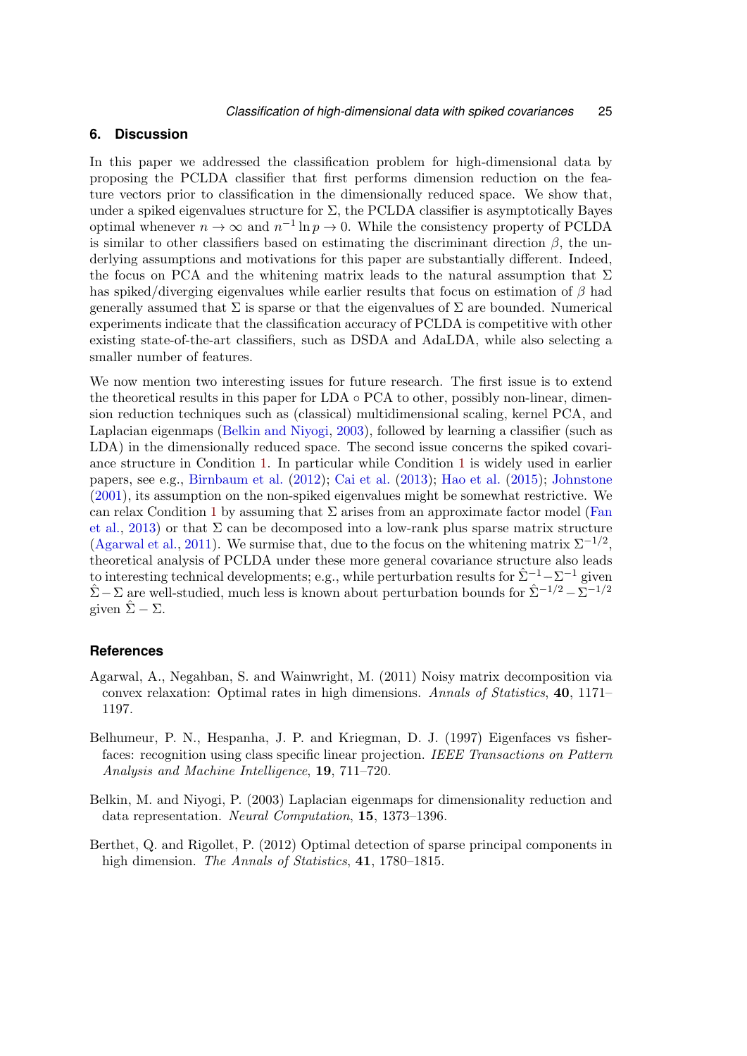## 6. Discussion

In this paper we addressed the classification problem for high-dimensional data by proposing the PCLDA classifier that first performs dimension reduction on the feature vectors prior to classification in the dimensionally reduced space. We show that, under a spiked eigenvalues structure for $\Sigma$, the PCLDA classifier is asymptotically Bayes optimal whenever $n \to \infty$ and $n^{-1} \ln p \to 0$. While the consistency property of PCLDA is similar to other classifiers based on estimating the discriminant direction $\beta$, the underlying assumptions and motivations for this paper are substantially different. Indeed, the focus on PCA and the whitening matrix leads to the natural assumption that $\Sigma$ has spiked/diverging eigenvalues while earlier results that focus on estimation of $\beta$ had generally assumed that $\Sigma$ is sparse or that the eigenvalues of $\Sigma$ are bounded. Numerical experiments indicate that the classification accuracy of PCLDA is competitive with other existing state-of-the-art classifiers, such as DSDA and AdaLDA, while also selecting a smaller number of features.

We now mention two interesting issues for future research. The first issue is to extend the theoretical results in this paper for LDA $\circ$ PCA to other, possibly non-linear, dimension reduction techniques such as (classical) multidimensional scaling, kernel PCA, and Laplacian eigenmaps (Belkin and Niyogi, 2003), followed by learning a classifier (such as LDA) in the dimensionally reduced space. The second issue concerns the spiked covariance structure in Condition 1. In particular while Condition 1 is widely used in earlier papers, see e.g., Birnbaum et al. (2012); Cai et al. (2013); Hao et al. (2015); Johnstone (2001), its assumption on the non-spiked eigenvalues might be somewhat restrictive. We can relax Condition 1 by assuming that $\Sigma$ arises from an approximate factor model (Fan et al., 2013) or that $\Sigma$ can be decomposed into a low-rank plus sparse matrix structure (Agarwal et al., 2011). We surmise that, due to the focus on the whitening matrix $\Sigma^{-1/2}$, theoretical analysis of PCLDA under these more general covariance structure also leads to interesting technical developments; e.g., while perturbation results for $\hat{\Sigma}^{-1} - \Sigma^{-1}$ given $\hat{\Sigma} - \Sigma$ are well-studied, much less is known about perturbation bounds for $\hat{\Sigma}^{-1/2} - \Sigma^{-1/2}$ given $\hat{\Sigma} - \Sigma$.

## References

Agarwal, A., Negahban, S. and Wainwright, M. (2011) Noisy matrix decomposition via convex relaxation: Optimal rates in high dimensions. *Annals of Statistics*, **40**, 1171–1197.

Belhumeur, P. N., Hespanha, J. P. and Kriegman, D. J. (1997) Eigenfaces vs fisherfaces: recognition using class specific linear projection. *IEEE Transactions on Pattern Analysis and Machine Intelligence*, **19**, 711–720.

Belkin, M. and Niyogi, P. (2003) Laplacian eigenmaps for dimensionality reduction and data representation. *Neural Computation*, **15**, 1373–1396.

Berthet, Q. and Rigollet, P. (2012) Optimal detection of sparse principal components in high dimension. *The Annals of Statistics*, **41**, 1780–1815.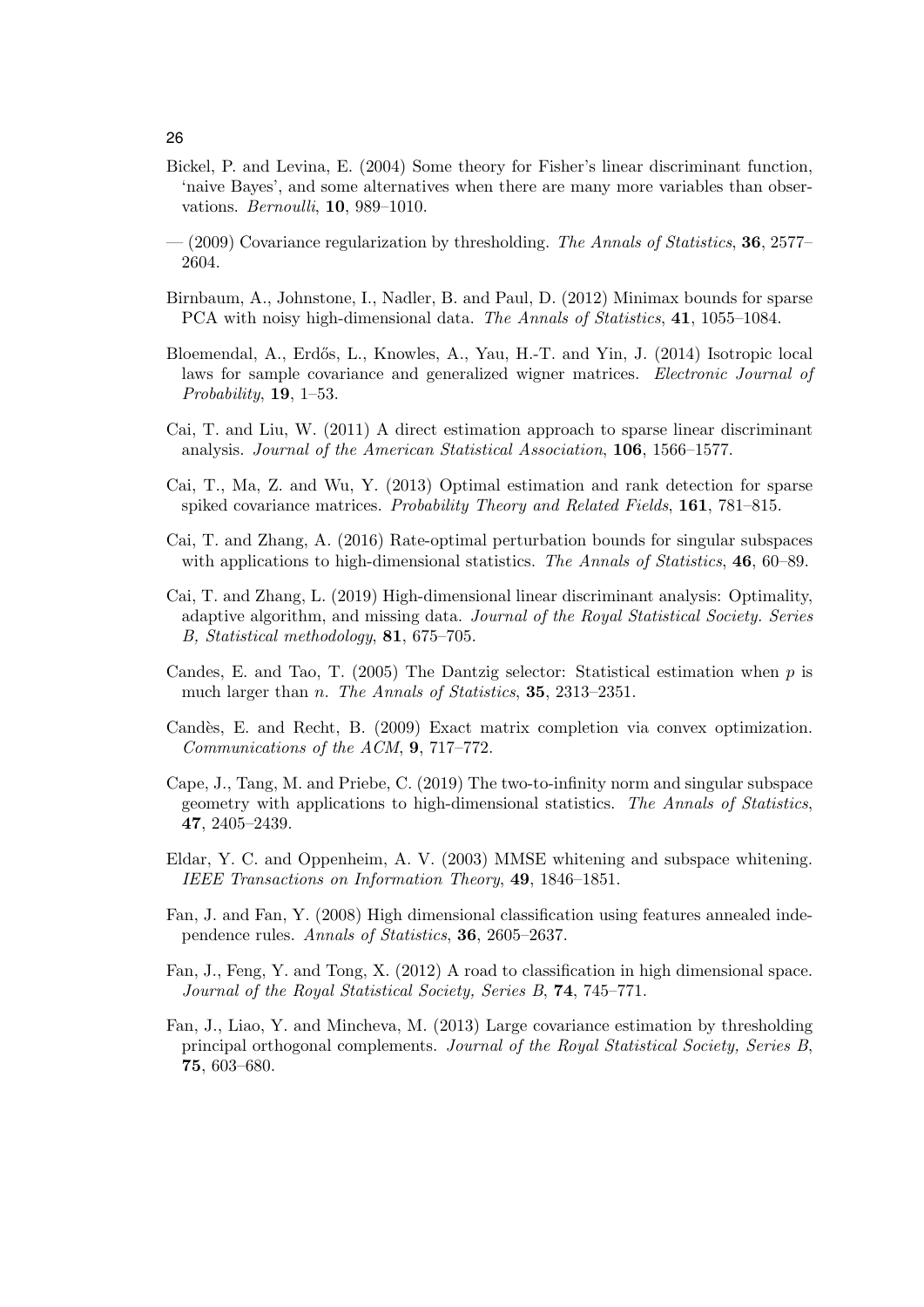Bickel, P. and Levina, E. (2004) Some theory for Fisher's linear discriminant function, 'naive Bayes', and some alternatives when there are many more variables than observations. *Bernoulli*, **10**, 989–1010.

— (2009) Covariance regularization by thresholding. *The Annals of Statistics*, **36**, 2577–2604.

Birnbaum, A., Johnstone, I., Nadler, B. and Paul, D. (2012) Minimax bounds for sparse PCA with noisy high-dimensional data. *The Annals of Statistics*, **41**, 1055–1084.

Bloemendal, A., Erdős, L., Knowles, A., Yau, H.-T. and Yin, J. (2014) Isotropic local laws for sample covariance and generalized wigner matrices. *Electronic Journal of Probability*, **19**, 1–53.

Cai, T. and Liu, W. (2011) A direct estimation approach to sparse linear discriminant analysis. *Journal of the American Statistical Association*, **106**, 1566–1577.

Cai, T., Ma, Z. and Wu, Y. (2013) Optimal estimation and rank detection for sparse spiked covariance matrices. *Probability Theory and Related Fields*, **161**, 781–815.

Cai, T. and Zhang, A. (2016) Rate-optimal perturbation bounds for singular subspaces with applications to high-dimensional statistics. *The Annals of Statistics*, **46**, 60–89.

Cai, T. and Zhang, L. (2019) High-dimensional linear discriminant analysis: Optimality, adaptive algorithm, and missing data. *Journal of the Royal Statistical Society. Series B, Statistical methodology*, **81**, 675–705.

Candes, E. and Tao, T. (2005) The Dantzig selector: Statistical estimation when $p$ is much larger than $n$. *The Annals of Statistics*, **35**, 2313–2351.

Candès, E. and Recht, B. (2009) Exact matrix completion via convex optimization. *Communications of the ACM*, **9**, 717–772.

Cape, J., Tang, M. and Priebe, C. (2019) The two-to-infinity norm and singular subspace geometry with applications to high-dimensional statistics. *The Annals of Statistics*, **47**, 2405–2439.

Eldar, Y. C. and Oppenheim, A. V. (2003) MMSE whitening and subspace whitening. *IEEE Transactions on Information Theory*, **49**, 1846–1851.

Fan, J. and Fan, Y. (2008) High dimensional classification using features annealed independence rules. *Annals of Statistics*, **36**, 2605–2637.

Fan, J., Feng, Y. and Tong, X. (2012) A road to classification in high dimensional space. *Journal of the Royal Statistical Society, Series B*, **74**, 745–771.

Fan, J., Liao, Y. and Mincheva, M. (2013) Large covariance estimation by thresholding principal orthogonal complements. *Journal of the Royal Statistical Society, Series B*, **75**, 603–680.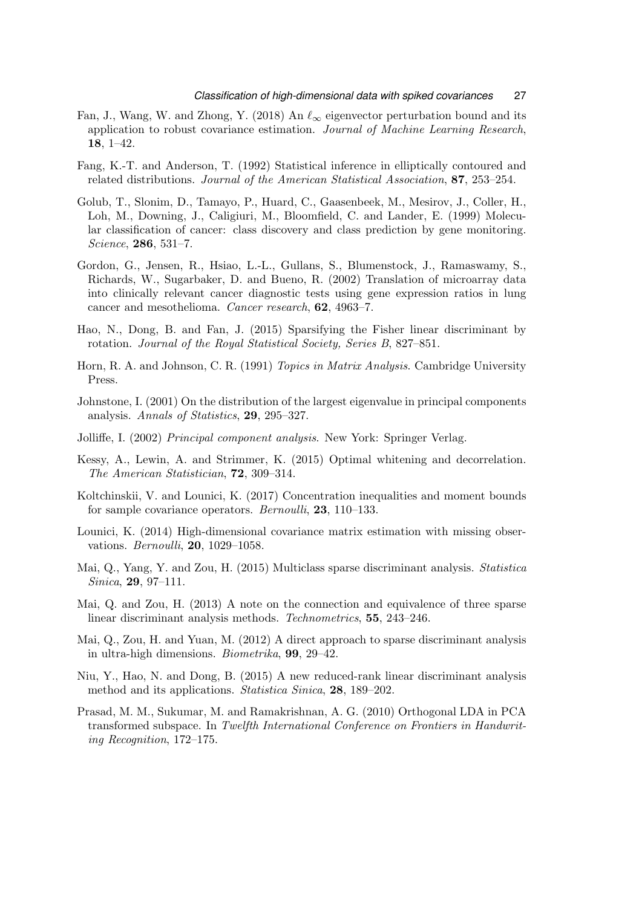Fan, J., Wang, W. and Zhong, Y. (2018) An $\ell_\infty$ eigenvector perturbation bound and its application to robust covariance estimation. *Journal of Machine Learning Research*, **18**, 1–42.

Fang, K.-T. and Anderson, T. (1992) Statistical inference in elliptically contoured and related distributions. *Journal of the American Statistical Association*, **87**, 253–254.

Golub, T., Slonim, D., Tamayo, P., Huard, C., Gaasenbeek, M., Mesirov, J., Coller, H., Loh, M., Downing, J., Caligiuri, M., Bloomfield, C. and Lander, E. (1999) Molecular classification of cancer: class discovery and class prediction by gene monitoring. *Science*, **286**, 531–7.

Gordon, G., Jensen, R., Hsiao, L.-L., Gullans, S., Blumenstock, J., Ramaswamy, S., Richards, W., Sugarbaker, D. and Bueno, R. (2002) Translation of microarray data into clinically relevant cancer diagnostic tests using gene expression ratios in lung cancer and mesothelioma. *Cancer research*, **62**, 4963–7.

Hao, N., Dong, B. and Fan, J. (2015) Sparsifying the Fisher linear discriminant by rotation. *Journal of the Royal Statistical Society, Series B*, 827–851.

Horn, R. A. and Johnson, C. R. (1991) *Topics in Matrix Analysis*. Cambridge University Press.

Johnstone, I. (2001) On the distribution of the largest eigenvalue in principal components analysis. *Annals of Statistics*, **29**, 295–327.

Jolliffe, I. (2002) *Principal component analysis*. New York: Springer Verlag.

Kessy, A., Lewin, A. and Strimmer, K. (2015) Optimal whitening and decorrelation. *The American Statistician*, **72**, 309–314.

Koltchinskii, V. and Lounici, K. (2017) Concentration inequalities and moment bounds for sample covariance operators. *Bernoulli*, **23**, 110–133.

Lounici, K. (2014) High-dimensional covariance matrix estimation with missing observations. *Bernoulli*, **20**, 1029–1058.

Mai, Q., Yang, Y. and Zou, H. (2015) Multiclass sparse discriminant analysis. *Statistica Sinica*, **29**, 97–111.

Mai, Q. and Zou, H. (2013) A note on the connection and equivalence of three sparse linear discriminant analysis methods. *Technometrics*, **55**, 243–246.

Mai, Q., Zou, H. and Yuan, M. (2012) A direct approach to sparse discriminant analysis in ultra-high dimensions. *Biometrika*, **99**, 29–42.

Niu, Y., Hao, N. and Dong, B. (2015) A new reduced-rank linear discriminant analysis method and its applications. *Statistica Sinica*, **28**, 189–202.

Prasad, M. M., Sukumar, M. and Ramakrishnan, A. G. (2010) Orthogonal LDA in PCA transformed subspace. In *Twelfth International Conference on Frontiers in Handwriting Recognition*, 172–175.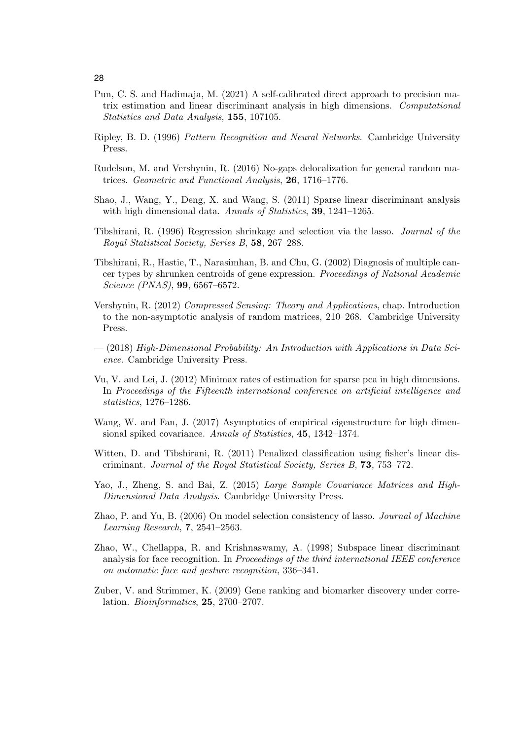Pun, C. S. and Hadimaja, M. (2021) A self-calibrated direct approach to precision matrix estimation and linear discriminant analysis in high dimensions. *Computational Statistics and Data Analysis*, **155**, 107105.

Ripley, B. D. (1996) *Pattern Recognition and Neural Networks*. Cambridge University Press.

Rudelson, M. and Vershynin, R. (2016) No-gaps delocalization for general random matrices. *Geometric and Functional Analysis*, **26**, 1716–1776.

Shao, J., Wang, Y., Deng, X. and Wang, S. (2011) Sparse linear discriminant analysis with high dimensional data. *Annals of Statistics*, **39**, 1241–1265.

Tibshirani, R. (1996) Regression shrinkage and selection via the lasso. *Journal of the Royal Statistical Society, Series B*, **58**, 267–288.

Tibshirani, R., Hastie, T., Narasimhan, B. and Chu, G. (2002) Diagnosis of multiple cancer types by shrunken centroids of gene expression. *Proceedings of National Academic Science (PNAS)*, **99**, 6567–6572.

Vershynin, R. (2012) *Compressed Sensing: Theory and Applications*, chap. Introduction to the non-asymptotic analysis of random matrices, 210–268. Cambridge University Press.

— (2018) *High-Dimensional Probability: An Introduction with Applications in Data Science*. Cambridge University Press.

Vu, V. and Lei, J. (2012) Minimax rates of estimation for sparse pca in high dimensions. In *Proceedings of the Fifteenth international conference on artificial intelligence and statistics*, 1276–1286.

Wang, W. and Fan, J. (2017) Asymptotics of empirical eigenstructure for high dimensional spiked covariance. *Annals of Statistics*, **45**, 1342–1374.

Witten, D. and Tibshirani, R. (2011) Penalized classification using fisher's linear discriminant. *Journal of the Royal Statistical Society, Series B*, **73**, 753–772.

Yao, J., Zheng, S. and Bai, Z. (2015) *Large Sample Covariance Matrices and High-Dimensional Data Analysis*. Cambridge University Press.

Zhao, P. and Yu, B. (2006) On model selection consistency of lasso. *Journal of Machine Learning Research*, **7**, 2541–2563.

Zhao, W., Chellappa, R. and Krishnaswamy, A. (1998) Subspace linear discriminant analysis for face recognition. In *Proceedings of the third international IEEE conference on automatic face and gesture recognition*, 336–341.

Zuber, V. and Strimmer, K. (2009) Gene ranking and biomarker discovery under correlation. *Bioinformatics*, **25**, 2700–2707.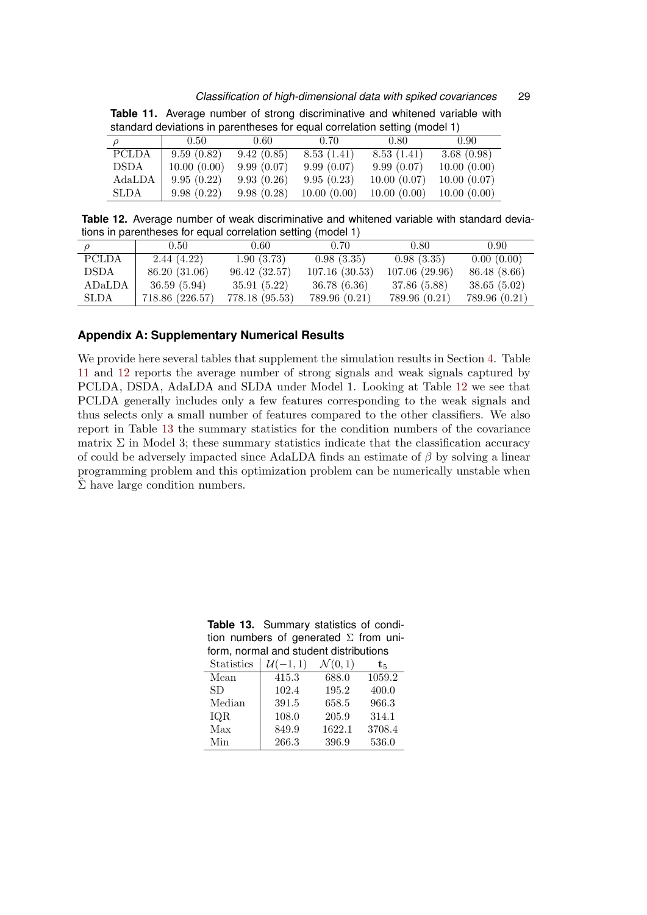**Table 11.** Average number of strong discriminative and whitened variable with standard deviations in parentheses for equal correlation setting (model 1)

| $\rho$ | 0.50 | 0.60 | 0.70 | 0.80 | 0.90 |
|---|---|---|---|---|---|
| PCLDA | 9.59 (0.82) | 9.42 (0.85) | 8.53 (1.41) | 8.53 (1.41) | 3.68 (0.98) |
| DSDA | 10.00 (0.00) | 9.99 (0.07) | 9.99 (0.07) | 9.99 (0.07) | 10.00 (0.00) |
| AdaLDA | 9.95 (0.22) | 9.93 (0.26) | 9.95 (0.23) | 10.00 (0.07) | 10.00 (0.07) |
| SLDA | 9.98 (0.22) | 9.98 (0.28) | 10.00 (0.00) | 10.00 (0.00) | 10.00 (0.00) |

**Table 12.** Average number of weak discriminative and whitened variable with standard deviations in parentheses for equal correlation setting (model 1)

| $\rho$ | 0.50 | 0.60 | 0.70 | 0.80 | 0.90 |
|---|---|---|---|---|---|
| PCLDA | 2.44 (4.22) | 1.90 (3.73) | 0.98 (3.35) | 0.98 (3.35) | 0.00 (0.00) |
| DSDA | 86.20 (31.06) | 96.42 (32.57) | 107.16 (30.53) | 107.06 (29.96) | 86.48 (8.66) |
| ADaLDA | 36.59 (5.94) | 35.91 (5.22) | 36.78 (6.36) | 37.86 (5.88) | 38.65 (5.02) |
| SLDA | 718.86 (226.57) | 778.18 (95.53) | 789.96 (0.21) | 789.96 (0.21) | 789.96 (0.21) |

## Appendix A: Supplementary Numerical Results

We provide here several tables that supplement the simulation results in Section 4. Table 11 and 12 reports the average number of strong signals and weak signals captured by PCLDA, DSDA, AdaLDA and SLDA under Model 1. Looking at Table 12 we see that PCLDA generally includes only a few features corresponding to the weak signals and thus selects only a small number of features compared to the other classifiers. We also report in Table 13 the summary statistics for the condition numbers of the covariance matrix $\Sigma$ in Model 3; these summary statistics indicate that the classification accuracy of could be adversely impacted since AdaLDA finds an estimate of $\beta$ by solving a linear programming problem and this optimization problem can be numerically unstable when $\hat{\Sigma}$ have large condition numbers.

**Table 13.** Summary statistics of condition numbers of generated $\Sigma$ from uniform, normal and student distributions

| Statistics | $\mathcal{U}(-1,1)$ | $\mathcal{N}(0,1)$ | $\mathbf{t}_5$ |
|---|---|---|---|
| Mean | 415.3 | 688.0 | 1059.2 |
| SD | 102.4 | 195.2 | 400.0 |
| Median | 391.5 | 658.5 | 966.3 |
| IQR | 108.0 | 205.9 | 314.1 |
| Max | 849.9 | 1622.1 | 3708.4 |
| Min | 266.3 | 396.9 | 536.0 |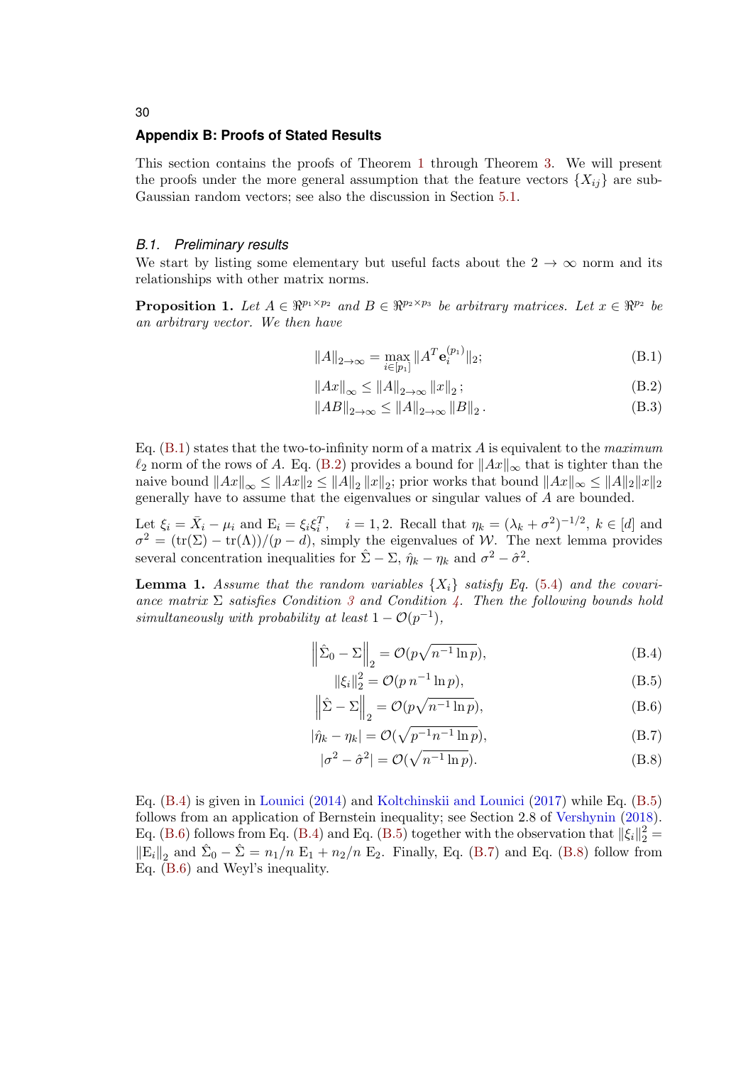## Appendix B: Proofs of Stated Results

This section contains the proofs of Theorem 1 through Theorem 3. We will present the proofs under the more general assumption that the feature vectors $\{X_{ij}\}$ are sub-Gaussian random vectors; see also the discussion in Section 5.1.

### B.1. Preliminary results

We start by listing some elementary but useful facts about the $2 \to \infty$ norm and its relationships with other matrix norms.

**Proposition 1.** *Let $A \in \Re^{p_1 \times p_2}$ and $B \in \Re^{p_2 \times p_3}$ be arbitrary matrices. Let $x \in \Re^{p_2}$ be an arbitrary vector. We then have*

$$\|A\|_{2\to\infty} = \max_{i \in [p_1]} \|A^T \mathbf{e}_i^{(p_1)}\|_2; \tag{B.1}$$

$$\|Ax\|_\infty \leq \|A\|_{2\to\infty} \|x\|_2; \tag{B.2}$$

$$\|AB\|_{2\to\infty} \leq \|A\|_{2\to\infty} \|B\|_2. \tag{B.3}$$

Eq. (B.1) states that the two-to-infinity norm of a matrix $A$ is equivalent to the *maximum* $\ell_2$ norm of the rows of $A$. Eq. (B.2) provides a bound for $\|Ax\|_\infty$ that is tighter than the naive bound $\|Ax\|_\infty \leq \|Ax\|_2 \leq \|A\|_2 \|x\|_2$; prior works that bound $\|Ax\|_\infty \leq \|A\|_2 \|x\|_2$ generally have to assume that the eigenvalues or singular values of $A$ are bounded.

Let $\xi_i = \bar{X}_i - \mu_i$ and $\mathrm{E}_i = \xi_i \xi_i^T, \quad i = 1, 2$. Recall that $\eta_k = (\lambda_k + \sigma^2)^{-1/2}$, $k \in [d]$ and $\sigma^2 = (\mathrm{tr}(\Sigma) - \mathrm{tr}(\Lambda))/(p - d)$, simply the eigenvalues of $\mathcal{W}$. The next lemma provides several concentration inequalities for $\hat{\Sigma} - \Sigma$, $\hat{\eta}_k - \eta_k$ and $\sigma^2 - \hat{\sigma}^2$.

**Lemma 1.** *Assume that the random variables $\{X_i\}$ satisfy Eq. (5.4) and the covariance matrix $\Sigma$ satisfies Condition 3 and Condition 4. Then the following bounds hold simultaneously with probability at least $1 - \mathcal{O}(p^{-1})$,*

$$\left\|\hat{\Sigma}_0 - \Sigma\right\|_2 = \mathcal{O}(p\sqrt{n^{-1} \ln p}), \tag{B.4}$$

$$\|\xi_i\|_2^2 = \mathcal{O}(p\, n^{-1} \ln p), \tag{B.5}$$

$$\left\|\hat{\Sigma} - \Sigma\right\|_2 = \mathcal{O}(p\sqrt{n^{-1} \ln p}), \tag{B.6}$$

$$|\hat{\eta}_k - \eta_k| = \mathcal{O}(\sqrt{p^{-1} n^{-1} \ln p}), \tag{B.7}$$

$$|\sigma^2 - \hat{\sigma}^2| = \mathcal{O}(\sqrt{n^{-1} \ln p}). \tag{B.8}$$

Eq. (B.4) is given in Lounici (2014) and Koltchinskii and Lounici (2017) while Eq. (B.5) follows from an application of Bernstein inequality; see Section 2.8 of Vershynin (2018). Eq. (B.6) follows from Eq. (B.4) and Eq. (B.5) together with the observation that $\|\xi_i\|_2^2 = \|\mathrm{E}_i\|_2$ and $\hat{\Sigma}_0 - \hat{\Sigma} = n_1/n\ \mathrm{E}_1 + n_2/n\ \mathrm{E}_2$. Finally, Eq. (B.7) and Eq. (B.8) follow from Eq. (B.6) and Weyl's inequality.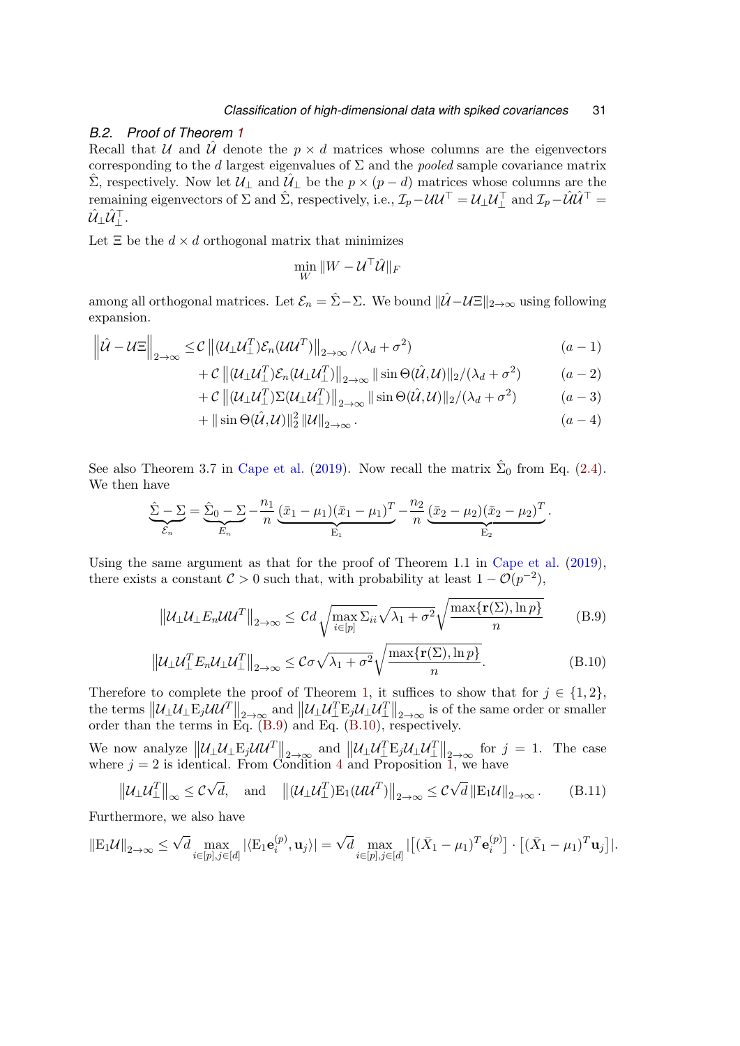### B.2. Proof of Theorem 1

Recall that $\mathcal{U}$ and $\hat{\mathcal{U}}$ denote the $p \times d$ matrices whose columns are the eigenvectors corresponding to the $d$ largest eigenvalues of $\Sigma$ and the *pooled* sample covariance matrix $\hat{\Sigma}$, respectively. Now let $\mathcal{U}_\perp$ and $\hat{\mathcal{U}}_\perp$ be the $p \times (p-d)$ matrices whose columns are the remaining eigenvectors of $\Sigma$ and $\hat{\Sigma}$, respectively, i.e., $\mathcal{I}_p - \mathcal{U}\mathcal{U}^\top = \mathcal{U}_\perp \mathcal{U}_\perp^\top$ and $\mathcal{I}_p - \hat{\mathcal{U}}\hat{\mathcal{U}}^\top = \hat{\mathcal{U}}_\perp \hat{\mathcal{U}}_\perp^\top$.

Let $\Xi$ be the $d \times d$ orthogonal matrix that minimizes

$$\min_W \|W - \mathcal{U}^\top \hat{\mathcal{U}}\|_F$$

among all orthogonal matrices. Let $\mathcal{E}_n = \hat{\Sigma} - \Sigma$. We bound $\|\hat{\mathcal{U}} - \mathcal{U}\Xi\|_{2\to\infty}$ using following expansion.

$$\begin{aligned}
\left\|\hat{\mathcal{U}} - \mathcal{U}\Xi\right\|_{2\to\infty} \leq\, & \mathcal{C}\left\|(\mathcal{U}_\perp \mathcal{U}_\perp^T)\mathcal{E}_n(\mathcal{U}\mathcal{U}^T)\right\|_{2\to\infty}/(\lambda_d + \sigma^2) && (a-1)\\
& + \mathcal{C}\left\|(\mathcal{U}_\perp \mathcal{U}_\perp^T)\mathcal{E}_n(\mathcal{U}_\perp \mathcal{U}_\perp^T)\right\|_{2\to\infty} \|\sin\Theta(\hat{\mathcal{U}}, \mathcal{U})\|_2/(\lambda_d + \sigma^2) && (a-2)\\
& + \mathcal{C}\left\|(\mathcal{U}_\perp \mathcal{U}_\perp^T)\Sigma(\mathcal{U}_\perp \mathcal{U}_\perp^T)\right\|_{2\to\infty} \|\sin\Theta(\hat{\mathcal{U}}, \mathcal{U})\|_2/(\lambda_d + \sigma^2) && (a-3)\\
& + \|\sin\Theta(\hat{\mathcal{U}}, \mathcal{U})\|_2^2 \, \|\mathcal{U}\|_{2\to\infty}. && (a-4)
\end{aligned}$$

See also Theorem 3.7 in Cape et al. (2019). Now recall the matrix $\hat{\Sigma}_0$ from Eq. (2.4). We then have

$$\underbrace{\hat{\Sigma} - \Sigma}_{\mathcal{E}_n} = \underbrace{\hat{\Sigma}_0 - \Sigma}_{E_n} - \frac{n_1}{n}\underbrace{(\bar{x}_1 - \mu_1)(\bar{x}_1 - \mu_1)^T}_{\mathrm{E}_1} - \frac{n_2}{n}\underbrace{(\bar{x}_2 - \mu_2)(\bar{x}_2 - \mu_2)^T}_{\mathrm{E}_2}.$$

Using the same argument as that for the proof of Theorem 1.1 in Cape et al. (2019), there exists a constant $\mathcal{C} > 0$ such that, with probability at least $1 - \mathcal{O}(p^{-2})$,

$$\left\|\mathcal{U}_\perp \mathcal{U}_\perp E_n \mathcal{U}\mathcal{U}^T\right\|_{2\to\infty} \leq \mathcal{C} d \sqrt{\max_{i\in[p]} \Sigma_{ii}} \sqrt{\lambda_1 + \sigma^2} \sqrt{\frac{\max\{\mathbf{r}(\Sigma), \ln p\}}{n}} \tag{B.9}$$

$$\left\|\mathcal{U}_\perp \mathcal{U}_\perp^T E_n \mathcal{U}_\perp \mathcal{U}_\perp^T\right\|_{2\to\infty} \leq \mathcal{C}\sigma \sqrt{\lambda_1 + \sigma^2} \sqrt{\frac{\max\{\mathbf{r}(\Sigma), \ln p\}}{n}}. \tag{B.10}$$

Therefore to complete the proof of Theorem 1, it suffices to show that for $j \in \{1, 2\}$, the terms $\left\|\mathcal{U}_\perp \mathcal{U}_\perp \mathrm{E}_j \mathcal{U}\mathcal{U}^T\right\|_{2\to\infty}$ and $\left\|\mathcal{U}_\perp \mathcal{U}_\perp^T \mathrm{E}_j \mathcal{U}_\perp \mathcal{U}_\perp^T\right\|_{2\to\infty}$ is of the same order or smaller order than the terms in Eq. (B.9) and Eq. (B.10), respectively.

We now analyze $\left\|\mathcal{U}_\perp \mathcal{U}_\perp \mathrm{E}_j \mathcal{U}\mathcal{U}^T\right\|_{2\to\infty}$ and $\left\|\mathcal{U}_\perp \mathcal{U}_\perp^T \mathrm{E}_j \mathcal{U}_\perp \mathcal{U}_\perp^T\right\|_{2\to\infty}$ for $j = 1$. The case where $j = 2$ is identical. From Condition 4 and Proposition 1, we have

$$\left\|\mathcal{U}_\perp \mathcal{U}_\perp^T\right\|_\infty \leq \mathcal{C}\sqrt{d}, \quad \text{and} \quad \left\|(\mathcal{U}_\perp \mathcal{U}_\perp^T)\mathrm{E}_1(\mathcal{U}\mathcal{U}^T)\right\|_{2\to\infty} \leq \mathcal{C}\sqrt{d}\,\|\mathrm{E}_1 \mathcal{U}\|_{2\to\infty}. \tag{B.11}$$

Furthermore, we also have

$$\|\mathrm{E}_1 \mathcal{U}\|_{2\to\infty} \leq \sqrt{d} \max_{i\in[p], j\in[d]} |\langle \mathrm{E}_1 \mathbf{e}_i^{(p)}, \mathbf{u}_j \rangle| = \sqrt{d} \max_{i\in[p], j\in[d]} \left|\left[(\bar{X}_1 - \mu_1)^T \mathbf{e}_i^{(p)}\right] \cdot \left[(\bar{X}_1 - \mu_1)^T \mathbf{u}_j\right]\right|.$$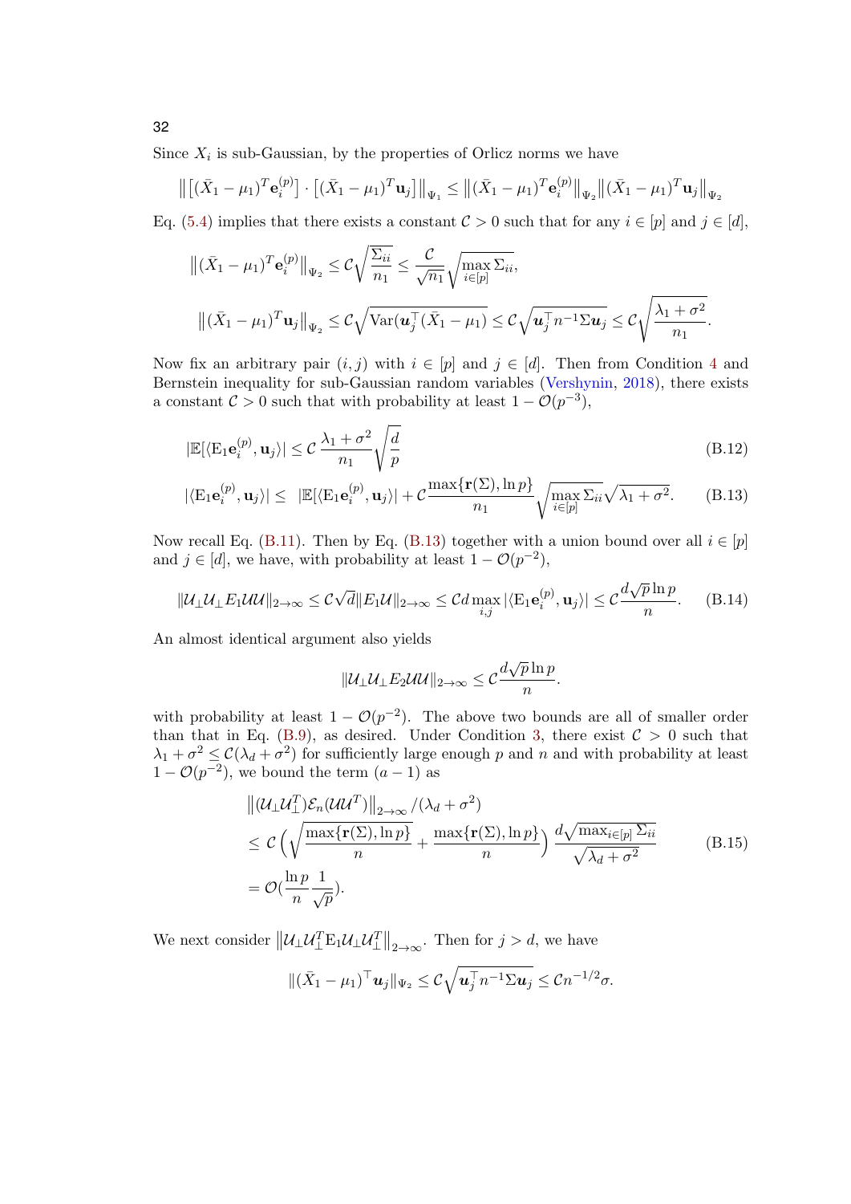Since $X_i$ is sub-Gaussian, by the properties of Orlicz norms we have

$$\big\| [(\bar{X}_1 - \mu_1)^T \mathbf{e}_i^{(p)}] \cdot [(\bar{X}_1 - \mu_1)^T \mathbf{u}_j] \big\|_{\Psi_1} \leq \big\| (\bar{X}_1 - \mu_1)^T \mathbf{e}_i^{(p)} \big\|_{\Psi_2} \big\| (\bar{X}_1 - \mu_1)^T \mathbf{u}_j \big\|_{\Psi_2}$$

Eq. (5.4) implies that there exists a constant $\mathcal{C} > 0$ such that for any $i \in [p]$ and $j \in [d]$,

$$\big\| (\bar{X}_1 - \mu_1)^T \mathbf{e}_i^{(p)} \big\|_{\Psi_2} \leq \mathcal{C} \sqrt{\frac{\Sigma_{ii}}{n_1}} \leq \frac{\mathcal{C}}{\sqrt{n_1}} \sqrt{\max_{i \in [p]} \Sigma_{ii}},$$

$$\big\| (\bar{X}_1 - \mu_1)^T \mathbf{u}_j \big\|_{\Psi_2} \leq \mathcal{C} \sqrt{\mathrm{Var}(\boldsymbol{u}_j^\top (\bar{X}_1 - \mu_1))} \leq \mathcal{C} \sqrt{\boldsymbol{u}_j^\top n^{-1} \Sigma \boldsymbol{u}_j} \leq \mathcal{C} \sqrt{\frac{\lambda_1 + \sigma^2}{n_1}}.$$

Now fix an arbitrary pair $(i, j)$ with $i \in [p]$ and $j \in [d]$. Then from Condition 4 and Bernstein inequality for sub-Gaussian random variables (Vershynin, 2018), there exists a constant $\mathcal{C} > 0$ such that with probability at least $1 - \mathcal{O}(p^{-3})$,

$$|\mathbb{E}[\langle \mathrm{E}_1 \mathbf{e}_i^{(p)}, \mathbf{u}_j \rangle| \leq \mathcal{C} \, \frac{\lambda_1 + \sigma^2}{n_1} \sqrt{\frac{d}{p}} \tag{B.12}$$

$$|\langle \mathrm{E}_1 \mathbf{e}_i^{(p)}, \mathbf{u}_j \rangle| \leq \ |\mathbb{E}[\langle \mathrm{E}_1 \mathbf{e}_i^{(p)}, \mathbf{u}_j \rangle]| + \mathcal{C} \frac{\max\{\mathbf{r}(\Sigma), \ln p\}}{n_1} \sqrt{\max_{i \in [p]} \Sigma_{ii}} \sqrt{\lambda_1 + \sigma^2}. \tag{B.13}$$

Now recall Eq. (B.11). Then by Eq. (B.13) together with a union bound over all $i \in [p]$ and $j \in [d]$, we have, with probability at least $1 - \mathcal{O}(p^{-2})$,

$$\|\mathcal{U}_\perp \mathcal{U}_\perp E_1 \mathcal{U}\mathcal{U}\|_{2\to\infty} \leq \mathcal{C}\sqrt{d} \|E_1 \mathcal{U}\|_{2\to\infty} \leq \mathcal{C} d \max_{i,j} |\langle \mathrm{E}_1 \mathbf{e}_i^{(p)}, \mathbf{u}_j \rangle| \leq \mathcal{C} \frac{d\sqrt{p} \ln p}{n}. \tag{B.14}$$

An almost identical argument also yields

$$\|\mathcal{U}_\perp \mathcal{U}_\perp E_2 \mathcal{U}\mathcal{U}\|_{2\to\infty} \leq \mathcal{C} \frac{d\sqrt{p} \ln p}{n}.$$

with probability at least $1 - \mathcal{O}(p^{-2})$. The above two bounds are all of smaller order than that in Eq. (B.9), as desired. Under Condition 3, there exist $\mathcal{C} > 0$ such that $\lambda_1 + \sigma^2 \leq \mathcal{C}(\lambda_d + \sigma^2)$ for sufficiently large enough $p$ and $n$ and with probability at least $1 - \mathcal{O}(p^{-2})$, we bound the term $(a - 1)$ as

$$\begin{aligned}
&\big\| (\mathcal{U}_\perp \mathcal{U}_\perp^T) \mathcal{E}_n (\mathcal{U}\mathcal{U}^T) \big\|_{2\to\infty} / (\lambda_d + \sigma^2) \\
&\leq \mathcal{C} \Big( \sqrt{\frac{\max\{\mathbf{r}(\Sigma), \ln p\}}{n}} + \frac{\max\{\mathbf{r}(\Sigma), \ln p\}}{n} \Big) \frac{d\sqrt{\max_{i\in[p]} \Sigma_{ii}}}{\sqrt{\lambda_d + \sigma^2}} \\
&= \mathcal{O}(\frac{\ln p}{n} \frac{1}{\sqrt{p}}).
\end{aligned} \tag{B.15}$$

We next consider $\big\| \mathcal{U}_\perp \mathcal{U}_\perp^T \mathrm{E}_1 \mathcal{U}_\perp \mathcal{U}_\perp^T \big\|_{2\to\infty}$. Then for $j > d$, we have

$$\|(\bar{X}_1 - \mu_1)^\top \boldsymbol{u}_j\|_{\Psi_2} \leq \mathcal{C} \sqrt{\boldsymbol{u}_j^\top n^{-1} \Sigma \boldsymbol{u}_j} \leq \mathcal{C} n^{-1/2} \sigma.$$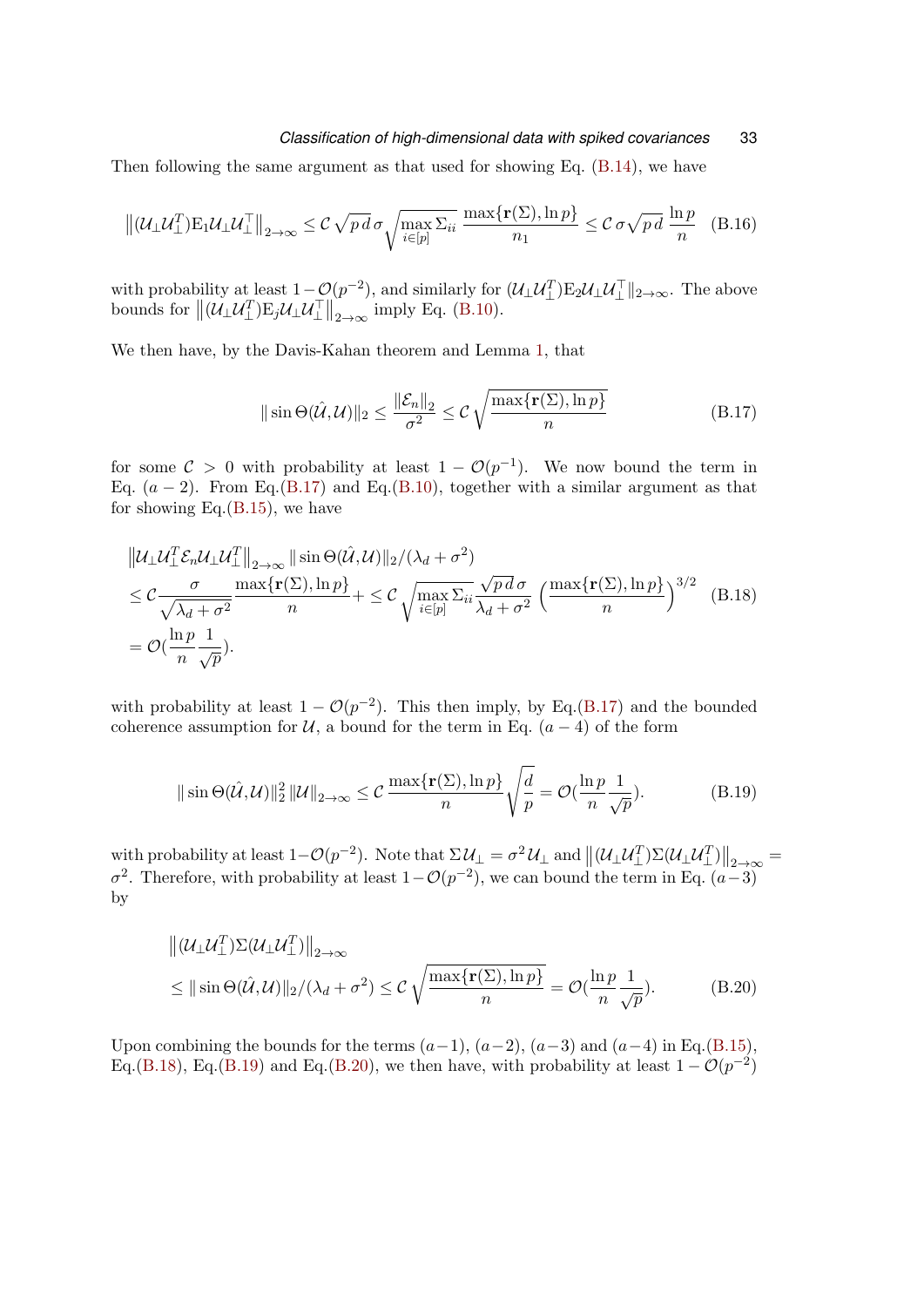Then following the same argument as that used for showing Eq. (B.14), we have

$$\left\|(\mathcal{U}_\perp \mathcal{U}_\perp^T)\mathrm{E}_1 \mathcal{U}_\perp \mathcal{U}_\perp^\top\right\|_{2\to\infty} \leq \mathcal{C}\sqrt{p\,d}\,\sigma\sqrt{\max_{i\in[p]}\Sigma_{ii}}\,\frac{\max\{\mathbf{r}(\Sigma),\ln p\}}{n_1} \leq \mathcal{C}\,\sigma\sqrt{p\,d}\,\frac{\ln p}{n} \quad \text{(B.16)}$$

with probability at least $1-\mathcal{O}(p^{-2})$, and similarly for $(\mathcal{U}_\perp \mathcal{U}_\perp^T)\mathrm{E}_2\mathcal{U}_\perp \mathcal{U}_\perp^\top\|_{2\to\infty}$. The above bounds for $\left\|(\mathcal{U}_\perp \mathcal{U}_\perp^T)\mathrm{E}_j \mathcal{U}_\perp \mathcal{U}_\perp^\top\right\|_{2\to\infty}$ imply Eq. (B.10).

We then have, by the Davis-Kahan theorem and Lemma 1, that

$$\|\sin\Theta(\hat{\mathcal{U}},\mathcal{U})\|_2 \leq \frac{\|\mathcal{E}_n\|_2}{\sigma^2} \leq \mathcal{C}\sqrt{\frac{\max\{\mathbf{r}(\Sigma),\ln p\}}{n}} \quad \text{(B.17)}$$

for some $\mathcal{C} > 0$ with probability at least $1 - \mathcal{O}(p^{-1})$. We now bound the term in Eq. $(a-2)$. From Eq.(B.17) and Eq.(B.10), together with a similar argument as that for showing Eq.(B.15), we have

$$\begin{aligned}
&\left\|\mathcal{U}_\perp \mathcal{U}_\perp^T \mathcal{E}_n \mathcal{U}_\perp \mathcal{U}_\perp^T\right\|_{2\to\infty} \|\sin\Theta(\hat{\mathcal{U}},\mathcal{U})\|_2/(\lambda_d+\sigma^2) \\
&\leq \mathcal{C}\frac{\sigma}{\sqrt{\lambda_d+\sigma^2}}\frac{\max\{\mathbf{r}(\Sigma),\ln p\}}{n} + \leq \mathcal{C}\sqrt{\max_{i\in[p]}\Sigma_{ii}}\,\frac{\sqrt{p\,d}\,\sigma}{\lambda_d+\sigma^2}\left(\frac{\max\{\mathbf{r}(\Sigma),\ln p\}}{n}\right)^{3/2} \\
&= \mathcal{O}\left(\frac{\ln p}{n}\frac{1}{\sqrt{p}}\right).
\end{aligned} \quad \text{(B.18)}$$

with probability at least $1 - \mathcal{O}(p^{-2})$. This then imply, by Eq.(B.17) and the bounded coherence assumption for $\mathcal{U}$, a bound for the term in Eq. $(a-4)$ of the form

$$\|\sin\Theta(\hat{\mathcal{U}},\mathcal{U})\|_2^2\,\|\mathcal{U}\|_{2\to\infty} \leq \mathcal{C}\,\frac{\max\{\mathbf{r}(\Sigma),\ln p\}}{n}\sqrt{\frac{d}{p}} = \mathcal{O}\left(\frac{\ln p}{n}\frac{1}{\sqrt{p}}\right). \quad \text{(B.19)}$$

with probability at least $1-\mathcal{O}(p^{-2})$. Note that $\Sigma\mathcal{U}_\perp = \sigma^2\mathcal{U}_\perp$ and $\left\|(\mathcal{U}_\perp \mathcal{U}_\perp^T)\Sigma(\mathcal{U}_\perp \mathcal{U}_\perp^T)\right\|_{2\to\infty} = \sigma^2$. Therefore, with probability at least $1-\mathcal{O}(p^{-2})$, we can bound the term in Eq. $(a-3)$ by

$$\begin{aligned}
&\left\|(\mathcal{U}_\perp \mathcal{U}_\perp^T)\Sigma(\mathcal{U}_\perp \mathcal{U}_\perp^T)\right\|_{2\to\infty} \\
&\leq \|\sin\Theta(\hat{\mathcal{U}},\mathcal{U})\|_2/(\lambda_d+\sigma^2) \leq \mathcal{C}\sqrt{\frac{\max\{\mathbf{r}(\Sigma),\ln p\}}{n}} = \mathcal{O}\left(\frac{\ln p}{n}\frac{1}{\sqrt{p}}\right).
\end{aligned} \quad \text{(B.20)}$$

Upon combining the bounds for the terms $(a-1)$, $(a-2)$, $(a-3)$ and $(a-4)$ in Eq.(B.15), Eq.(B.18), Eq.(B.19) and Eq.(B.20), we then have, with probability at least $1-\mathcal{O}(p^{-2})$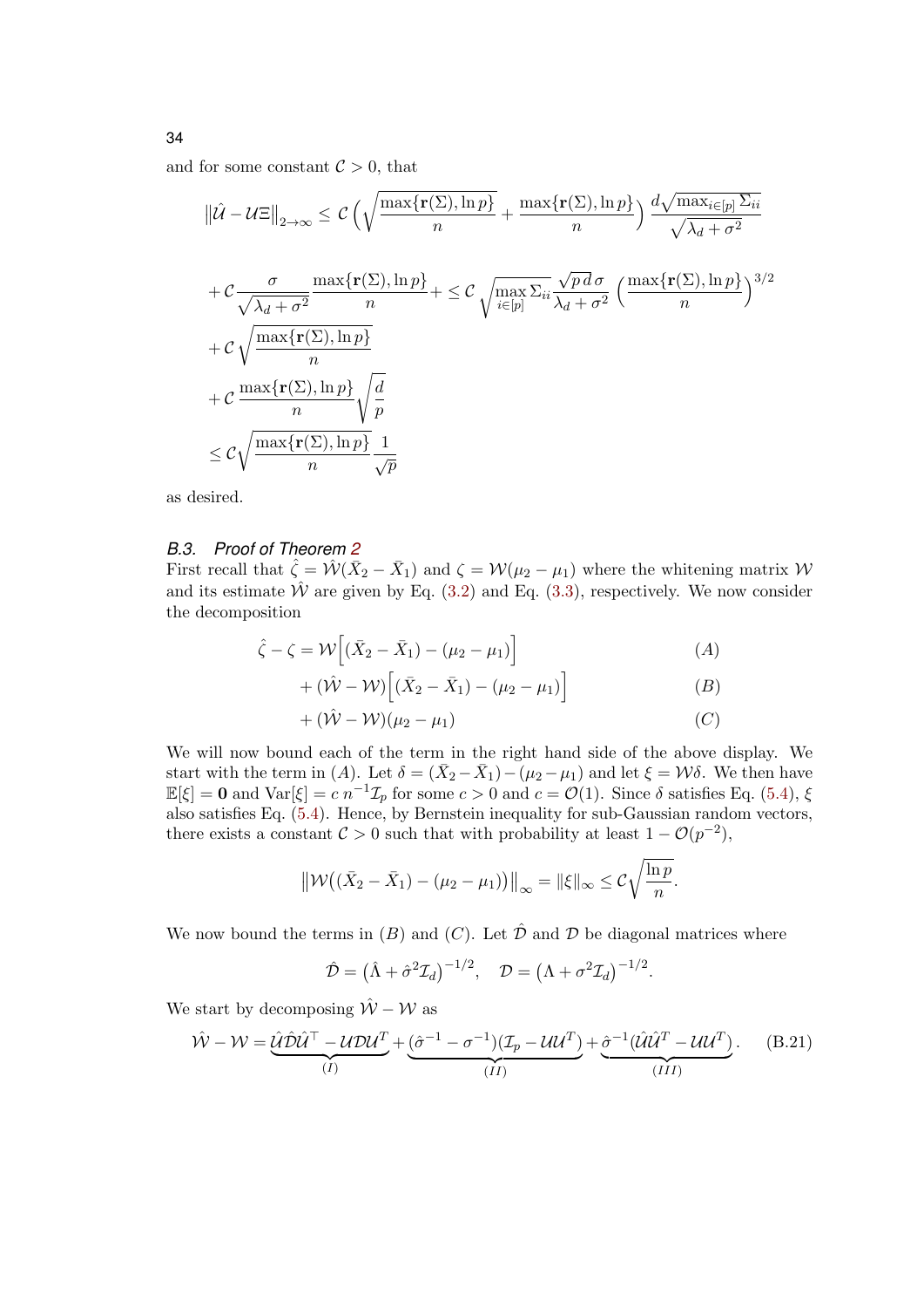and for some constant $\mathcal{C} > 0$, that

$$
\begin{aligned}
\|\hat{\mathcal{U}} - \mathcal{U}\Xi\|_{2\to\infty} &\le \mathcal{C}\left(\sqrt{\frac{\max\{\mathbf{r}(\Sigma), \ln p\}}{n}} + \frac{\max\{\mathbf{r}(\Sigma), \ln p\}}{n}\right)\frac{d\sqrt{\max_{i\in[p]}\Sigma_{ii}}}{\sqrt{\lambda_d + \sigma^2}} \\
&+ \mathcal{C}\frac{\sigma}{\sqrt{\lambda_d + \sigma^2}}\frac{\max\{\mathbf{r}(\Sigma), \ln p\}}{n} + \le \mathcal{C}\sqrt{\max_{i\in[p]}\Sigma_{ii}}\frac{\sqrt{p\,d}\,\sigma}{\lambda_d + \sigma^2}\left(\frac{\max\{\mathbf{r}(\Sigma), \ln p\}}{n}\right)^{3/2} \\
&+ \mathcal{C}\sqrt{\frac{\max\{\mathbf{r}(\Sigma), \ln p\}}{n}} \\
&+ \mathcal{C}\,\frac{\max\{\mathbf{r}(\Sigma), \ln p\}}{n}\sqrt{\frac{d}{p}} \\
&\le \mathcal{C}\sqrt{\frac{\max\{\mathbf{r}(\Sigma), \ln p\}}{n}}\frac{1}{\sqrt{p}}
\end{aligned}
$$

as desired.

### B.3. *Proof of Theorem 2*

First recall that $\hat{\zeta} = \hat{\mathcal{W}}(\bar{X}_2 - \bar{X}_1)$ and $\zeta = \mathcal{W}(\mu_2 - \mu_1)$ where the whitening matrix $\mathcal{W}$ and its estimate $\hat{\mathcal{W}}$ are given by Eq. (3.2) and Eq. (3.3), respectively. We now consider the decomposition

$$
\begin{aligned}
\hat{\zeta} - \zeta = \mathcal{W}\Big[(\bar{X}_2 - \bar{X}_1) - (\mu_2 - \mu_1)\Big] \qquad & (A) \\
+ (\hat{\mathcal{W}} - \mathcal{W})\Big[(\bar{X}_2 - \bar{X}_1) - (\mu_2 - \mu_1)\Big] \qquad & (B) \\
+ (\hat{\mathcal{W}} - \mathcal{W})(\mu_2 - \mu_1) \qquad & (C)
\end{aligned}
$$

We will now bound each of the term in the right hand side of the above display. We start with the term in $(A)$. Let $\delta = (\bar{X}_2 - \bar{X}_1) - (\mu_2 - \mu_1)$ and let $\xi = \mathcal{W}\delta$. We then have $\mathbb{E}[\xi] = \mathbf{0}$ and $\mathrm{Var}[\xi] = c\,n^{-1}\mathcal{I}_p$ for some $c > 0$ and $c = \mathcal{O}(1)$. Since $\delta$ satisfies Eq. (5.4), $\xi$ also satisfies Eq. (5.4). Hence, by Bernstein inequality for sub-Gaussian random vectors, there exists a constant $\mathcal{C} > 0$ such that with probability at least $1 - \mathcal{O}(p^{-2})$,

$$
\big\|\mathcal{W}\big((\bar{X}_2 - \bar{X}_1) - (\mu_2 - \mu_1)\big)\big\|_\infty = \|\xi\|_\infty \le \mathcal{C}\sqrt{\frac{\ln p}{n}}.
$$

We now bound the terms in $(B)$ and $(C)$. Let $\hat{\mathcal{D}}$ and $\mathcal{D}$ be diagonal matrices where

$$
\hat{\mathcal{D}} = \big(\hat{\Lambda} + \hat{\sigma}^2\mathcal{I}_d\big)^{-1/2}, \quad \mathcal{D} = \big(\Lambda + \sigma^2\mathcal{I}_d\big)^{-1/2}.
$$

We start by decomposing $\hat{\mathcal{W}} - \mathcal{W}$ as

$$
\hat{\mathcal{W}} - \mathcal{W} = \underbrace{\hat{\mathcal{U}}\hat{\mathcal{D}}\hat{\mathcal{U}}^\top - \mathcal{U}\mathcal{D}\mathcal{U}^T}_{(I)} + \underbrace{(\hat{\sigma}^{-1} - \sigma^{-1})(\mathcal{I}_p - \mathcal{U}\mathcal{U}^T)}_{(II)} + \underbrace{\hat{\sigma}^{-1}(\hat{\mathcal{U}}\hat{\mathcal{U}}^T - \mathcal{U}\mathcal{U}^T)}_{(III)}. \tag{B.21}
$$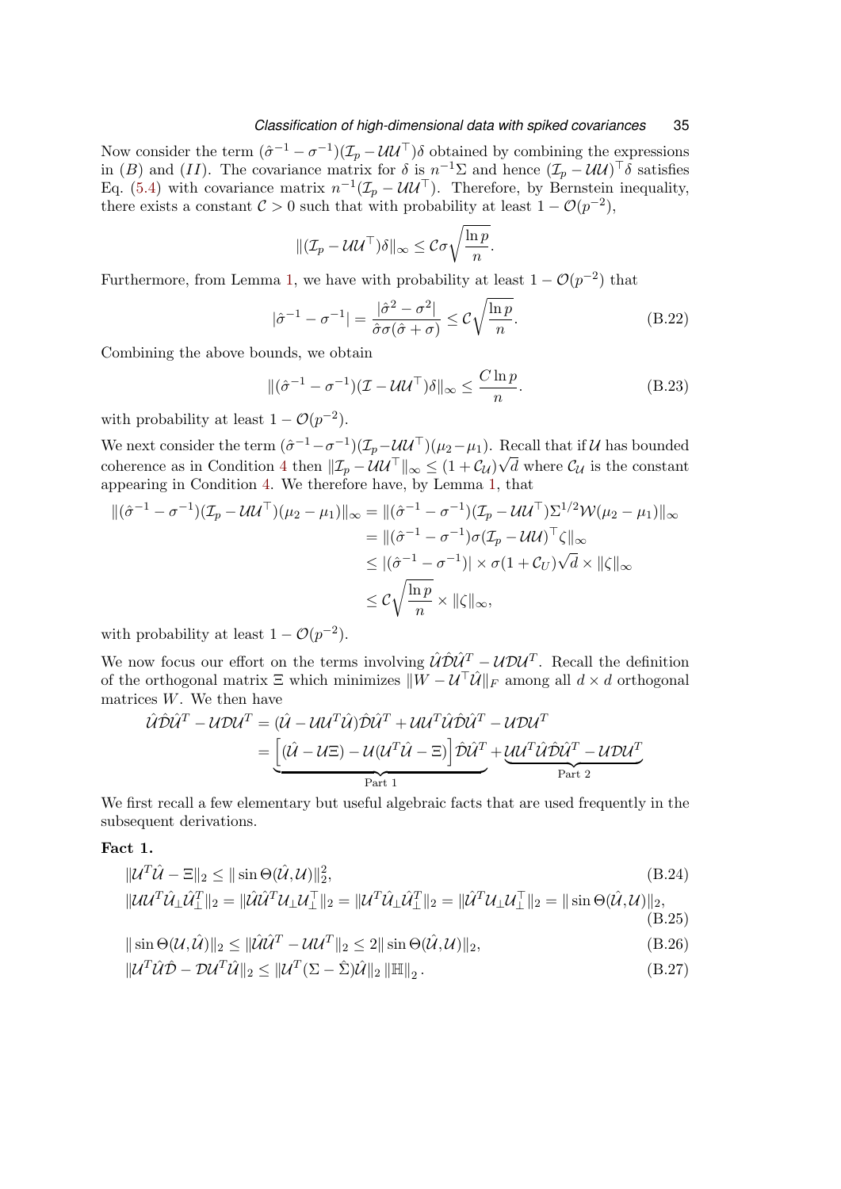Now consider the term $(\hat{\sigma}^{-1} - \sigma^{-1})(\mathcal{I}_p - \mathcal{U}\mathcal{U}^\top)\delta$ obtained by combining the expressions in $(B)$ and $(II)$. The covariance matrix for $\delta$ is $n^{-1}\Sigma$ and hence $(\mathcal{I}_p - \mathcal{U}\mathcal{U})^\top\delta$ satisfies Eq. (5.4) with covariance matrix $n^{-1}(\mathcal{I}_p - \mathcal{U}\mathcal{U}^\top)$. Therefore, by Bernstein inequality, there exists a constant $\mathcal{C} > 0$ such that with probability at least $1 - \mathcal{O}(p^{-2})$,

$$\|(\mathcal{I}_p - \mathcal{U}\mathcal{U}^\top)\delta\|_\infty \leq \mathcal{C}\sigma\sqrt{\frac{\ln p}{n}}.$$

Furthermore, from Lemma 1, we have with probability at least $1 - \mathcal{O}(p^{-2})$ that

$$|\hat{\sigma}^{-1} - \sigma^{-1}| = \frac{|\hat{\sigma}^2 - \sigma^2|}{\hat{\sigma}\sigma(\hat{\sigma} + \sigma)} \leq \mathcal{C}\sqrt{\frac{\ln p}{n}}. \tag{B.22}$$

Combining the above bounds, we obtain

$$\|(\hat{\sigma}^{-1} - \sigma^{-1})(\mathcal{I} - \mathcal{U}\mathcal{U}^\top)\delta\|_\infty \leq \frac{C\ln p}{n}. \tag{B.23}$$

with probability at least $1 - \mathcal{O}(p^{-2})$.

We next consider the term $(\hat{\sigma}^{-1} - \sigma^{-1})(\mathcal{I}_p - \mathcal{U}\mathcal{U}^\top)(\mu_2 - \mu_1)$. Recall that if $\mathcal{U}$ has bounded coherence as in Condition 4 then $\|\mathcal{I}_p - \mathcal{U}\mathcal{U}^\top\|_\infty \leq (1 + \mathcal{C}_{\mathcal{U}})\sqrt{d}$ where $\mathcal{C}_{\mathcal{U}}$ is the constant appearing in Condition 4. We therefore have, by Lemma 1, that

$$\begin{aligned}
\|(\hat{\sigma}^{-1} - \sigma^{-1})(\mathcal{I}_p - \mathcal{U}\mathcal{U}^\top)(\mu_2 - \mu_1)\|_\infty &= \|(\hat{\sigma}^{-1} - \sigma^{-1})(\mathcal{I}_p - \mathcal{U}\mathcal{U}^\top)\Sigma^{1/2}\mathcal{W}(\mu_2 - \mu_1)\|_\infty \\
&= \|(\hat{\sigma}^{-1} - \sigma^{-1})\sigma(\mathcal{I}_p - \mathcal{U}\mathcal{U})^\top\zeta\|_\infty \\
&\leq |(\hat{\sigma}^{-1} - \sigma^{-1})| \times \sigma(1 + \mathcal{C}_U)\sqrt{d} \times \|\zeta\|_\infty \\
&\leq \mathcal{C}\sqrt{\frac{\ln p}{n}} \times \|\zeta\|_\infty,
\end{aligned}$$

with probability at least $1 - \mathcal{O}(p^{-2})$.

We now focus our effort on the terms involving $\hat{\mathcal{U}}\hat{\mathcal{D}}\hat{\mathcal{U}}^T - \mathcal{U}\mathcal{D}\mathcal{U}^T$. Recall the definition of the orthogonal matrix $\Xi$ which minimizes $\|W - \mathcal{U}^\top\hat{\mathcal{U}}\|_F$ among all $d \times d$ orthogonal matrices $W$. We then have

$$\begin{aligned}
\hat{\mathcal{U}}\hat{\mathcal{D}}\hat{\mathcal{U}}^T - \mathcal{U}\mathcal{D}\mathcal{U}^T &= (\hat{\mathcal{U}} - \mathcal{U}\mathcal{U}^T\hat{\mathcal{U}})\hat{\mathcal{D}}\hat{\mathcal{U}}^T + \mathcal{U}\mathcal{U}^T\hat{\mathcal{U}}\hat{\mathcal{D}}\hat{\mathcal{U}}^T - \mathcal{U}\mathcal{D}\mathcal{U}^T \\
&= \underbrace{\Big[(\hat{\mathcal{U}} - \mathcal{U}\Xi) - \mathcal{U}(\mathcal{U}^T\hat{\mathcal{U}} - \Xi)\Big]\hat{\mathcal{D}}\hat{\mathcal{U}}^T}_{\text{Part 1}} + \underbrace{\mathcal{U}\mathcal{U}^T\hat{\mathcal{U}}\hat{\mathcal{D}}\hat{\mathcal{U}}^T - \mathcal{U}\mathcal{D}\mathcal{U}^T}_{\text{Part 2}}
\end{aligned}$$

We first recall a few elementary but useful algebraic facts that are used frequently in the subsequent derivations.

**Fact 1.**

$$\|\mathcal{U}^T\hat{\mathcal{U}} - \Xi\|_2 \leq \|\sin\Theta(\hat{\mathcal{U}}, \mathcal{U})\|_2^2, \tag{B.24}$$

$$\|\mathcal{U}\mathcal{U}^T\hat{\mathcal{U}}_\perp\hat{\mathcal{U}}_\perp^T\|_2 = \|\hat{\mathcal{U}}\hat{\mathcal{U}}^T\mathcal{U}_\perp\mathcal{U}_\perp^\top\|_2 = \|\mathcal{U}^T\hat{\mathcal{U}}_\perp\hat{\mathcal{U}}_\perp^T\|_2 = \|\hat{\mathcal{U}}^T\mathcal{U}_\perp\mathcal{U}_\perp^\top\|_2 = \|\sin\Theta(\hat{\mathcal{U}}, \mathcal{U})\|_2, \tag{B.25}$$

$$\|\sin\Theta(\mathcal{U}, \hat{\mathcal{U}})\|_2 \leq \|\hat{\mathcal{U}}\hat{\mathcal{U}}^T - \mathcal{U}\mathcal{U}^T\|_2 \leq 2\|\sin\Theta(\hat{\mathcal{U}}, \mathcal{U})\|_2, \tag{B.26}$$

$$\|\mathcal{U}^T\hat{\mathcal{U}}\hat{\mathcal{D}} - \mathcal{D}\mathcal{U}^T\hat{\mathcal{U}}\|_2 \leq \|\mathcal{U}^T(\Sigma - \hat{\Sigma})\hat{\mathcal{U}}\|_2 \,\|\mathbb{H}\|_2. \tag{B.27}$$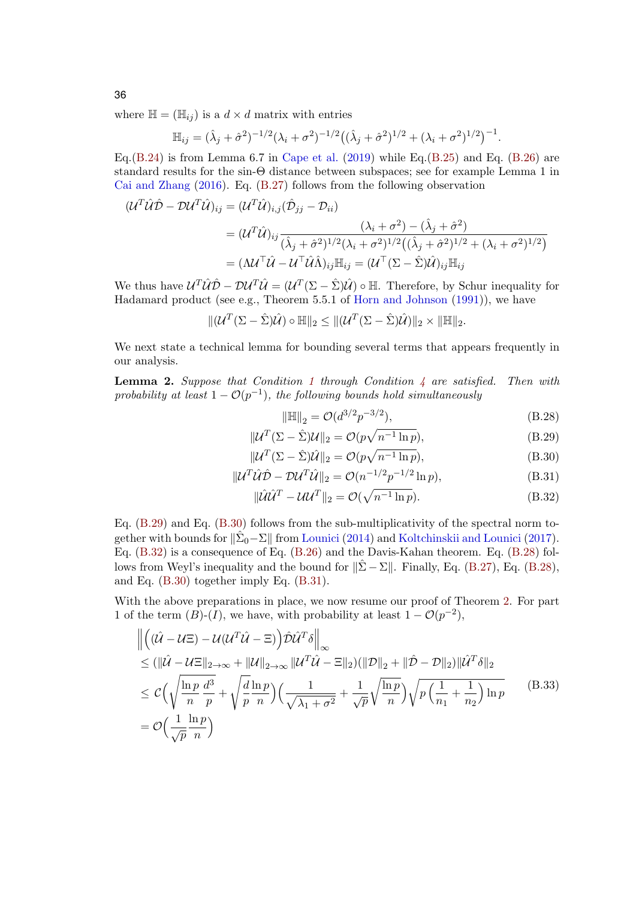where $\mathbb{H} = (\mathbb{H}_{ij})$ is a $d \times d$ matrix with entries

$$\mathbb{H}_{ij} = (\hat{\lambda}_j + \hat{\sigma}^2)^{-1/2}(\lambda_i + \sigma^2)^{-1/2}\big((\hat{\lambda}_j + \hat{\sigma}^2)^{1/2} + (\lambda_i + \sigma^2)^{1/2}\big)^{-1}.$$

Eq.(B.24) is from Lemma 6.7 in Cape et al. (2019) while Eq.(B.25) and Eq. (B.26) are standard results for the sin-$\Theta$ distance between subspaces; see for example Lemma 1 in Cai and Zhang (2016). Eq. (B.27) follows from the following observation

$$\begin{aligned}
(\mathcal{U}^T\hat{\mathcal{U}}\hat{\mathcal{D}} - \mathcal{D}\mathcal{U}^T\hat{\mathcal{U}})_{ij} &= (\mathcal{U}^T\hat{\mathcal{U}})_{i,j}(\hat{\mathcal{D}}_{jj} - \mathcal{D}_{ii}) \\
&= (\mathcal{U}^T\hat{\mathcal{U}})_{ij}\frac{(\lambda_i + \sigma^2) - (\hat{\lambda}_j + \hat{\sigma}^2)}{(\hat{\lambda}_j + \hat{\sigma}^2)^{1/2}(\lambda_i + \sigma^2)^{1/2}\big((\hat{\lambda}_j + \hat{\sigma}^2)^{1/2} + (\lambda_i + \sigma^2)^{1/2}\big)} \\
&= (\Lambda\mathcal{U}^\top\hat{\mathcal{U}} - \mathcal{U}^\top\hat{\mathcal{U}}\hat{\Lambda})_{ij}\mathbb{H}_{ij} = (\mathcal{U}^\top(\Sigma - \hat{\Sigma})\hat{\mathcal{U}})_{ij}\mathbb{H}_{ij}
\end{aligned}$$

We thus have $\mathcal{U}^T\hat{\mathcal{U}}\hat{\mathcal{D}} - \mathcal{D}\mathcal{U}^T\hat{\mathcal{U}} = (\mathcal{U}^T(\Sigma - \hat{\Sigma})\hat{\mathcal{U}}) \circ \mathbb{H}$. Therefore, by Schur inequality for Hadamard product (see e.g., Theorem 5.5.1 of Horn and Johnson (1991)), we have

$$\|(\mathcal{U}^T(\Sigma - \hat{\Sigma})\hat{\mathcal{U}}) \circ \mathbb{H}\|_2 \le \|(\mathcal{U}^T(\Sigma - \hat{\Sigma})\hat{\mathcal{U}})\|_2 \times \|\mathbb{H}\|_2.$$

We next state a technical lemma for bounding several terms that appears frequently in our analysis.

**Lemma 2.** *Suppose that Condition 1 through Condition 4 are satisfied. Then with probability at least $1 - \mathcal{O}(p^{-1})$, the following bounds hold simultaneously*

$$\|\mathbb{H}\|_2 = \mathcal{O}(d^{3/2}p^{-3/2}), \tag{B.28}$$

$$\|\mathcal{U}^T(\Sigma - \hat{\Sigma})\mathcal{U}\|_2 = \mathcal{O}(p\sqrt{n^{-1}\ln p}), \tag{B.29}$$

$$\|\mathcal{U}^T(\Sigma - \hat{\Sigma})\hat{\mathcal{U}}\|_2 = \mathcal{O}(p\sqrt{n^{-1}\ln p}), \tag{B.30}$$

$$\|\mathcal{U}^T\hat{\mathcal{U}}\hat{\mathcal{D}} - \mathcal{D}\mathcal{U}^T\hat{\mathcal{U}}\|_2 = \mathcal{O}(n^{-1/2}p^{-1/2}\ln p), \tag{B.31}$$

$$\|\hat{\mathcal{U}}\hat{\mathcal{U}}^T - \mathcal{U}\mathcal{U}^T\|_2 = \mathcal{O}(\sqrt{n^{-1}\ln p}). \tag{B.32}$$

Eq. (B.29) and Eq. (B.30) follows from the sub-multiplicativity of the spectral norm together with bounds for $\|\hat{\Sigma}_0 - \Sigma\|$ from Lounici (2014) and Koltchinskii and Lounici (2017). Eq. (B.32) is a consequence of Eq. (B.26) and the Davis-Kahan theorem. Eq. (B.28) follows from Weyl's inequality and the bound for $\|\hat{\Sigma} - \Sigma\|$. Finally, Eq. (B.27), Eq. (B.28), and Eq. (B.30) together imply Eq. (B.31).

With the above preparations in place, we now resume our proof of Theorem 2. For part 1 of the term $(B)$-$(I)$, we have, with probability at least $1 - \mathcal{O}(p^{-2})$,

$$\begin{aligned}
&\Big\|\Big((\hat{\mathcal{U}} - \mathcal{U}\Xi) - \mathcal{U}(\mathcal{U}^T\hat{\mathcal{U}} - \Xi)\Big)\hat{\mathcal{D}}\hat{\mathcal{U}}^T\delta\Big\|_\infty \\
&\le (\|\hat{\mathcal{U}} - \mathcal{U}\Xi\|_{2\to\infty} + \|\mathcal{U}\|_{2\to\infty}\|\mathcal{U}^T\hat{\mathcal{U}} - \Xi\|_2)(\|\mathcal{D}\|_2 + \|\hat{\mathcal{D}} - \mathcal{D}\|_2)\|\hat{\mathcal{U}}^T\delta\|_2 \\
&\le \mathcal{C}\Big(\sqrt{\frac{\ln p}{n}\frac{d^3}{p}} + \sqrt{\frac{d}{p}\frac{\ln p}{n}}\Big)\Big(\frac{1}{\sqrt{\lambda_1 + \sigma^2}} + \frac{1}{\sqrt{p}}\sqrt{\frac{\ln p}{n}}\Big)\sqrt{p\Big(\frac{1}{n_1} + \frac{1}{n_2}\Big)\ln p} \\
&= \mathcal{O}\Big(\frac{1}{\sqrt{p}}\frac{\ln p}{n}\Big)
\end{aligned} \tag{B.33}$$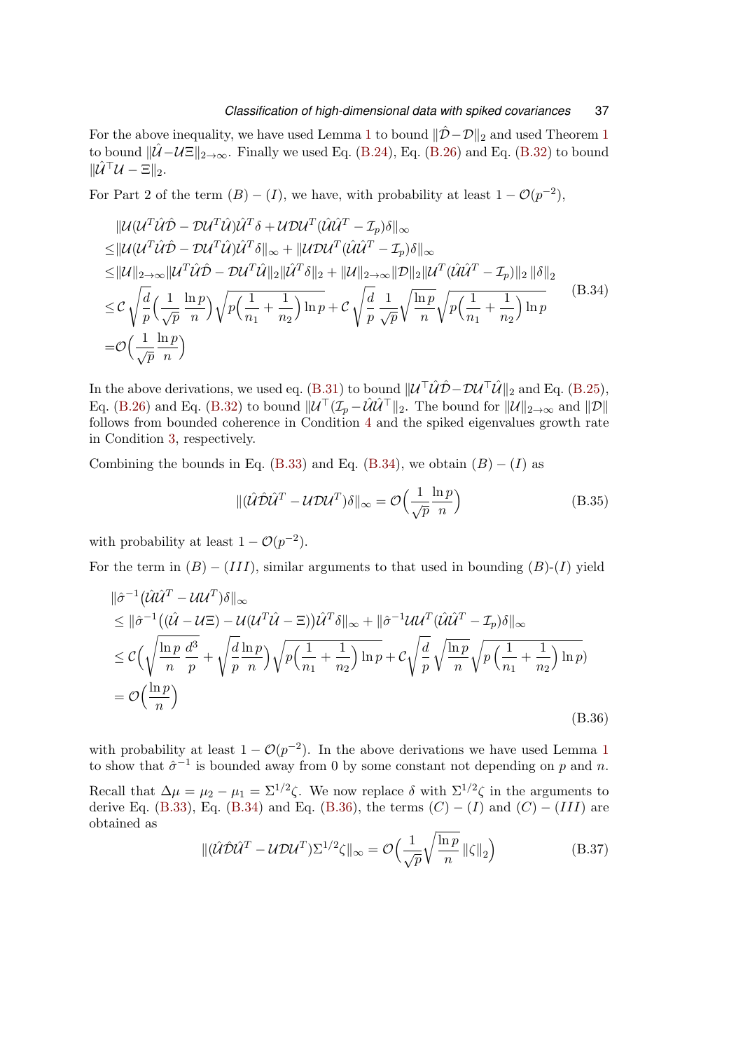For the above inequality, we have used Lemma 1 to bound $\|\hat{\mathcal{D}}-\mathcal{D}\|_2$ and used Theorem 1 to bound $\|\hat{\mathcal{U}}-\mathcal{U}\Xi\|_{2\to\infty}$. Finally we used Eq. (B.24), Eq. (B.26) and Eq. (B.32) to bound $\|\hat{\mathcal{U}}^\top\mathcal{U}-\Xi\|_2$.

For Part 2 of the term $(B)-(I)$, we have, with probability at least $1-\mathcal{O}(p^{-2})$,

$$
\begin{aligned}
&\|\mathcal{U}(\mathcal{U}^T\hat{\mathcal{U}}\hat{\mathcal{D}}-\mathcal{D}\mathcal{U}^T\hat{\mathcal{U}})\hat{\mathcal{U}}^T\delta+\mathcal{U}\mathcal{D}\mathcal{U}^T(\hat{\mathcal{U}}\hat{\mathcal{U}}^T-\mathcal{I}_p)\delta\|_\infty\\
\le&\|\mathcal{U}(\mathcal{U}^T\hat{\mathcal{U}}\hat{\mathcal{D}}-\mathcal{D}\mathcal{U}^T\hat{\mathcal{U}})\hat{\mathcal{U}}^T\delta\|_\infty+\|\mathcal{U}\mathcal{D}\mathcal{U}^T(\hat{\mathcal{U}}\hat{\mathcal{U}}^T-\mathcal{I}_p)\delta\|_\infty\\
\le&\|\mathcal{U}\|_{2\to\infty}\|\mathcal{U}^T\hat{\mathcal{U}}\hat{\mathcal{D}}-\mathcal{D}\mathcal{U}^T\hat{\mathcal{U}}\|_2\|\hat{\mathcal{U}}^T\delta\|_2+\|\mathcal{U}\|_{2\to\infty}\|\mathcal{D}\|_2\|\mathcal{U}^T(\hat{\mathcal{U}}\hat{\mathcal{U}}^T-\mathcal{I}_p)\|_2\,\|\delta\|_2\\
\le&\mathcal{C}\sqrt{\frac{d}{p}}\Big(\frac{1}{\sqrt{p}}\frac{\ln p}{n}\Big)\sqrt{p\Big(\frac{1}{n_1}+\frac{1}{n_2}\Big)\ln p}+\mathcal{C}\sqrt{\frac{d}{p}}\frac{1}{\sqrt{p}}\sqrt{\frac{\ln p}{n}}\sqrt{p\Big(\frac{1}{n_1}+\frac{1}{n_2}\Big)\ln p}\\
=&\mathcal{O}\Big(\frac{1}{\sqrt{p}}\frac{\ln p}{n}\Big)
\end{aligned}
\tag{B.34}
$$

In the above derivations, we used eq. (B.31) to bound $\|\mathcal{U}^\top\hat{\mathcal{U}}\hat{\mathcal{D}}-\mathcal{D}\mathcal{U}^\top\hat{\mathcal{U}}\|_2$ and Eq. (B.25), Eq. (B.26) and Eq. (B.32) to bound $\|\mathcal{U}^\top(\mathcal{I}_p-\hat{\mathcal{U}}\hat{\mathcal{U}}^\top\|_2$. The bound for $\|\mathcal{U}\|_{2\to\infty}$ and $\|\mathcal{D}\|$ follows from bounded coherence in Condition 4 and the spiked eigenvalues growth rate in Condition 3, respectively.

Combining the bounds in Eq. (B.33) and Eq. (B.34), we obtain $(B)-(I)$ as

$$
\|(\hat{\mathcal{U}}\hat{\mathcal{D}}\hat{\mathcal{U}}^T-\mathcal{U}\mathcal{D}\mathcal{U}^T)\delta\|_\infty=\mathcal{O}\Big(\frac{1}{\sqrt{p}}\frac{\ln p}{n}\Big)
\tag{B.35}
$$

with probability at least $1-\mathcal{O}(p^{-2})$.

For the term in $(B)-(III)$, similar arguments to that used in bounding $(B)$-$(I)$ yield

$$
\begin{aligned}
&\|\hat{\sigma}^{-1}(\hat{\mathcal{U}}\hat{\mathcal{U}}^T-\mathcal{U}\mathcal{U}^T)\delta\|_\infty\\
&\le\|\hat{\sigma}^{-1}\big((\hat{\mathcal{U}}-\mathcal{U}\Xi)-\mathcal{U}(\mathcal{U}^T\hat{\mathcal{U}}-\Xi)\big)\hat{\mathcal{U}}^T\delta\|_\infty+\|\hat{\sigma}^{-1}\mathcal{U}\mathcal{U}^T(\hat{\mathcal{U}}\hat{\mathcal{U}}^T-\mathcal{I}_p)\delta\|_\infty\\
&\le\mathcal{C}\Big(\sqrt{\frac{\ln p}{n}\frac{d^3}{p}}+\sqrt{\frac{d}{p}}\frac{\ln p}{n}\Big)\sqrt{p\Big(\frac{1}{n_1}+\frac{1}{n_2}\Big)\ln p}+\mathcal{C}\sqrt{\frac{d}{p}}\sqrt{\frac{\ln p}{n}}\sqrt{p\Big(\frac{1}{n_1}+\frac{1}{n_2}\Big)\ln p})\\
&=\mathcal{O}\Big(\frac{\ln p}{n}\Big)
\end{aligned}
\tag{B.36}
$$

with probability at least $1-\mathcal{O}(p^{-2})$. In the above derivations we have used Lemma 1 to show that $\hat{\sigma}^{-1}$ is bounded away from 0 by some constant not depending on $p$ and $n$.

Recall that $\Delta\mu=\mu_2-\mu_1=\Sigma^{1/2}\zeta$. We now replace $\delta$ with $\Sigma^{1/2}\zeta$ in the arguments to derive Eq. (B.33), Eq. (B.34) and Eq. (B.36), the terms $(C)-(I)$ and $(C)-(III)$ are obtained as

$$
\|(\hat{\mathcal{U}}\hat{\mathcal{D}}\hat{\mathcal{U}}^T-\mathcal{U}\mathcal{D}\mathcal{U}^T)\Sigma^{1/2}\zeta\|_\infty=\mathcal{O}\Big(\frac{1}{\sqrt{p}}\sqrt{\frac{\ln p}{n}}\,\|\zeta\|_2\Big)
\tag{B.37}
$$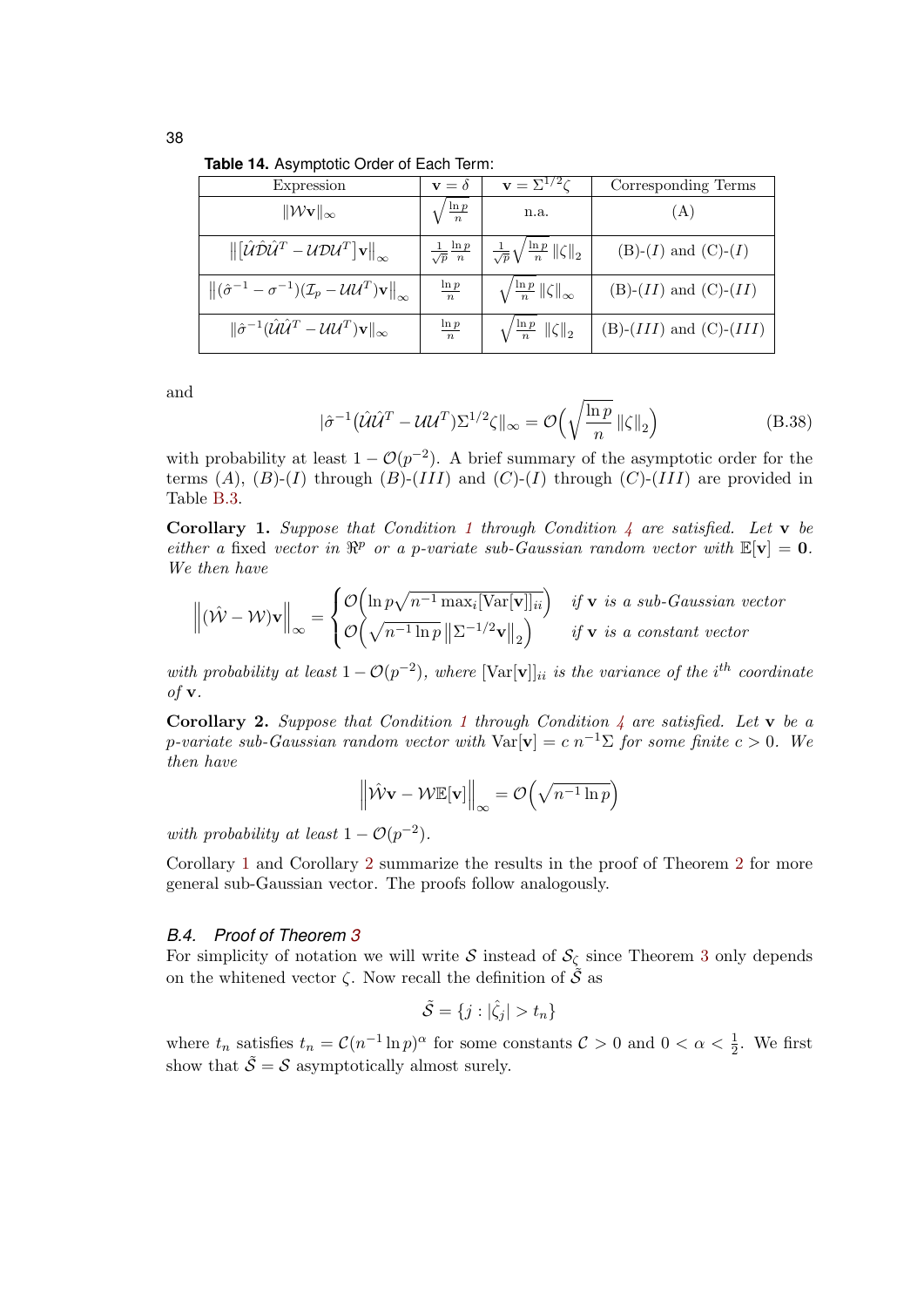**Table 14.** Asymptotic Order of Each Term:

| Expression | $\mathbf{v} = \delta$ | $\mathbf{v} = \Sigma^{1/2}\zeta$ | Corresponding Terms |
|---|---|---|---|
| $\Vert\mathcal{W}\mathbf{v}\Vert_\infty$ | $\sqrt{\frac{\ln p}{n}}$ | n.a. | (A) |
| $\left\Vert\left[\hat{\mathcal{U}}\hat{\mathcal{D}}\hat{\mathcal{U}}^T - \mathcal{U}\mathcal{D}\mathcal{U}^T\right]\mathbf{v}\right\Vert_\infty$ | $\frac{1}{\sqrt{p}}\frac{\ln p}{n}$ | $\frac{1}{\sqrt{p}}\sqrt{\frac{\ln p}{n}}\,\Vert\zeta\Vert_2$ | (B)-$(I)$ and (C)-$(I)$ |
| $\left\Vert(\hat{\sigma}^{-1} - \sigma^{-1})(\mathcal{I}_p - \mathcal{U}\mathcal{U}^T)\mathbf{v}\right\Vert_\infty$ | $\frac{\ln p}{n}$ | $\sqrt{\frac{\ln p}{n}}\,\Vert\zeta\Vert_\infty$ | (B)-$(II)$ and (C)-$(II)$ |
| $\Vert\hat{\sigma}^{-1}(\hat{\mathcal{U}}\hat{\mathcal{U}}^T - \mathcal{U}\mathcal{U}^T)\mathbf{v}\Vert_\infty$ | $\frac{\ln p}{n}$ | $\sqrt{\frac{\ln p}{n}}\,\Vert\zeta\Vert_2$ | (B)-$(III)$ and (C)-$(III)$ |

and

$$|\hat{\sigma}^{-1}(\hat{\mathcal{U}}\hat{\mathcal{U}}^T - \mathcal{U}\mathcal{U}^T)\Sigma^{1/2}\zeta\|_\infty = \mathcal{O}\Big(\sqrt{\frac{\ln p}{n}}\,\Vert\zeta\Vert_2\Big) \tag{B.38}$$

with probability at least $1 - \mathcal{O}(p^{-2})$. A brief summary of the asymptotic order for the terms $(A)$, $(B)$-$(I)$ through $(B)$-$(III)$ and $(C)$-$(I)$ through $(C)$-$(III)$ are provided in Table B.3.

**Corollary 1.** *Suppose that Condition 1 through Condition 4 are satisfied. Let* $\mathbf{v}$ *be either a fixed vector in* $\Re^p$ *or a* $p$*-variate sub-Gaussian random vector with* $\mathbb{E}[\mathbf{v}] = \mathbf{0}$*. We then have*

$$\left\Vert(\hat{\mathcal{W}} - \mathcal{W})\mathbf{v}\right\Vert_\infty = \begin{cases} \mathcal{O}\Big(\ln p\sqrt{n^{-1}\max_i[\mathrm{Var}[\mathbf{v}]]_{ii}}\Big) & \text{if } \mathbf{v} \text{ is a sub-Gaussian vector} \\ \mathcal{O}\Big(\sqrt{n^{-1}\ln p}\,\left\Vert\Sigma^{-1/2}\mathbf{v}\right\Vert_2\Big) & \text{if } \mathbf{v} \text{ is a constant vector} \end{cases}$$

*with probability at least* $1 - \mathcal{O}(p^{-2})$*, where* $[\mathrm{Var}[\mathbf{v}]]_{ii}$ *is the variance of the* $i^{th}$ *coordinate of* $\mathbf{v}$*.*

**Corollary 2.** *Suppose that Condition 1 through Condition 4 are satisfied. Let* $\mathbf{v}$ *be a* $p$*-variate sub-Gaussian random vector with* $\mathrm{Var}[\mathbf{v}] = c\, n^{-1}\Sigma$ *for some finite* $c > 0$*. We then have*

$$\left\Vert\hat{\mathcal{W}}\mathbf{v} - \mathcal{W}\mathbb{E}[\mathbf{v}]\right\Vert_\infty = \mathcal{O}\Big(\sqrt{n^{-1}\ln p}\Big)$$

*with probability at least* $1 - \mathcal{O}(p^{-2})$*.*

Corollary 1 and Corollary 2 summarize the results in the proof of Theorem 2 for more general sub-Gaussian vector. The proofs follow analogously.

### *B.4. Proof of Theorem 3*

For simplicity of notation we will write $\mathcal{S}$ instead of $\mathcal{S}_\zeta$ since Theorem 3 only depends on the whitened vector $\zeta$. Now recall the definition of $\tilde{\mathcal{S}}$ as

$$\tilde{\mathcal{S}} = \{j : |\hat{\zeta}_j| > t_n\}$$

where $t_n$ satisfies $t_n = \mathcal{C}(n^{-1}\ln p)^\alpha$ for some constants $\mathcal{C} > 0$ and $0 < \alpha < \frac{1}{2}$. We first show that $\tilde{\mathcal{S}} = \mathcal{S}$ asymptotically almost surely.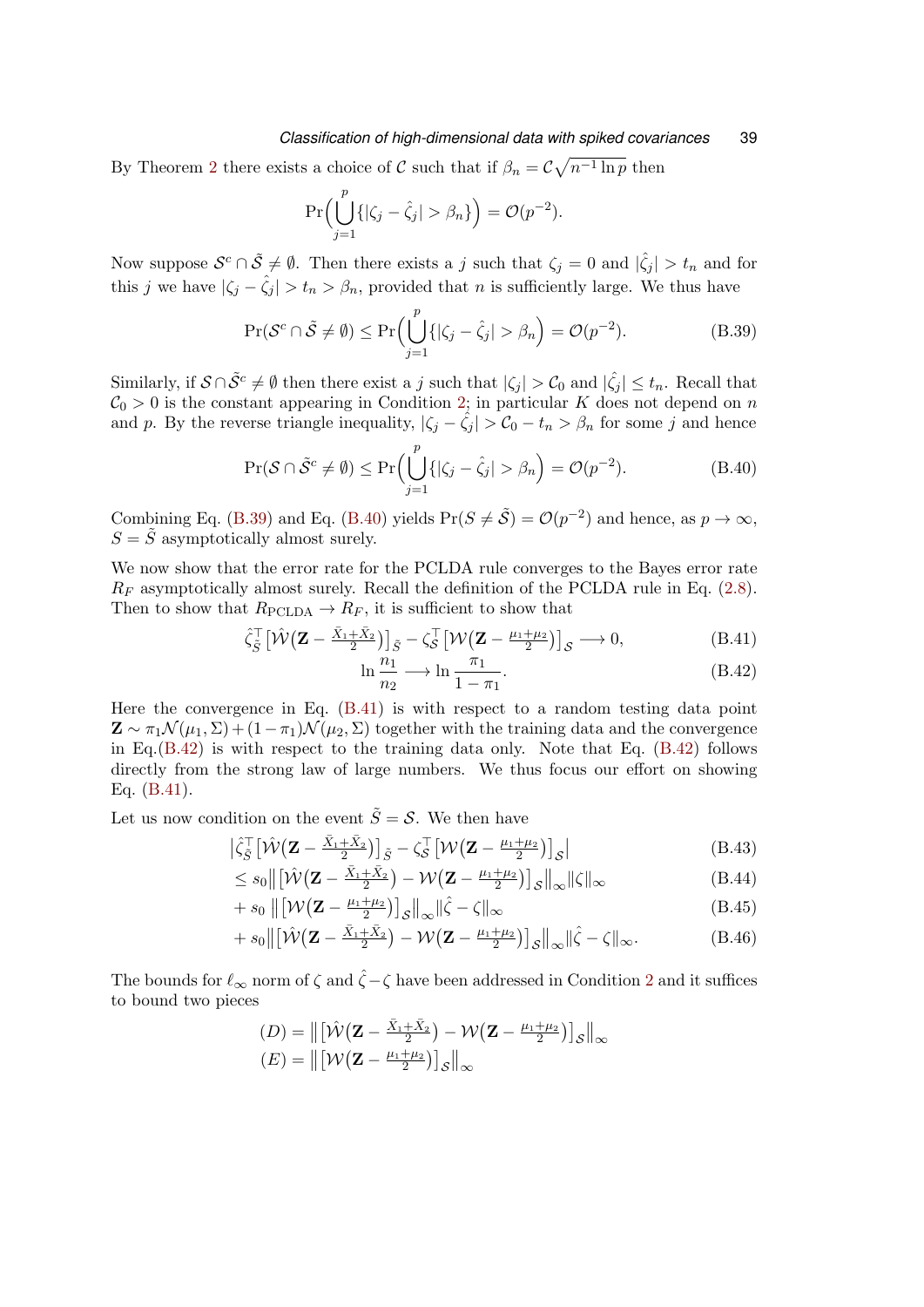By Theorem 2 there exists a choice of $\mathcal{C}$ such that if $\beta_n = \mathcal{C}\sqrt{n^{-1}\ln p}$ then

$$\Pr\Big(\bigcup_{j=1}^{p}\{|\zeta_j - \hat{\zeta}_j| > \beta_n\}\Big) = \mathcal{O}(p^{-2}).$$

Now suppose $\mathcal{S}^c \cap \tilde{\mathcal{S}} \neq \emptyset$. Then there exists a $j$ such that $\zeta_j = 0$ and $|\hat{\zeta}_j| > t_n$ and for this $j$ we have $|\zeta_j - \hat{\zeta}_j| > t_n > \beta_n$, provided that $n$ is sufficiently large. We thus have

$$\Pr(\mathcal{S}^c \cap \tilde{\mathcal{S}} \neq \emptyset) \leq \Pr\Big(\bigcup_{j=1}^{p}\{|\zeta_j - \hat{\zeta}_j| > \beta_n\Big) = \mathcal{O}(p^{-2}). \tag{B.39}$$

Similarly, if $\mathcal{S} \cap \tilde{\mathcal{S}}^c \neq \emptyset$ then there exist a $j$ such that $|\zeta_j| > \mathcal{C}_0$ and $|\hat{\zeta}_j| \leq t_n$. Recall that $\mathcal{C}_0 > 0$ is the constant appearing in Condition 2; in particular $K$ does not depend on $n$ and $p$. By the reverse triangle inequality, $|\zeta_j - \hat{\zeta}_j| > \mathcal{C}_0 - t_n > \beta_n$ for some $j$ and hence

$$\Pr(\mathcal{S} \cap \tilde{\mathcal{S}}^c \neq \emptyset) \leq \Pr\Big(\bigcup_{j=1}^{p}\{|\zeta_j - \hat{\zeta}_j| > \beta_n\Big) = \mathcal{O}(p^{-2}). \tag{B.40}$$

Combining Eq. (B.39) and Eq. (B.40) yields $\Pr(S \neq \tilde{S}) = \mathcal{O}(p^{-2})$ and hence, as $p \to \infty$, $S = \tilde{S}$ asymptotically almost surely.

We now show that the error rate for the PCLDA rule converges to the Bayes error rate $R_F$ asymptotically almost surely. Recall the definition of the PCLDA rule in Eq. (2.8). Then to show that $R_{\mathrm{PCLDA}} \to R_F$, it is sufficient to show that

$$\hat{\zeta}_{\tilde{S}}^\top \big[\hat{\mathcal{W}}\big(\mathbf{Z} - \tfrac{\bar{X}_1 + \bar{X}_2}{2}\big)\big]_{\tilde{S}} - \zeta_{\mathcal{S}}^\top \big[\mathcal{W}\big(\mathbf{Z} - \tfrac{\mu_1 + \mu_2}{2}\big)\big]_{\mathcal{S}} \longrightarrow 0, \tag{B.41}$$

$$\ln \frac{n_1}{n_2} \longrightarrow \ln \frac{\pi_1}{1 - \pi_1}. \tag{B.42}$$

Here the convergence in Eq. (B.41) is with respect to a random testing data point $\mathbf{Z} \sim \pi_1 \mathcal{N}(\mu_1, \Sigma) + (1 - \pi_1)\mathcal{N}(\mu_2, \Sigma)$ together with the training data and the convergence in Eq.(B.42) is with respect to the training data only. Note that Eq. (B.42) follows directly from the strong law of large numbers. We thus focus our effort on showing Eq. (B.41).

Let us now condition on the event $\tilde{S} = \mathcal{S}$. We then have

$$\big|\hat{\zeta}_{\tilde{S}}^\top \big[\hat{\mathcal{W}}\big(\mathbf{Z} - \tfrac{\bar{X}_1 + \bar{X}_2}{2}\big)\big]_{\tilde{S}} - \zeta_{\mathcal{S}}^\top \big[\mathcal{W}\big(\mathbf{Z} - \tfrac{\mu_1 + \mu_2}{2}\big)\big]_{\mathcal{S}}\big| \tag{B.43}$$

$$\leq s_0 \big\|\big[\hat{\mathcal{W}}\big(\mathbf{Z} - \tfrac{\bar{X}_1 + \bar{X}_2}{2}\big) - \mathcal{W}\big(\mathbf{Z} - \tfrac{\mu_1 + \mu_2}{2}\big)\big]_{\mathcal{S}}\big\|_\infty \|\zeta\|_\infty \tag{B.44}$$

$$+ s_0 \,\big\|\big[\mathcal{W}\big(\mathbf{Z} - \tfrac{\mu_1 + \mu_2}{2}\big)\big]_{\mathcal{S}}\big\|_\infty \|\hat{\zeta} - \zeta\|_\infty \tag{B.45}$$

$$+ s_0 \big\|\big[\hat{\mathcal{W}}\big(\mathbf{Z} - \tfrac{\bar{X}_1 + \bar{X}_2}{2}\big) - \mathcal{W}\big(\mathbf{Z} - \tfrac{\mu_1 + \mu_2}{2}\big)\big]_{\mathcal{S}}\big\|_\infty \|\hat{\zeta} - \zeta\|_\infty. \tag{B.46}$$

The bounds for $\ell_\infty$ norm of $\zeta$ and $\hat{\zeta} - \zeta$ have been addressed in Condition 2 and it suffices to bound two pieces

$$(D) = \big\|\big[\hat{\mathcal{W}}\big(\mathbf{Z} - \tfrac{\bar{X}_1 + \bar{X}_2}{2}\big) - \mathcal{W}\big(\mathbf{Z} - \tfrac{\mu_1 + \mu_2}{2}\big)\big]_{\mathcal{S}}\big\|_\infty$$
$$(E) = \big\|\big[\mathcal{W}\big(\mathbf{Z} - \tfrac{\mu_1 + \mu_2}{2}\big)\big]_{\mathcal{S}}\big\|_\infty$$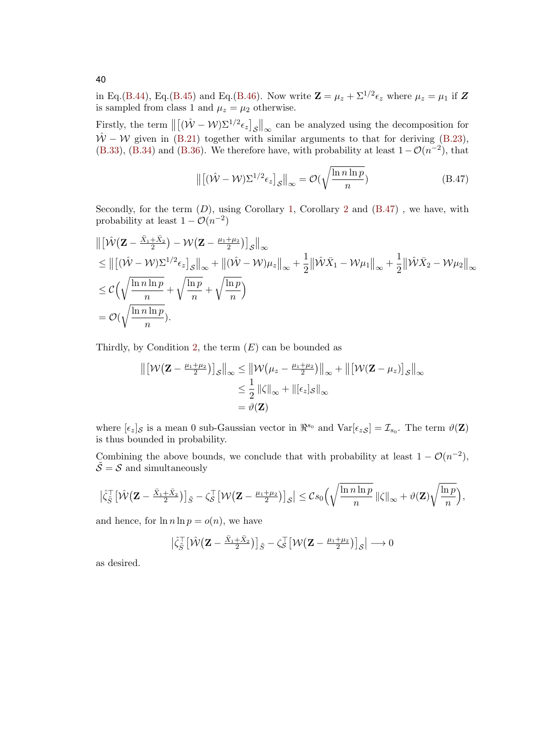in Eq.(B.44), Eq.(B.45) and Eq.(B.46). Now write $\mathbf{Z} = \mu_z + \Sigma^{1/2}\epsilon_z$ where $\mu_z = \mu_1$ if $\boldsymbol{Z}$ is sampled from class 1 and $\mu_z = \mu_2$ otherwise.

Firstly, the term $\big\|\big[(\hat{\mathcal{W}} - \mathcal{W})\Sigma^{1/2}\epsilon_z\big]_{\mathcal{S}}\big\|_\infty$ can be analyzed using the decomposition for $\hat{\mathcal{W}} - \mathcal{W}$ given in (B.21) together with similar arguments to that for deriving (B.23), (B.33), (B.34) and (B.36). We therefore have, with probability at least $1 - \mathcal{O}(n^{-2})$, that

$$\big\|\big[(\hat{\mathcal{W}} - \mathcal{W})\Sigma^{1/2}\epsilon_z\big]_{\mathcal{S}}\big\|_\infty = \mathcal{O}\Big(\sqrt{\frac{\ln n \ln p}{n}}\Big) \tag{B.47}$$

Secondly, for the term $(D)$, using Corollary 1, Corollary 2 and (B.47) , we have, with probability at least $1 - \mathcal{O}(n^{-2})$

$$\begin{aligned}
&\big\|\big[\hat{\mathcal{W}}\big(\mathbf{Z} - \tfrac{\bar{X}_1+\bar{X}_2}{2}\big) - \mathcal{W}\big(\mathbf{Z} - \tfrac{\mu_1+\mu_2}{2}\big)\big]_{\mathcal{S}}\big\|_\infty \\
&\le \big\|\big[(\hat{\mathcal{W}} - \mathcal{W})\Sigma^{1/2}\epsilon_z\big]_{\mathcal{S}}\big\|_\infty + \big\|(\hat{\mathcal{W}} - \mathcal{W})\mu_z\big\|_\infty + \frac{1}{2}\big\|\hat{\mathcal{W}}\bar{X}_1 - \mathcal{W}\mu_1\big\|_\infty + \frac{1}{2}\big\|\hat{\mathcal{W}}\bar{X}_2 - \mathcal{W}\mu_2\big\|_\infty \\
&\le \mathcal{C}\Big(\sqrt{\frac{\ln n \ln p}{n}} + \sqrt{\frac{\ln p}{n}} + \sqrt{\frac{\ln p}{n}}\Big) \\
&= \mathcal{O}\Big(\sqrt{\frac{\ln n \ln p}{n}}\Big).
\end{aligned}$$

Thirdly, by Condition 2, the term $(E)$ can be bounded as

$$\begin{aligned}
\big\|\big[\mathcal{W}\big(\mathbf{Z} - \tfrac{\mu_1+\mu_2}{2}\big)\big]_{\mathcal{S}}\big\|_\infty &\le \big\|\mathcal{W}\big(\mu_z - \tfrac{\mu_1+\mu_2}{2}\big)\big\|_\infty + \big\|\big[\mathcal{W}(\mathbf{Z} - \mu_z)\big]_{\mathcal{S}}\big\|_\infty \\
&\le \frac{1}{2}\,\|\zeta\|_\infty + \|[\epsilon_z]_{\mathcal{S}}\|_\infty \\
&= \vartheta(\mathbf{Z})
\end{aligned}$$

where $[\epsilon_z]_{\mathcal{S}}$ is a mean 0 sub-Gaussian vector in $\Re^{s_0}$ and $\mathrm{Var}[\epsilon_{z\mathcal{S}}] = \mathcal{I}_{s_0}$. The term $\vartheta(\mathbf{Z})$ is thus bounded in probability.

Combining the above bounds, we conclude that with probability at least $1 - \mathcal{O}(n^{-2})$, $\tilde{\mathcal{S}} = \mathcal{S}$ and simultaneously

$$\big|\hat{\zeta}_{\tilde{\mathcal{S}}}^\top\big[\hat{\mathcal{W}}\big(\mathbf{Z} - \tfrac{\bar{X}_1+\bar{X}_2}{2}\big)\big]_{\tilde{\mathcal{S}}} - \zeta_{\mathcal{S}}^\top\big[\mathcal{W}\big(\mathbf{Z} - \tfrac{\mu_1+\mu_2}{2}\big)\big]_{\mathcal{S}}\big| \le \mathcal{C}s_0\Big(\sqrt{\frac{\ln n \ln p}{n}}\,\|\zeta\|_\infty + \vartheta(\mathbf{Z})\sqrt{\frac{\ln p}{n}}\Big),$$

and hence, for $\ln n \ln p = o(n)$, we have

$$\big|\hat{\zeta}_{\tilde{\mathcal{S}}}^\top\big[\hat{\mathcal{W}}\big(\mathbf{Z} - \tfrac{\bar{X}_1+\bar{X}_2}{2}\big)\big]_{\tilde{\mathcal{S}}} - \zeta_{\mathcal{S}}^\top\big[\mathcal{W}\big(\mathbf{Z} - \tfrac{\mu_1+\mu_2}{2}\big)\big]_{\mathcal{S}}\big| \longrightarrow 0$$

as desired.